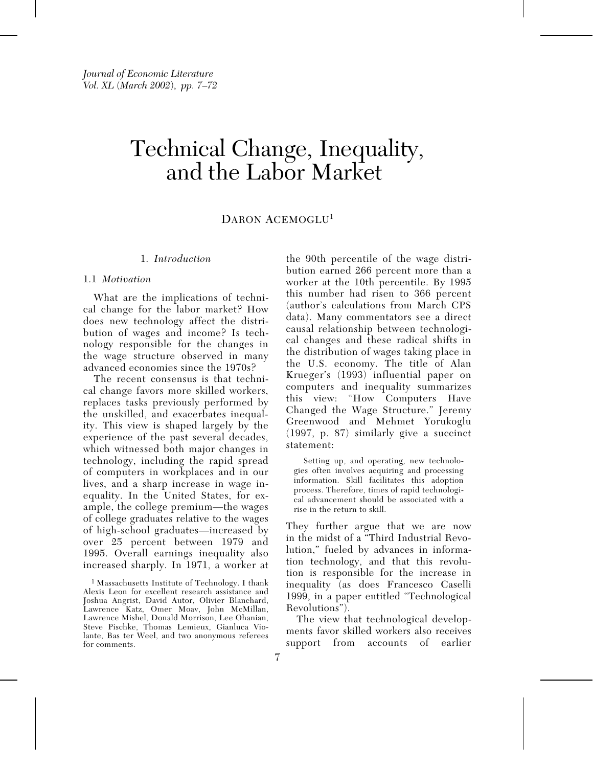# Technical Change, Inequality, and the Labor Market

Daron Acemoglu[1]

## 1. *Introduction*

### 1.1 *Motivation*

What are the implications of technical change for the labor market? How does new technology affect the distribution of wages and income? Is technology responsible for the changes in the wage structure observed in many advanced economies since the 1970s?

The recent consensus is that technical change favors more skilled workers, replaces tasks previously performed by the unskilled, and exacerbates inequality. This view is shaped largely by the experience of the past several decades, which witnessed both major changes in technology, including the rapid spread of computers in workplaces and in our lives, and a sharp increase in wage inequality. In the United States, for example, the college premium—the wages of college graduates relative to the wages of high-school graduates—increased by over 25 percent between 1979 and 1995. Overall earnings inequality also increased sharply. In 1971, a worker at the 90th percentile of the wage distribution earned 266 percent more than a worker at the 10th percentile. By 1995 this number had risen to 366 percent (author's calculations from March CPS data). Many commentators see a direct causal relationship between technological changes and these radical shifts in the distribution of wages taking place in the U.S. economy. The title of Alan Krueger's (1993) influential paper on computers and inequality summarizes this view: "How Computers Have Changed the Wage Structure." Jeremy Greenwood and Mehmet Yorukoglu (1997, p. 87) similarly give a succinct statement:

> Setting up, and operating, new technologies often involves acquiring and processing information. Skill facilitates this adoption process. Therefore, times of rapid technological advancement should be associated with a rise in the return to skill.

They further argue that we are now in the midst of a "Third Industrial Revolution," fueled by advances in information technology, and that this revolution is responsible for the increase in inequality (as does Francesco Caselli 1999, in a paper entitled "Technological Revolutions").

The view that technological developments favor skilled workers also receives support from accounts of earlier

[1] Massachusetts Institute of Technology. I thank Alexis Leon for excellent research assistance and Joshua Angrist, David Autor, Olivier Blanchard, Lawrence Katz, Omer Moav, John McMillan, Lawrence Mishel, Donald Morrison, Lee Ohanian, Steve Pischke, Thomas Lemieux, Gianluca Violante, Bas ter Weel, and two anonymous referees for comments.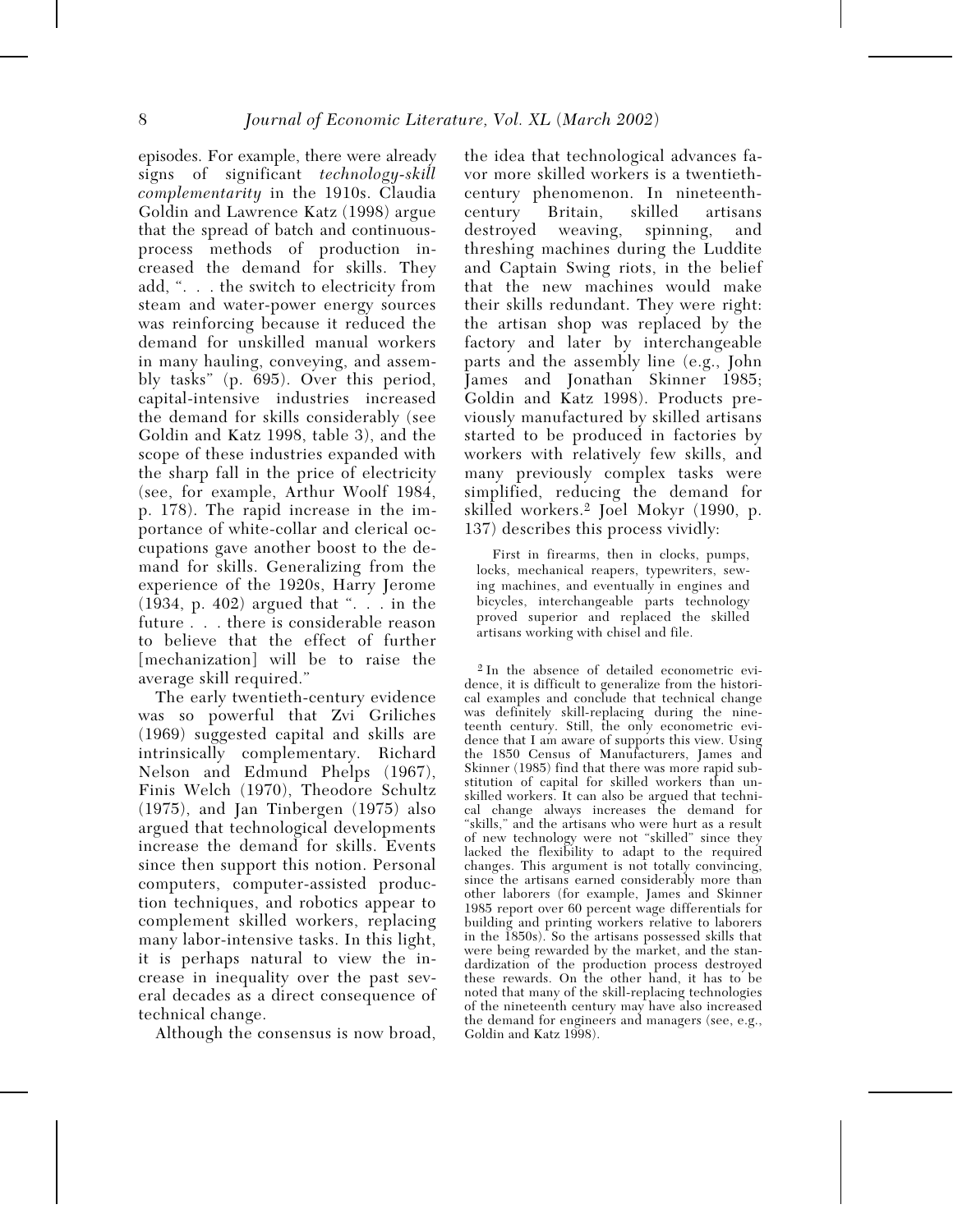episodes. For example, there were already signs of significant *technology-skill complementarity* in the 1910s. Claudia Goldin and Lawrence Katz (1998) argue that the spread of batch and continuous-process methods of production increased the demand for skills. They add, ". . . the switch to electricity from steam and water-power energy sources was reinforcing because it reduced the demand for unskilled manual workers in many hauling, conveying, and assembly tasks" (p. 695). Over this period, capital-intensive industries increased the demand for skills considerably (see Goldin and Katz 1998, table 3), and the scope of these industries expanded with the sharp fall in the price of electricity (see, for example, Arthur Woolf 1984, p. 178). The rapid increase in the importance of white-collar and clerical occupations gave another boost to the demand for skills. Generalizing from the experience of the 1920s, Harry Jerome (1934, p. 402) argued that ". . . in the future . . . there is considerable reason to believe that the effect of further [mechanization] will be to raise the average skill required."

The early twentieth-century evidence was so powerful that Zvi Griliches (1969) suggested capital and skills are intrinsically complementary. Richard Nelson and Edmund Phelps (1967), Finis Welch (1970), Theodore Schultz (1975), and Jan Tinbergen (1975) also argued that technological developments increase the demand for skills. Events since then support this notion. Personal computers, computer-assisted production techniques, and robotics appear to complement skilled workers, replacing many labor-intensive tasks. In this light, it is perhaps natural to view the increase in inequality over the past several decades as a direct consequence of technical change.

Although the consensus is now broad, the idea that technological advances favor more skilled workers is a twentieth-century phenomenon. In nineteenth-century Britain, skilled artisans destroyed weaving, spinning, and threshing machines during the Luddite and Captain Swing riots, in the belief that the new machines would make their skills redundant. They were right: the artisan shop was replaced by the factory and later by interchangeable parts and the assembly line (e.g., John James and Jonathan Skinner 1985; Goldin and Katz 1998). Products previously manufactured by skilled artisans started to be produced in factories by workers with relatively few skills, and many previously complex tasks were simplified, reducing the demand for skilled workers.[2] Joel Mokyr (1990, p. 137) describes this process vividly:

> First in firearms, then in clocks, pumps, locks, mechanical reapers, typewriters, sewing machines, and eventually in engines and bicycles, interchangeable parts technology proved superior and replaced the skilled artisans working with chisel and file.

[2] In the absence of detailed econometric evidence, it is difficult to generalize from the historical examples and conclude that technical change was definitely skill-replacing during the nineteenth century. Still, the only econometric evidence that I am aware of supports this view. Using the 1850 Census of Manufacturers, James and Skinner (1985) find that there was more rapid substitution of capital for skilled workers than unskilled workers. It can also be argued that technical change always increases the demand for "skills," and the artisans who were hurt as a result of new technology were not "skilled" since they lacked the flexibility to adapt to the required changes. This argument is not totally convincing, since the artisans earned considerably more than other laborers (for example, James and Skinner 1985 report over 60 percent wage differentials for building and printing workers relative to laborers in the 1850s). So the artisans possessed skills that were being rewarded by the market, and the standardization of the production process destroyed these rewards. On the other hand, it has to be noted that many of the skill-replacing technologies of the nineteenth century may have also increased the demand for engineers and managers (see, e.g., Goldin and Katz 1998).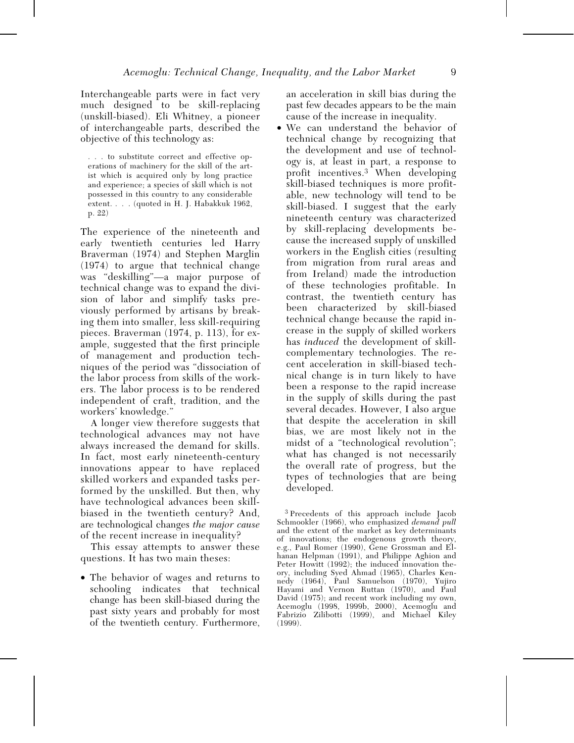Interchangeable parts were in fact very much designed to be skill-replacing (unskill-biased). Eli Whitney, a pioneer of interchangeable parts, described the objective of this technology as:

> . . . to substitute correct and effective operations of machinery for the skill of the artist which is acquired only by long practice and experience; a species of skill which is not possessed in this country to any considerable extent. . . . (quoted in H. J. Habakkuk 1962, p. 22)

The experience of the nineteenth and early twentieth centuries led Harry Braverman (1974) and Stephen Marglin (1974) to argue that technical change was "deskilling"—a major purpose of technical change was to expand the division of labor and simplify tasks previously performed by artisans by breaking them into smaller, less skill-requiring pieces. Braverman (1974, p. 113), for example, suggested that the first principle of management and production techniques of the period was "dissociation of the labor process from skills of the workers. The labor process is to be rendered independent of craft, tradition, and the workers' knowledge."

A longer view therefore suggests that technological advances may not have always increased the demand for skills. In fact, most early nineteenth-century innovations appear to have replaced skilled workers and expanded tasks performed by the unskilled. But then, why have technological advances been skill-biased in the twentieth century? And, are technological changes *the major cause* of the recent increase in inequality?

This essay attempts to answer these questions. It has two main theses:

- The behavior of wages and returns to schooling indicates that technical change has been skill-biased during the past sixty years and probably for most of the twentieth century. Furthermore, an acceleration in skill bias during the past few decades appears to be the main cause of the increase in inequality.
- We can understand the behavior of technical change by recognizing that the development and use of technology is, at least in part, a response to profit incentives.[3] When developing skill-biased techniques is more profitable, new technology will tend to be skill-biased. I suggest that the early nineteenth century was characterized by skill-replacing developments because the increased supply of unskilled workers in the English cities (resulting from migration from rural areas and from Ireland) made the introduction of these technologies profitable. In contrast, the twentieth century has been characterized by skill-biased technical change because the rapid increase in the supply of skilled workers has *induced* the development of skill-complementary technologies. The recent acceleration in skill-biased technical change is in turn likely to have been a response to the rapid increase in the supply of skills during the past several decades. However, I also argue that despite the acceleration in skill bias, we are most likely not in the midst of a "technological revolution"; what has changed is not necessarily the overall rate of progress, but the types of technologies that are being developed.

[3] Precedents of this approach include Jacob Schmookler (1966), who emphasized *demand pull* and the extent of the market as key determinants of innovations; the endogenous growth theory, e.g., Paul Romer (1990), Gene Grossman and Elhanan Helpman (1991), and Philippe Aghion and Peter Howitt (1992); the induced innovation theory, including Syed Ahmad (1965), Charles Kennedy (1964), Paul Samuelson (1970), Yujiro Hayami and Vernon Ruttan (1970), and Paul David (1975); and recent work including my own, Acemoglu (1998, 1999b, 2000), Acemoglu and Fabrizio Zilibotti (1999), and Michael Kiley (1999).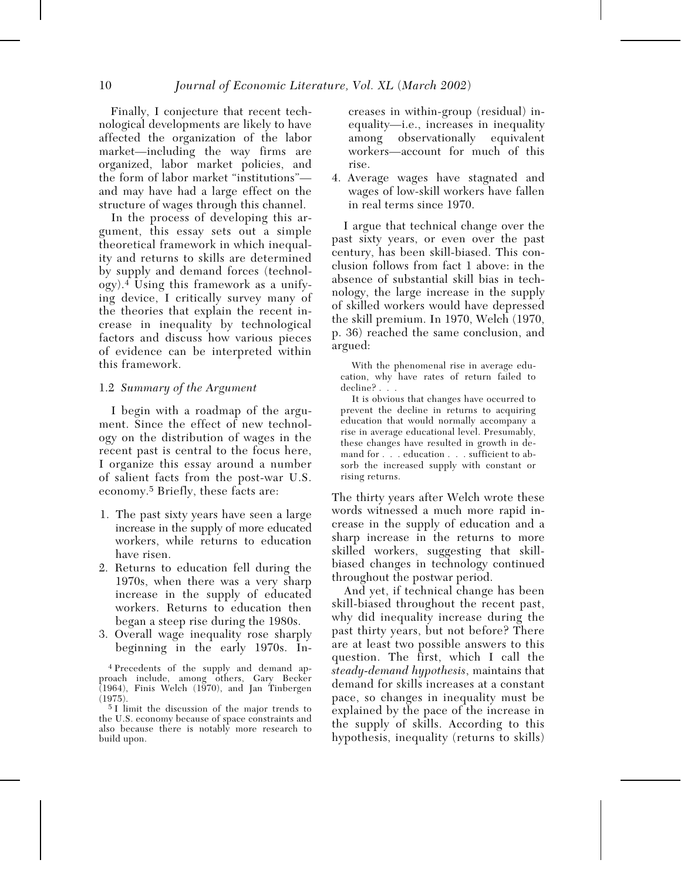Finally, I conjecture that recent technological developments are likely to have affected the organization of the labor market—including the way firms are organized, labor market policies, and the form of labor market "institutions"—and may have had a large effect on the structure of wages through this channel.

In the process of developing this argument, this essay sets out a simple theoretical framework in which inequality and returns to skills are determined by supply and demand forces (technology).[4] Using this framework as a unifying device, I critically survey many of the theories that explain the recent increase in inequality by technological factors and discuss how various pieces of evidence can be interpreted within this framework.

### 1.2 *Summary of the Argument*

I begin with a roadmap of the argument. Since the effect of new technology on the distribution of wages in the recent past is central to the focus here, I organize this essay around a number of salient facts from the post-war U.S. economy.[5] Briefly, these facts are:

1. The past sixty years have seen a large increase in the supply of more educated workers, while returns to education have risen.
2. Returns to education fell during the 1970s, when there was a very sharp increase in the supply of educated workers. Returns to education then began a steep rise during the 1980s.
3. Overall wage inequality rose sharply beginning in the early 1970s. Increases in within-group (residual) inequality—i.e., increases in inequality among observationally equivalent workers—account for much of this rise.
4. Average wages have stagnated and wages of low-skill workers have fallen in real terms since 1970.

I argue that technical change over the past sixty years, or even over the past century, has been skill-biased. This conclusion follows from fact 1 above: in the absence of substantial skill bias in technology, the large increase in the supply of skilled workers would have depressed the skill premium. In 1970, Welch (1970, p. 36) reached the same conclusion, and argued:

> With the phenomenal rise in average education, why have rates of return failed to decline? . . .
>
> It is obvious that changes have occurred to prevent the decline in returns to acquiring education that would normally accompany a rise in average educational level. Presumably, these changes have resulted in growth in demand for . . . education . . . sufficient to absorb the increased supply with constant or rising returns.

The thirty years after Welch wrote these words witnessed a much more rapid increase in the supply of education and a sharp increase in the returns to more skilled workers, suggesting that skill-biased changes in technology continued throughout the postwar period.

And yet, if technical change has been skill-biased throughout the recent past, why did inequality increase during the past thirty years, but not before? There are at least two possible answers to this question. The first, which I call the *steady-demand hypothesis*, maintains that demand for skills increases at a constant pace, so changes in inequality must be explained by the pace of the increase in the supply of skills. According to this hypothesis, inequality (returns to skills)

[4] Precedents of the supply and demand approach include, among others, Gary Becker (1964), Finis Welch (1970), and Jan Tinbergen (1975).

[5] I limit the discussion of the major trends to the U.S. economy because of space constraints and also because there is notably more research to build upon.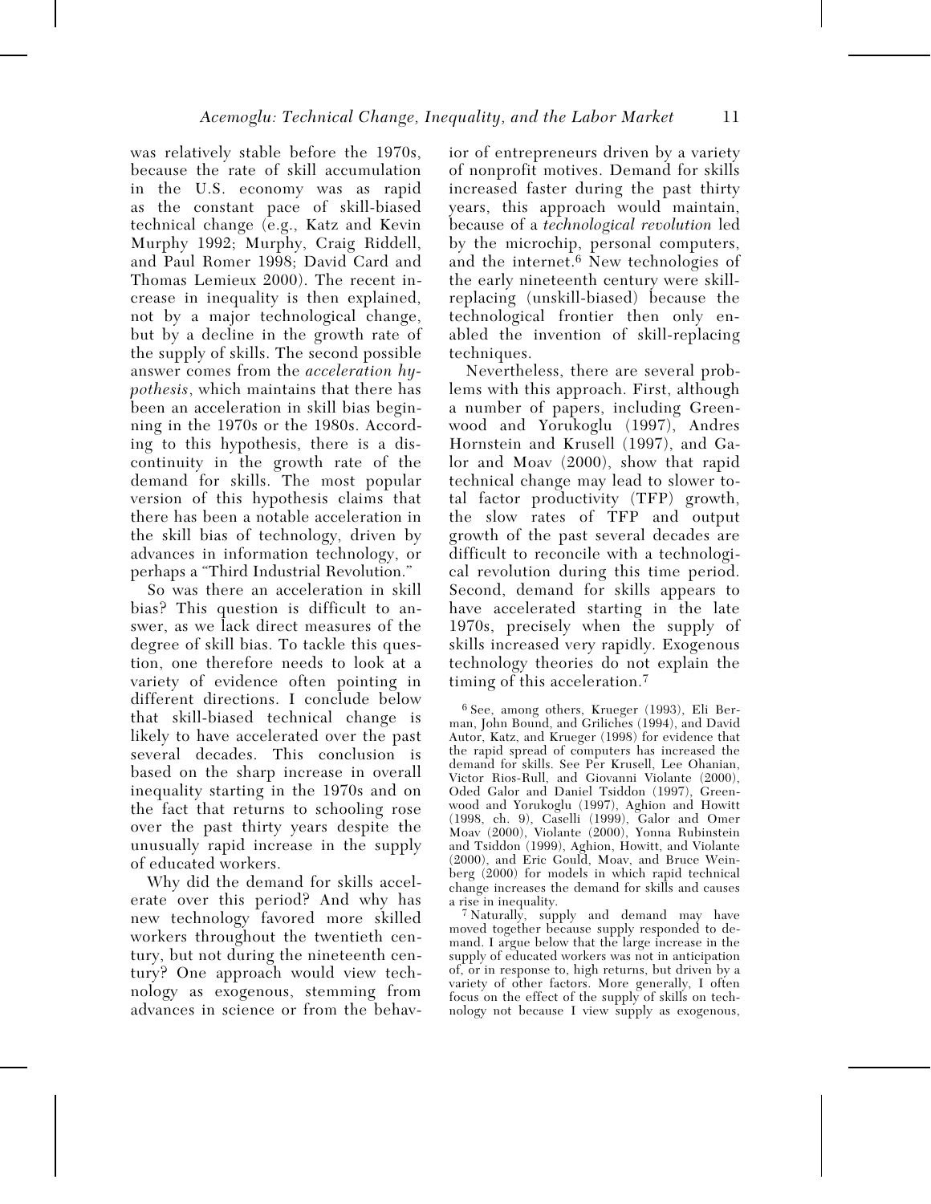was relatively stable before the 1970s, because the rate of skill accumulation in the U.S. economy was as rapid as the constant pace of skill-biased technical change (e.g., Katz and Kevin Murphy 1992; Murphy, Craig Riddell, and Paul Romer 1998; David Card and Thomas Lemieux 2000). The recent increase in inequality is then explained, not by a major technological change, but by a decline in the growth rate of the supply of skills. The second possible answer comes from the *acceleration hypothesis*, which maintains that there has been an acceleration in skill bias beginning in the 1970s or the 1980s. According to this hypothesis, there is a discontinuity in the growth rate of the demand for skills. The most popular version of this hypothesis claims that there has been a notable acceleration in the skill bias of technology, driven by advances in information technology, or perhaps a "Third Industrial Revolution."

So was there an acceleration in skill bias? This question is difficult to answer, as we lack direct measures of the degree of skill bias. To tackle this question, one therefore needs to look at a variety of evidence often pointing in different directions. I conclude below that skill-biased technical change is likely to have accelerated over the past several decades. This conclusion is based on the sharp increase in overall inequality starting in the 1970s and on the fact that returns to schooling rose over the past thirty years despite the unusually rapid increase in the supply of educated workers.

Why did the demand for skills accelerate over this period? And why has new technology favored more skilled workers throughout the twentieth century, but not during the nineteenth century? One approach would view technology as exogenous, stemming from advances in science or from the behavior of entrepreneurs driven by a variety of nonprofit motives. Demand for skills increased faster during the past thirty years, this approach would maintain, because of a *technological revolution* led by the microchip, personal computers, and the internet.[6] New technologies of the early nineteenth century were skill-replacing (unskill-biased) because the technological frontier then only enabled the invention of skill-replacing techniques.

Nevertheless, there are several problems with this approach. First, although a number of papers, including Greenwood and Yorukoglu (1997), Andres Hornstein and Krusell (1997), and Galor and Moav (2000), show that rapid technical change may lead to slower total factor productivity (TFP) growth, the slow rates of TFP and output growth of the past several decades are difficult to reconcile with a technological revolution during this time period. Second, demand for skills appears to have accelerated starting in the late 1970s, precisely when the supply of skills increased very rapidly. Exogenous technology theories do not explain the timing of this acceleration.[7]

[6] See, among others, Krueger (1993), Eli Berman, John Bound, and Griliches (1994), and David Autor, Katz, and Krueger (1998) for evidence that the rapid spread of computers has increased the demand for skills. See Per Krusell, Lee Ohanian, Victor Rios-Rull, and Giovanni Violante (2000), Oded Galor and Daniel Tsiddon (1997), Greenwood and Yorukoglu (1997), Aghion and Howitt (1998, ch. 9), Caselli (1999), Galor and Omer Moav (2000), Violante (2000), Yonna Rubinstein and Tsiddon (1999), Aghion, Howitt, and Violante (2000), and Eric Gould, Moav, and Bruce Weinberg (2000) for models in which rapid technical change increases the demand for skills and causes a rise in inequality.

[7] Naturally, supply and demand may have moved together because supply responded to demand. I argue below that the large increase in the supply of educated workers was not in anticipation of, or in response to, high returns, but driven by a variety of other factors. More generally, I often focus on the effect of the supply of skills on technology not because I view supply as exogenous,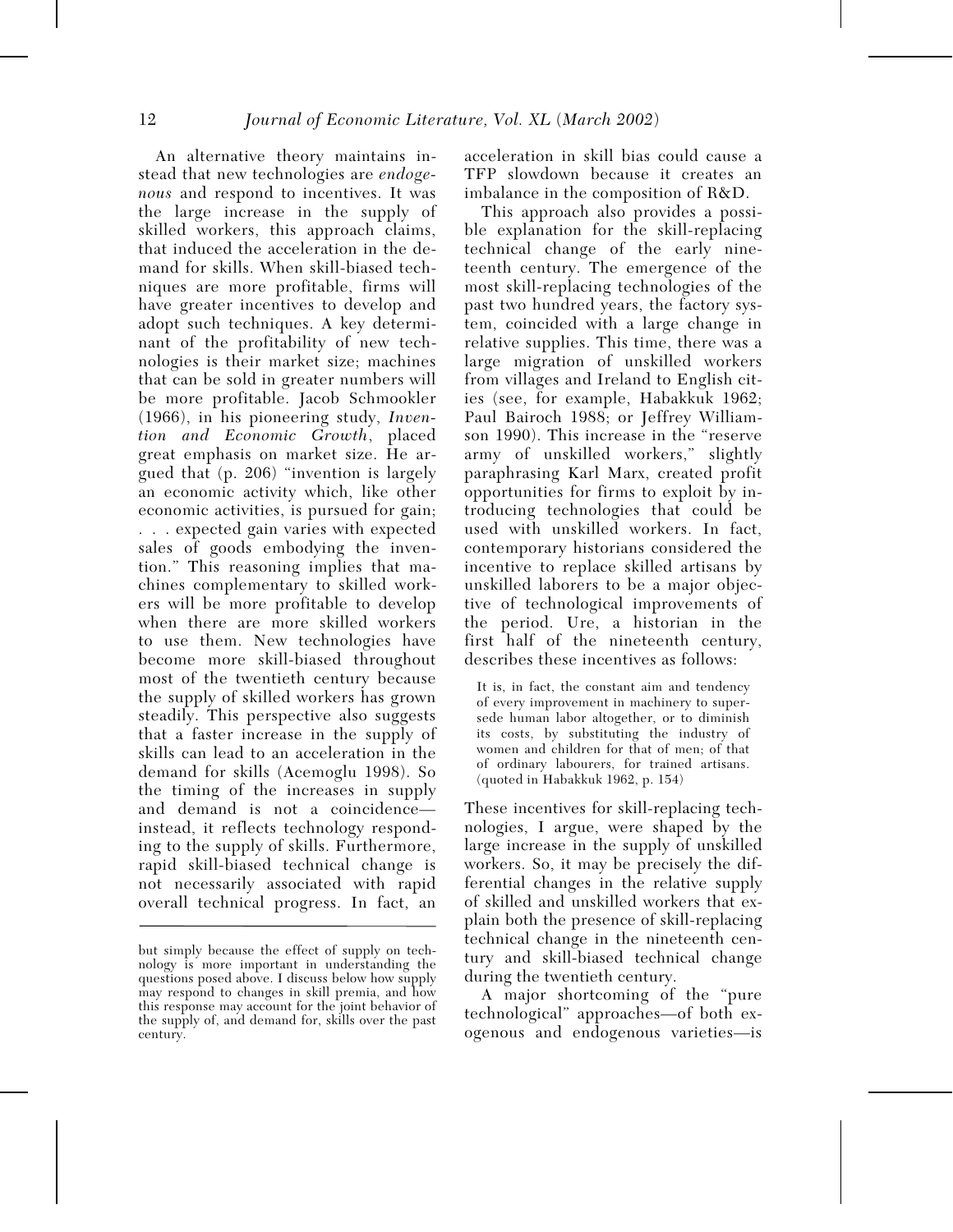An alternative theory maintains instead that new technologies are *endogenous* and respond to incentives. It was the large increase in the supply of skilled workers, this approach claims, that induced the acceleration in the demand for skills. When skill-biased techniques are more profitable, firms will have greater incentives to develop and adopt such techniques. A key determinant of the profitability of new technologies is their market size; machines that can be sold in greater numbers will be more profitable. Jacob Schmookler (1966), in his pioneering study, *Invention and Economic Growth*, placed great emphasis on market size. He argued that (p. 206) "invention is largely an economic activity which, like other economic activities, is pursued for gain; . . . expected gain varies with expected sales of goods embodying the invention." This reasoning implies that machines complementary to skilled workers will be more profitable to develop when there are more skilled workers to use them. New technologies have become more skill-biased throughout most of the twentieth century because the supply of skilled workers has grown steadily. This perspective also suggests that a faster increase in the supply of skills can lead to an acceleration in the demand for skills (Acemoglu 1998). So the timing of the increases in supply and demand is not a coincidence—instead, it reflects technology responding to the supply of skills. Furthermore, rapid skill-biased technical change is not necessarily associated with rapid overall technical progress. In fact, an acceleration in skill bias could cause a TFP slowdown because it creates an imbalance in the composition of R&D.

This approach also provides a possible explanation for the skill-replacing technical change of the early nineteenth century. The emergence of the most skill-replacing technologies of the past two hundred years, the factory system, coincided with a large change in relative supplies. This time, there was a large migration of unskilled workers from villages and Ireland to English cities (see, for example, Habakkuk 1962; Paul Bairoch 1988; or Jeffrey Williamson 1990). This increase in the "reserve army of unskilled workers," slightly paraphrasing Karl Marx, created profit opportunities for firms to exploit by introducing technologies that could be used with unskilled workers. In fact, contemporary historians considered the incentive to replace skilled artisans by unskilled laborers to be a major objective of technological improvements of the period. Ure, a historian in the first half of the nineteenth century, describes these incentives as follows:

> It is, in fact, the constant aim and tendency of every improvement in machinery to supersede human labor altogether, or to diminish its costs, by substituting the industry of women and children for that of men; of that of ordinary labourers, for trained artisans. (quoted in Habakkuk 1962, p. 154)

These incentives for skill-replacing technologies, I argue, were shaped by the large increase in the supply of unskilled workers. So, it may be precisely the differential changes in the relative supply of skilled and unskilled workers that explain both the presence of skill-replacing technical change in the nineteenth century and skill-biased technical change during the twentieth century.

A major shortcoming of the "pure technological" approaches—of both exogenous and endogenous varieties—is

---

but simply because the effect of supply on technology is more important in understanding the questions posed above. I discuss below how supply may respond to changes in skill premia, and how this response may account for the joint behavior of the supply of, and demand for, skills over the past century.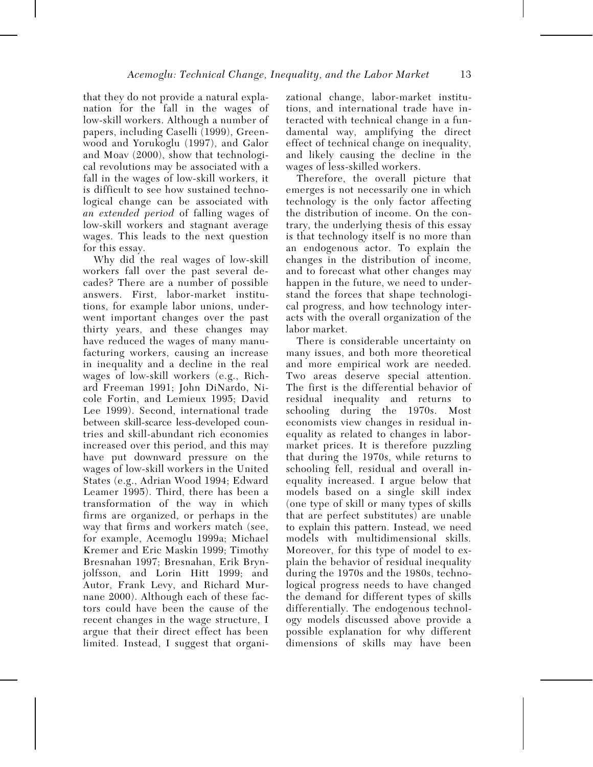that they do not provide a natural explanation for the fall in the wages of low-skill workers. Although a number of papers, including Caselli (1999), Greenwood and Yorukoglu (1997), and Galor and Moav (2000), show that technological revolutions may be associated with a fall in the wages of low-skill workers, it is difficult to see how sustained technological change can be associated with *an extended period* of falling wages of low-skill workers and stagnant average wages. This leads to the next question for this essay.

Why did the real wages of low-skill workers fall over the past several decades? There are a number of possible answers. First, labor-market institutions, for example labor unions, underwent important changes over the past thirty years, and these changes may have reduced the wages of many manufacturing workers, causing an increase in inequality and a decline in the real wages of low-skill workers (e.g., Richard Freeman 1991; John DiNardo, Nicole Fortin, and Lemieux 1995; David Lee 1999). Second, international trade between skill-scarce less-developed countries and skill-abundant rich economies increased over this period, and this may have put downward pressure on the wages of low-skill workers in the United States (e.g., Adrian Wood 1994; Edward Leamer 1995). Third, there has been a transformation of the way in which firms are organized, or perhaps in the way that firms and workers match (see, for example, Acemoglu 1999a; Michael Kremer and Eric Maskin 1999; Timothy Bresnahan 1997; Bresnahan, Erik Brynjolfsson, and Lorin Hitt 1999; and Autor, Frank Levy, and Richard Murnane 2000). Although each of these factors could have been the cause of the recent changes in the wage structure, I argue that their direct effect has been limited. Instead, I suggest that organizational change, labor-market institutions, and international trade have interacted with technical change in a fundamental way, amplifying the direct effect of technical change on inequality, and likely causing the decline in the wages of less-skilled workers.

Therefore, the overall picture that emerges is not necessarily one in which technology is the only factor affecting the distribution of income. On the contrary, the underlying thesis of this essay is that technology itself is no more than an endogenous actor. To explain the changes in the distribution of income, and to forecast what other changes may happen in the future, we need to understand the forces that shape technological progress, and how technology interacts with the overall organization of the labor market.

There is considerable uncertainty on many issues, and both more theoretical and more empirical work are needed. Two areas deserve special attention. The first is the differential behavior of residual inequality and returns to schooling during the 1970s. Most economists view changes in residual inequality as related to changes in labor-market prices. It is therefore puzzling that during the 1970s, while returns to schooling fell, residual and overall inequality increased. I argue below that models based on a single skill index (one type of skill or many types of skills that are perfect substitutes) are unable to explain this pattern. Instead, we need models with multidimensional skills. Moreover, for this type of model to explain the behavior of residual inequality during the 1970s and the 1980s, technological progress needs to have changed the demand for different types of skills differentially. The endogenous technology models discussed above provide a possible explanation for why different dimensions of skills may have been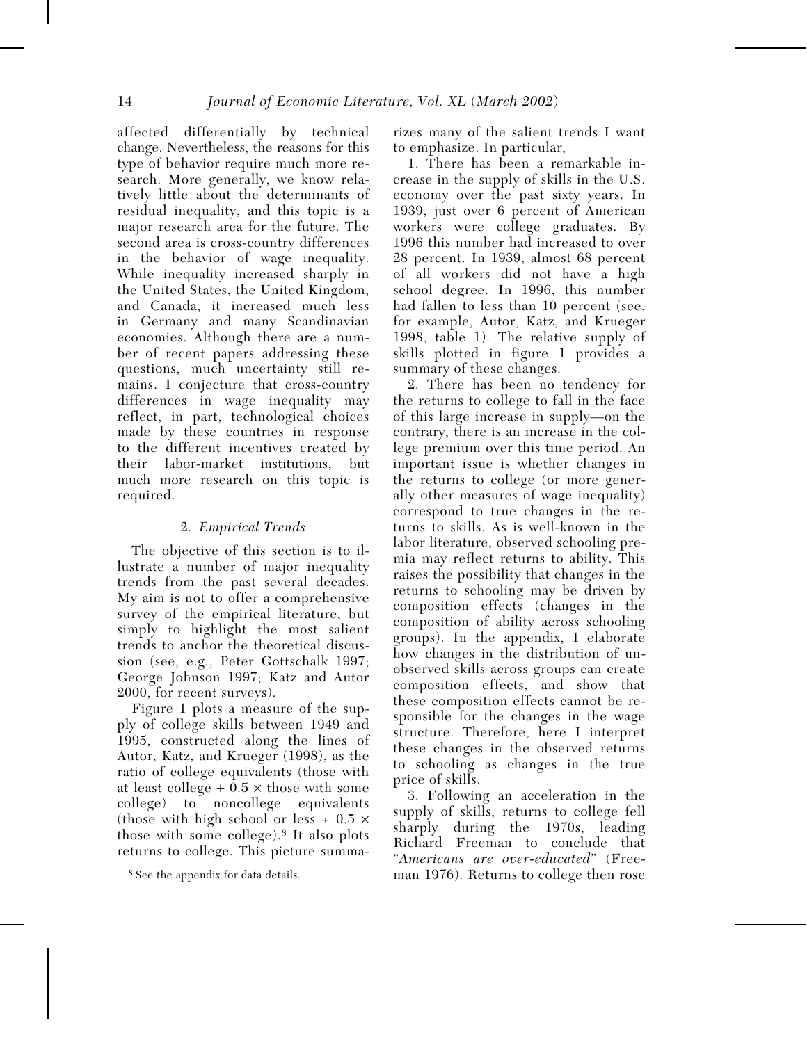affected differentially by technical change. Nevertheless, the reasons for this type of behavior require much more research. More generally, we know relatively little about the determinants of residual inequality, and this topic is a major research area for the future. The second area is cross-country differences in the behavior of wage inequality. While inequality increased sharply in the United States, the United Kingdom, and Canada, it increased much less in Germany and many Scandinavian economies. Although there are a number of recent papers addressing these questions, much uncertainty still remains. I conjecture that cross-country differences in wage inequality may reflect, in part, technological choices made by these countries in response to the different incentives created by their labor-market institutions, but much more research on this topic is required.

## 2. *Empirical Trends*

The objective of this section is to illustrate a number of major inequality trends from the past several decades. My aim is not to offer a comprehensive survey of the empirical literature, but simply to highlight the most salient trends to anchor the theoretical discussion (see, e.g., Peter Gottschalk 1997; George Johnson 1997; Katz and Autor 2000, for recent surveys).

Figure 1 plots a measure of the supply of college skills between 1949 and 1995, constructed along the lines of Autor, Katz, and Krueger (1998), as the ratio of college equivalents (those with at least college + 0.5 × those with some college) to noncollege equivalents (those with high school or less + 0.5 × those with some college).[8] It also plots returns to college. This picture summarizes many of the salient trends I want to emphasize. In particular,

1. There has been a remarkable increase in the supply of skills in the U.S. economy over the past sixty years. In 1939, just over 6 percent of American workers were college graduates. By 1996 this number had increased to over 28 percent. In 1939, almost 68 percent of all workers did not have a high school degree. In 1996, this number had fallen to less than 10 percent (see, for example, Autor, Katz, and Krueger 1998, table 1). The relative supply of skills plotted in figure 1 provides a summary of these changes.

2. There has been no tendency for the returns to college to fall in the face of this large increase in supply—on the contrary, there is an increase in the college premium over this time period. An important issue is whether changes in the returns to college (or more generally other measures of wage inequality) correspond to true changes in the returns to skills. As is well-known in the labor literature, observed schooling premia may reflect returns to ability. This raises the possibility that changes in the returns to schooling may be driven by composition effects (changes in the composition of ability across schooling groups). In the appendix, I elaborate how changes in the distribution of unobserved skills across groups can create composition effects, and show that these composition effects cannot be responsible for the changes in the wage structure. Therefore, here I interpret these changes in the observed returns to schooling as changes in the true price of skills.

3. Following an acceleration in the supply of skills, returns to college fell sharply during the 1970s, leading Richard Freeman to conclude that "*Americans are over-educated*" (Freeman 1976). Returns to college then rose

[8] See the appendix for data details.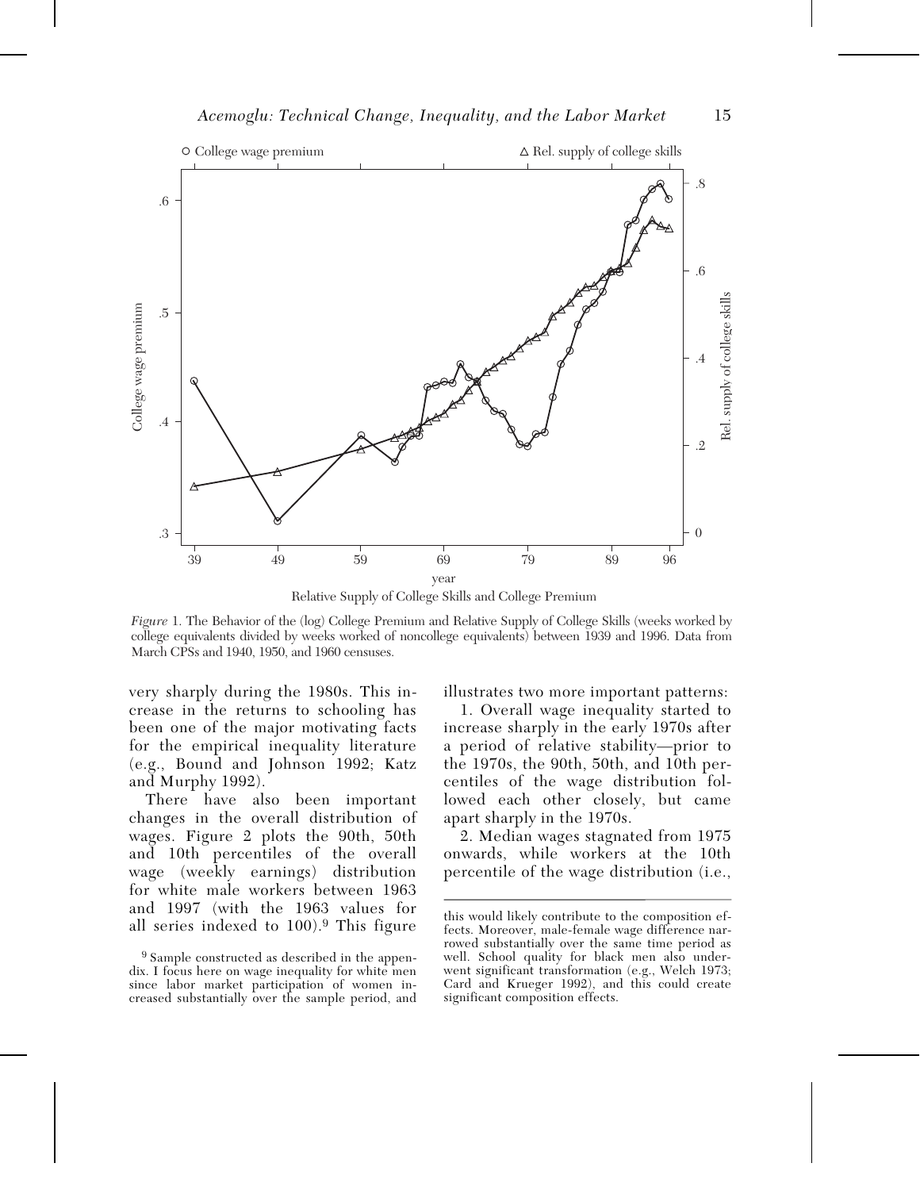Relative Supply of College Skills and College Premium

*Figure* 1. The Behavior of the (log) College Premium and Relative Supply of College Skills (weeks worked by college equivalents divided by weeks worked of noncollege equivalents) between 1939 and 1996. Data from March CPSs and 1940, 1950, and 1960 censuses.

very sharply during the 1980s. This increase in the returns to schooling has been one of the major motivating facts for the empirical inequality literature (e.g., Bound and Johnson 1992; Katz and Murphy 1992).

There have also been important changes in the overall distribution of wages. Figure 2 plots the 90th, 50th and 10th percentiles of the overall wage (weekly earnings) distribution for white male workers between 1963 and 1997 (with the 1963 values for all series indexed to 100).[9] This figure illustrates two more important patterns:

1. Overall wage inequality started to increase sharply in the early 1970s after a period of relative stability—prior to the 1970s, the 90th, 50th, and 10th percentiles of the wage distribution followed each other closely, but came apart sharply in the 1970s.

2. Median wages stagnated from 1975 onwards, while workers at the 10th percentile of the wage distribution (i.e.,

[9] Sample constructed as described in the appendix. I focus here on wage inequality for white men since labor market participation of women increased substantially over the sample period, and this would likely contribute to the composition effects. Moreover, male-female wage difference narrowed substantially over the same time period as well. School quality for black men also underwent significant transformation (e.g., Welch 1973; Card and Krueger 1992), and this could create significant composition effects.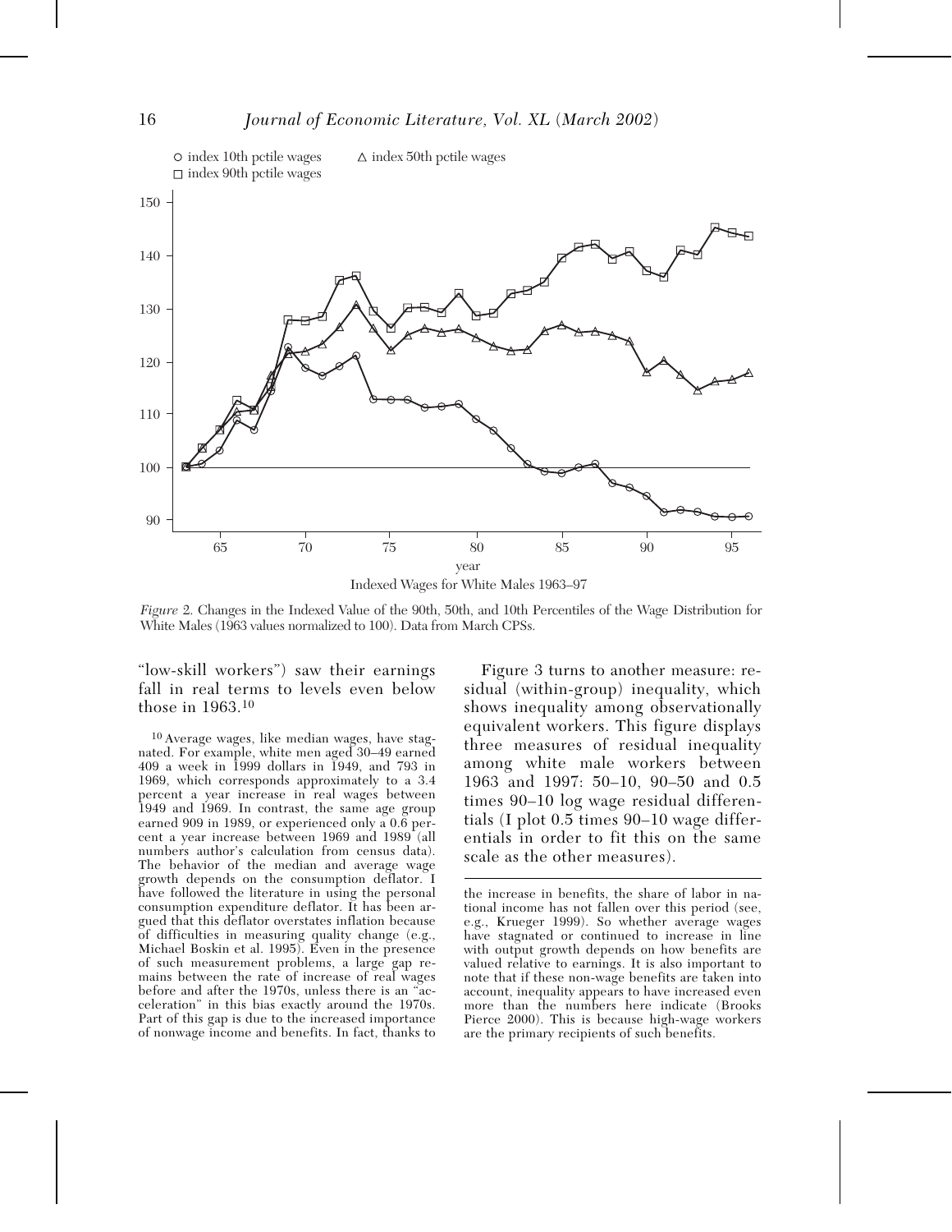Figure 2. Changes in the Indexed Value of the 90th, 50th, and 10th Percentiles of the Wage Distribution for White Males (1963 values normalized to 100). Data from March CPSs.

"low-skill workers") saw their earnings fall in real terms to levels even below those in 1963.[10]

[10] Average wages, like median wages, have stagnated. For example, white men aged 30–49 earned 409 a week in 1999 dollars in 1949, and 793 in 1969, which corresponds approximately to a 3.4 percent a year increase in real wages between 1949 and 1969. In contrast, the same age group earned 909 in 1989, or experienced only a 0.6 percent a year increase between 1969 and 1989 (all numbers author's calculation from census data). The behavior of the median and average wage growth depends on the consumption deflator. I have followed the literature in using the personal consumption expenditure deflator. It has been argued that this deflator overstates inflation because of difficulties in measuring quality change (e.g., Michael Boskin et al. 1995). Even in the presence of such measurement problems, a large gap remains between the rate of increase of real wages before and after the 1970s, unless there is an "acceleration" in this bias exactly around the 1970s. Part of this gap is due to the increased importance of nonwage income and benefits. In fact, thanks to the increase in benefits, the share of labor in national income has not fallen over this period (see, e.g., Krueger 1999). So whether average wages have stagnated or continued to increase in line with output growth depends on how benefits are valued relative to earnings. It is also important to note that if these non-wage benefits are taken into account, inequality appears to have increased even more than the numbers here indicate (Brooks Pierce 2000). This is because high-wage workers are the primary recipients of such benefits.

Figure 3 turns to another measure: residual (within-group) inequality, which shows inequality among observationally equivalent workers. This figure displays three measures of residual inequality among white male workers between 1963 and 1997: 50–10, 90–50 and 0.5 times 90–10 log wage residual differentials (I plot 0.5 times 90–10 wage differentials in order to fit this on the same scale as the other measures).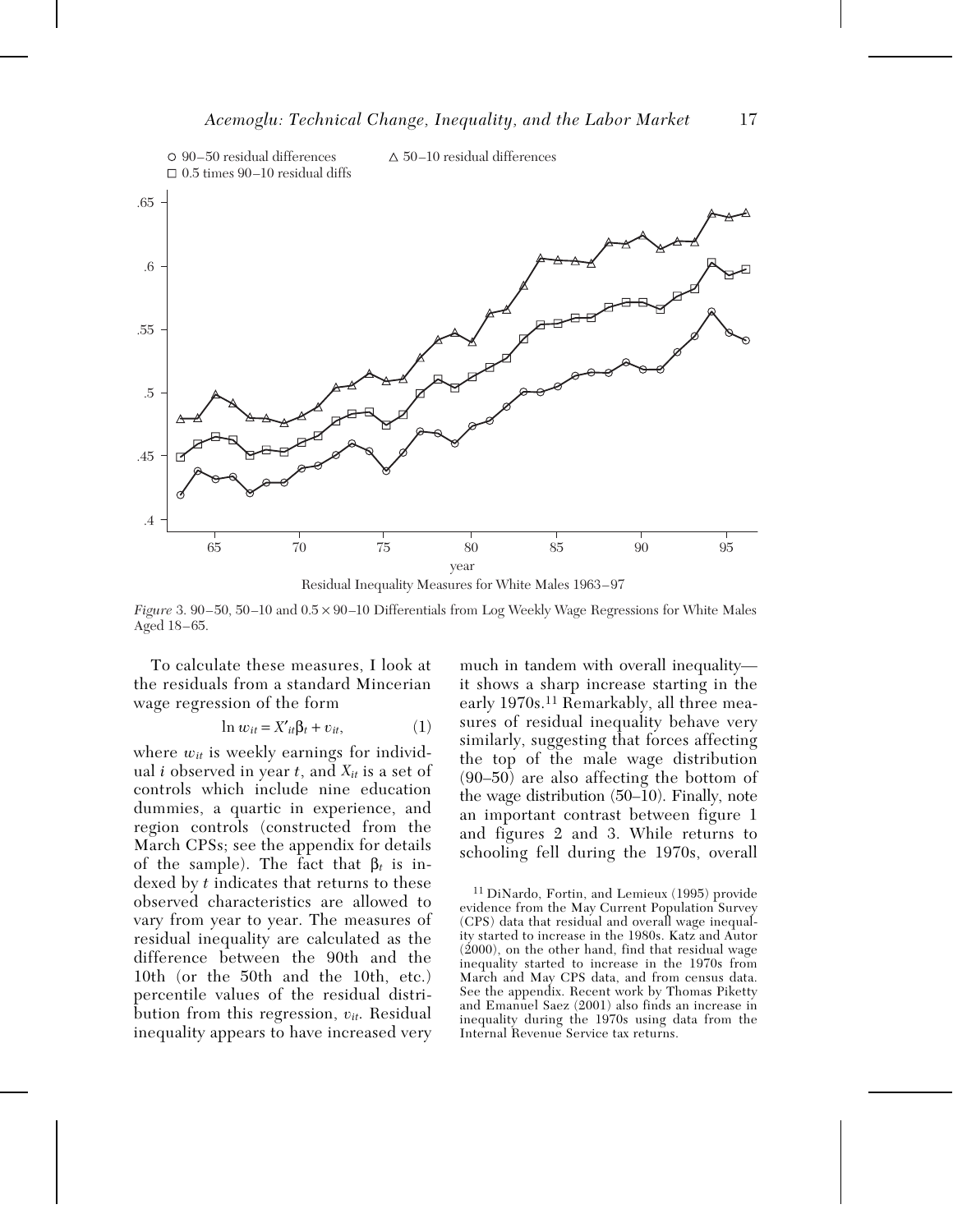Residual Inequality Measures for White Males 1963–97

*Figure* 3. 90–50, 50–10 and 0.5 × 90–10 Differentials from Log Weekly Wage Regressions for White Males Aged 18–65.

To calculate these measures, I look at the residuals from a standard Mincerian wage regression of the form

$$\ln w_{it} = X'_{it}\beta_t + v_{it}, \qquad (1)$$

where $w_{it}$ is weekly earnings for individual $i$ observed in year $t$, and $X_{it}$ is a set of controls which include nine education dummies, a quartic in experience, and region controls (constructed from the March CPSs; see the appendix for details of the sample). The fact that $\beta_t$ is indexed by $t$ indicates that returns to these observed characteristics are allowed to vary from year to year. The measures of residual inequality are calculated as the difference between the 90th and the 10th (or the 50th and the 10th, etc.) percentile values of the residual distribution from this regression, $v_{it}$. Residual inequality appears to have increased very much in tandem with overall inequality—it shows a sharp increase starting in the early 1970s.[11] Remarkably, all three measures of residual inequality behave very similarly, suggesting that forces affecting the top of the male wage distribution (90–50) are also affecting the bottom of the wage distribution (50–10). Finally, note an important contrast between figure 1 and figures 2 and 3. While returns to schooling fell during the 1970s, overall

[11] DiNardo, Fortin, and Lemieux (1995) provide evidence from the May Current Population Survey (CPS) data that residual and overall wage inequality started to increase in the 1980s. Katz and Autor (2000), on the other hand, find that residual wage inequality started to increase in the 1970s from March and May CPS data, and from census data. See the appendix. Recent work by Thomas Piketty and Emanuel Saez (2001) also finds an increase in inequality during the 1970s using data from the Internal Revenue Service tax returns.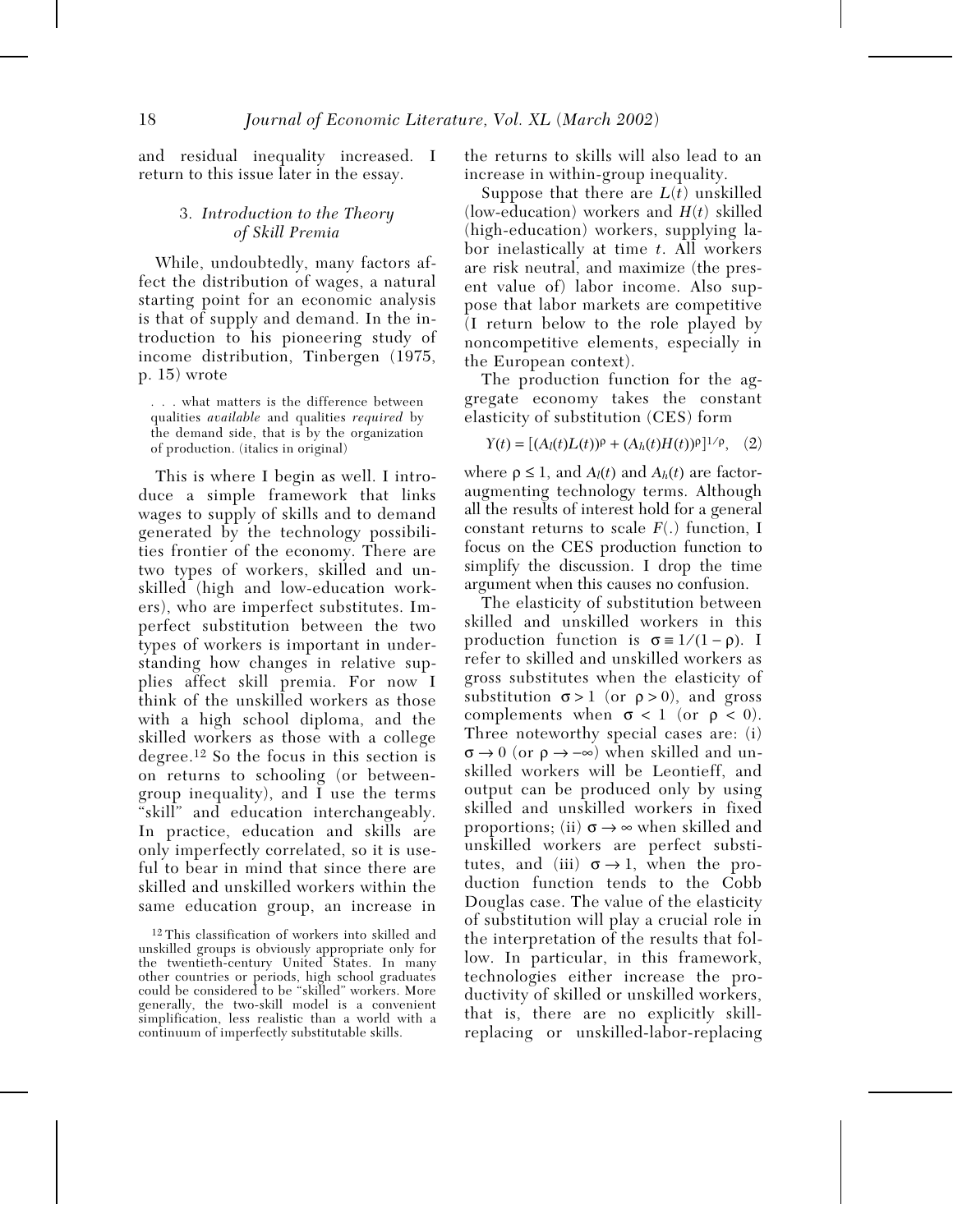and residual inequality increased. I return to this issue later in the essay.

### 3. *Introduction to the Theory of Skill Premia*

While, undoubtedly, many factors affect the distribution of wages, a natural starting point for an economic analysis is that of supply and demand. In the introduction to his pioneering study of income distribution, Tinbergen (1975, p. 15) wrote

> . . . what matters is the difference between qualities *available* and qualities *required* by the demand side, that is by the organization of production. (italics in original)

This is where I begin as well. I introduce a simple framework that links wages to supply of skills and to demand generated by the technology possibilities frontier of the economy. There are two types of workers, skilled and unskilled (high and low-education workers), who are imperfect substitutes. Imperfect substitution between the two types of workers is important in understanding how changes in relative supplies affect skill premia. For now I think of the unskilled workers as those with a high school diploma, and the skilled workers as those with a college degree.[12] So the focus in this section is on returns to schooling (or between-group inequality), and I use the terms "skill" and education interchangeably. In practice, education and skills are only imperfectly correlated, so it is useful to bear in mind that since there are skilled and unskilled workers within the same education group, an increase in the returns to skills will also lead to an increase in within-group inequality.

Suppose that there are $L(t)$ unskilled (low-education) workers and $H(t)$ skilled (high-education) workers, supplying labor inelastically at time $t$. All workers are risk neutral, and maximize (the present value of) labor income. Also suppose that labor markets are competitive (I return below to the role played by noncompetitive elements, especially in the European context).

The production function for the aggregate economy takes the constant elasticity of substitution (CES) form

$$Y(t) = [(A_l(t)L(t))^{\rho} + (A_h(t)H(t))^{\rho}]^{1/\rho}, \quad (2)$$

where $\rho \leq 1$, and $A_l(t)$ and $A_h(t)$ are factor-augmenting technology terms. Although all the results of interest hold for a general constant returns to scale $F(.)$ function, I focus on the CES production function to simplify the discussion. I drop the time argument when this causes no confusion.

The elasticity of substitution between skilled and unskilled workers in this production function is $\sigma \equiv 1/(1-\rho)$. I refer to skilled and unskilled workers as gross substitutes when the elasticity of substitution $\sigma > 1$ (or $\rho > 0$), and gross complements when $\sigma < 1$ (or $\rho < 0$). Three noteworthy special cases are: (i) $\sigma \to 0$ (or $\rho \to -\infty$) when skilled and unskilled workers will be Leontieff, and output can be produced only by using skilled and unskilled workers in fixed proportions; (ii) $\sigma \to \infty$ when skilled and unskilled workers are perfect substitutes, and (iii) $\sigma \to 1$, when the production function tends to the Cobb Douglas case. The value of the elasticity of substitution will play a crucial role in the interpretation of the results that follow. In particular, in this framework, technologies either increase the productivity of skilled or unskilled workers, that is, there are no explicitly skill-replacing or unskilled-labor-replacing

[12] This classification of workers into skilled and unskilled groups is obviously appropriate only for the twentieth-century United States. In many other countries or periods, high school graduates could be considered to be "skilled" workers. More generally, the two-skill model is a convenient simplification, less realistic than a world with a continuum of imperfectly substitutable skills.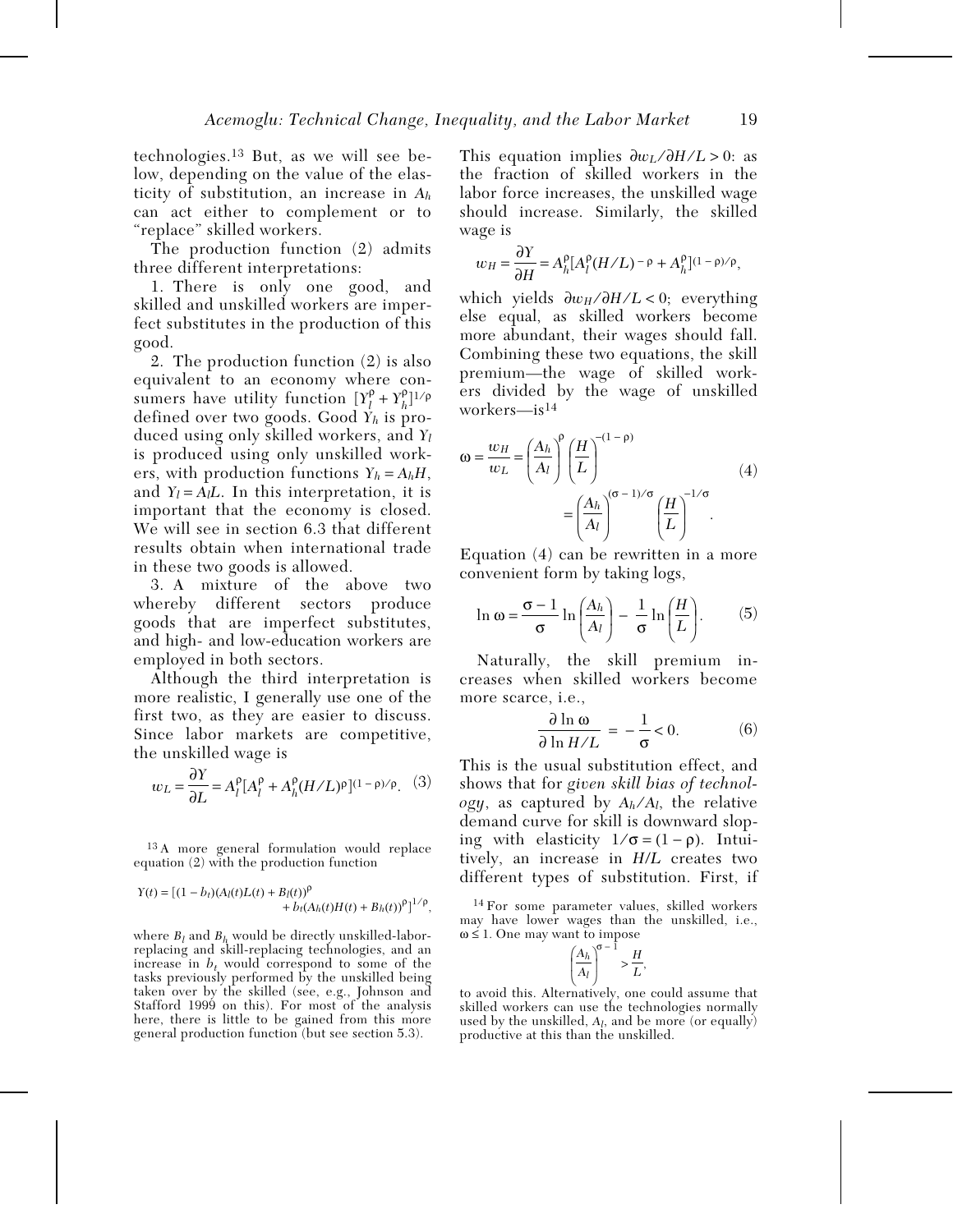technologies.[13] But, as we will see below, depending on the value of the elasticity of substitution, an increase in $A_h$ can act either to complement or to "replace" skilled workers.

The production function (2) admits three different interpretations:

1. There is only one good, and skilled and unskilled workers are imperfect substitutes in the production of this good.

2. The production function (2) is also equivalent to an economy where consumers have utility function $[Y_l^\rho + Y_h^\rho]^{1/\rho}$ defined over two goods. Good $Y_h$ is produced using only skilled workers, and $Y_l$ is produced using only unskilled workers, with production functions $Y_h = A_h H$, and $Y_l = A_l L$. In this interpretation, it is important that the economy is closed. We will see in section 6.3 that different results obtain when international trade in these two goods is allowed.

3. A mixture of the above two whereby different sectors produce goods that are imperfect substitutes, and high- and low-education workers are employed in both sectors.

Although the third interpretation is more realistic, I generally use one of the first two, as they are easier to discuss. Since labor markets are competitive, the unskilled wage is

$$w_L = \frac{\partial Y}{\partial L} = A_l^\rho [A_l^\rho + A_h^\rho (H/L)^\rho]^{(1-\rho)/\rho}. \quad (3)$$

This equation implies $\partial w_L / \partial H/L > 0$: as the fraction of skilled workers in the labor force increases, the unskilled wage should increase. Similarly, the skilled wage is

$$w_H = \frac{\partial Y}{\partial H} = A_h^\rho [A_l^\rho (H/L)^{-\rho} + A_h^\rho]^{(1-\rho)/\rho},$$

which yields $\partial w_H / \partial H/L < 0$; everything else equal, as skilled workers become more abundant, their wages should fall. Combining these two equations, the skill premium—the wage of skilled workers divided by the wage of unskilled workers—is[14]

$$\omega = \frac{w_H}{w_L} = \left(\frac{A_h}{A_l}\right)^\rho \left(\frac{H}{L}\right)^{-(1-\rho)} = \left(\frac{A_h}{A_l}\right)^{(\sigma-1)/\sigma} \left(\frac{H}{L}\right)^{-1/\sigma}. \quad (4)$$

Equation (4) can be rewritten in a more convenient form by taking logs,

$$\ln \omega = \frac{\sigma - 1}{\sigma} \ln \left(\frac{A_h}{A_l}\right) - \frac{1}{\sigma} \ln \left(\frac{H}{L}\right). \quad (5)$$

Naturally, the skill premium increases when skilled workers become more scarce, i.e.,

$$\frac{\partial \ln \omega}{\partial \ln H/L} = -\frac{1}{\sigma} < 0. \quad (6)$$

This is the usual substitution effect, and shows that for *given skill bias of technology*, as captured by $A_h/A_l$, the relative demand curve for skill is downward sloping with elasticity $1/\sigma = (1-\rho)$. Intuitively, an increase in $H/L$ creates two different types of substitution. First, if

---

[13] A more general formulation would replace equation (2) with the production function

$$Y(t) = [(1 - b_t)(A_l(t)L(t) + B_l(t))^\rho + b_t(A_h(t)H(t) + B_h(t))^\rho]^{1/\rho},$$

where $B_l$ and $B_h$ would be directly unskilled-labor-replacing and skill-replacing technologies, and an increase in $b_t$ would correspond to some of the tasks previously performed by the unskilled being taken over by the skilled (see, e.g., Johnson and Stafford 1999 on this). For most of the analysis here, there is little to be gained from this more general production function (but see section 5.3).

[14] For some parameter values, skilled workers may have lower wages than the unskilled, i.e., $\omega \le 1$. One may want to impose

$$\left(\frac{A_h}{A_l}\right)^{\sigma-1} > \frac{H}{L},$$

to avoid this. Alternatively, one could assume that skilled workers can use the technologies normally used by the unskilled, $A_l$, and be more (or equally) productive at this than the unskilled.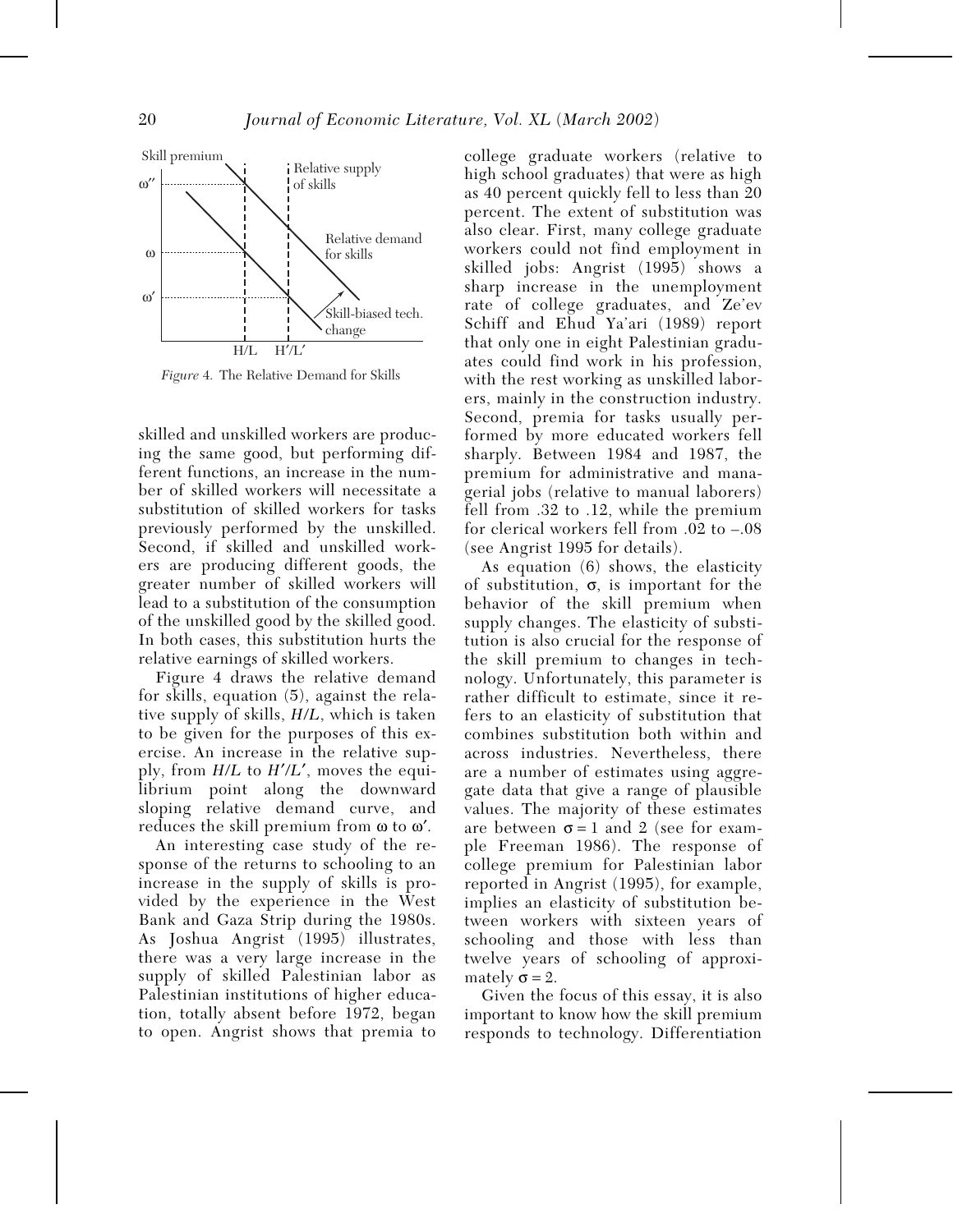*Figure 4.* The Relative Demand for Skills

skilled and unskilled workers are producing the same good, but performing different functions, an increase in the number of skilled workers will necessitate a substitution of skilled workers for tasks previously performed by the unskilled. Second, if skilled and unskilled workers are producing different goods, the greater number of skilled workers will lead to a substitution of the consumption of the unskilled good by the skilled good. In both cases, this substitution hurts the relative earnings of skilled workers.

Figure 4 draws the relative demand for skills, equation (5), against the relative supply of skills, $H/L$, which is taken to be given for the purposes of this exercise. An increase in the relative supply, from $H/L$ to $H'/L'$, moves the equilibrium point along the downward sloping relative demand curve, and reduces the skill premium from $\omega$ to $\omega'$.

An interesting case study of the response of the returns to schooling to an increase in the supply of skills is provided by the experience in the West Bank and Gaza Strip during the 1980s. As Joshua Angrist (1995) illustrates, there was a very large increase in the supply of skilled Palestinian labor as Palestinian institutions of higher education, totally absent before 1972, began to open. Angrist shows that premia to college graduate workers (relative to high school graduates) that were as high as 40 percent quickly fell to less than 20 percent. The extent of substitution was also clear. First, many college graduate workers could not find employment in skilled jobs: Angrist (1995) shows a sharp increase in the unemployment rate of college graduates, and Ze'ev Schiff and Ehud Ya'ari (1989) report that only one in eight Palestinian graduates could find work in his profession, with the rest working as unskilled laborers, mainly in the construction industry. Second, premia for tasks usually performed by more educated workers fell sharply. Between 1984 and 1987, the premium for administrative and managerial jobs (relative to manual laborers) fell from .32 to .12, while the premium for clerical workers fell from .02 to –.08 (see Angrist 1995 for details).

As equation (6) shows, the elasticity of substitution, $\sigma$, is important for the behavior of the skill premium when supply changes. The elasticity of substitution is also crucial for the response of the skill premium to changes in technology. Unfortunately, this parameter is rather difficult to estimate, since it refers to an elasticity of substitution that combines substitution both within and across industries. Nevertheless, there are a number of estimates using aggregate data that give a range of plausible values. The majority of these estimates are between $\sigma = 1$ and 2 (see for example Freeman 1986). The response of college premium for Palestinian labor reported in Angrist (1995), for example, implies an elasticity of substitution between workers with sixteen years of schooling and those with less than twelve years of schooling of approximately $\sigma = 2$.

Given the focus of this essay, it is also important to know how the skill premium responds to technology. Differentiation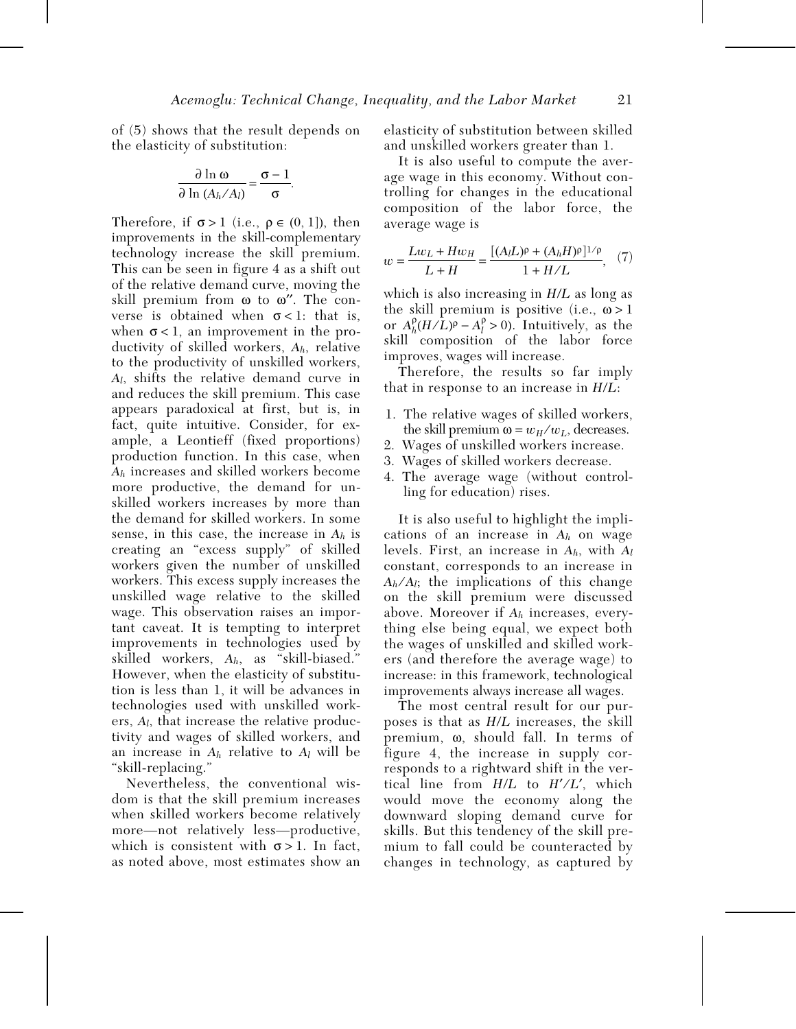of (5) shows that the result depends on the elasticity of substitution:

$$\frac{\partial \ln \omega}{\partial \ln (A_h/A_l)} = \frac{\sigma - 1}{\sigma}.$$

Therefore, if $\sigma > 1$ (i.e., $\rho \in (0, 1]$), then improvements in the skill-complementary technology increase the skill premium. This can be seen in figure 4 as a shift out of the relative demand curve, moving the skill premium from $\omega$ to $\omega''$. The converse is obtained when $\sigma < 1$: that is, when $\sigma < 1$, an improvement in the productivity of skilled workers, $A_h$, relative to the productivity of unskilled workers, $A_l$, shifts the relative demand curve in and reduces the skill premium. This case appears paradoxical at first, but is, in fact, quite intuitive. Consider, for example, a Leontieff (fixed proportions) production function. In this case, when $A_h$ increases and skilled workers become more productive, the demand for unskilled workers increases by more than the demand for skilled workers. In some sense, in this case, the increase in $A_h$ is creating an "excess supply" of skilled workers given the number of unskilled workers. This excess supply increases the unskilled wage relative to the skilled wage. This observation raises an important caveat. It is tempting to interpret improvements in technologies used by skilled workers, $A_h$, as "skill-biased." However, when the elasticity of substitution is less than 1, it will be advances in technologies used with unskilled workers, $A_l$, that increase the relative productivity and wages of skilled workers, and an increase in $A_h$ relative to $A_l$ will be "skill-replacing."

Nevertheless, the conventional wisdom is that the skill premium increases when skilled workers become relatively more—not relatively less—productive, which is consistent with $\sigma > 1$. In fact, as noted above, most estimates show an elasticity of substitution between skilled and unskilled workers greater than 1.

It is also useful to compute the average wage in this economy. Without controlling for changes in the educational composition of the labor force, the average wage is

$$w = \frac{Lw_L + Hw_H}{L + H} = \frac{[(A_l L)^\rho + (A_h H)^\rho]^{1/\rho}}{1 + H/L}, \quad (7)$$

which is also increasing in $H/L$ as long as the skill premium is positive (i.e., $\omega > 1$ or $A_h^\rho (H/L)^\rho - A_l^\rho > 0$). Intuitively, as the skill composition of the labor force improves, wages will increase.

Therefore, the results so far imply that in response to an increase in $H/L$:

1. The relative wages of skilled workers, the skill premium $\omega = w_H/w_L$, decreases.
2. Wages of unskilled workers increase.
3. Wages of skilled workers decrease.
4. The average wage (without controlling for education) rises.

It is also useful to highlight the implications of an increase in $A_h$ on wage levels. First, an increase in $A_h$, with $A_l$ constant, corresponds to an increase in $A_h/A_l$; the implications of this change on the skill premium were discussed above. Moreover if $A_h$ increases, everything else being equal, we expect both the wages of unskilled and skilled workers (and therefore the average wage) to increase: in this framework, technological improvements always increase all wages.

The most central result for our purposes is that as $H/L$ increases, the skill premium, $\omega$, should fall. In terms of figure 4, the increase in supply corresponds to a rightward shift in the vertical line from $H/L$ to $H'/L'$, which would move the economy along the downward sloping demand curve for skills. But this tendency of the skill premium to fall could be counteracted by changes in technology, as captured by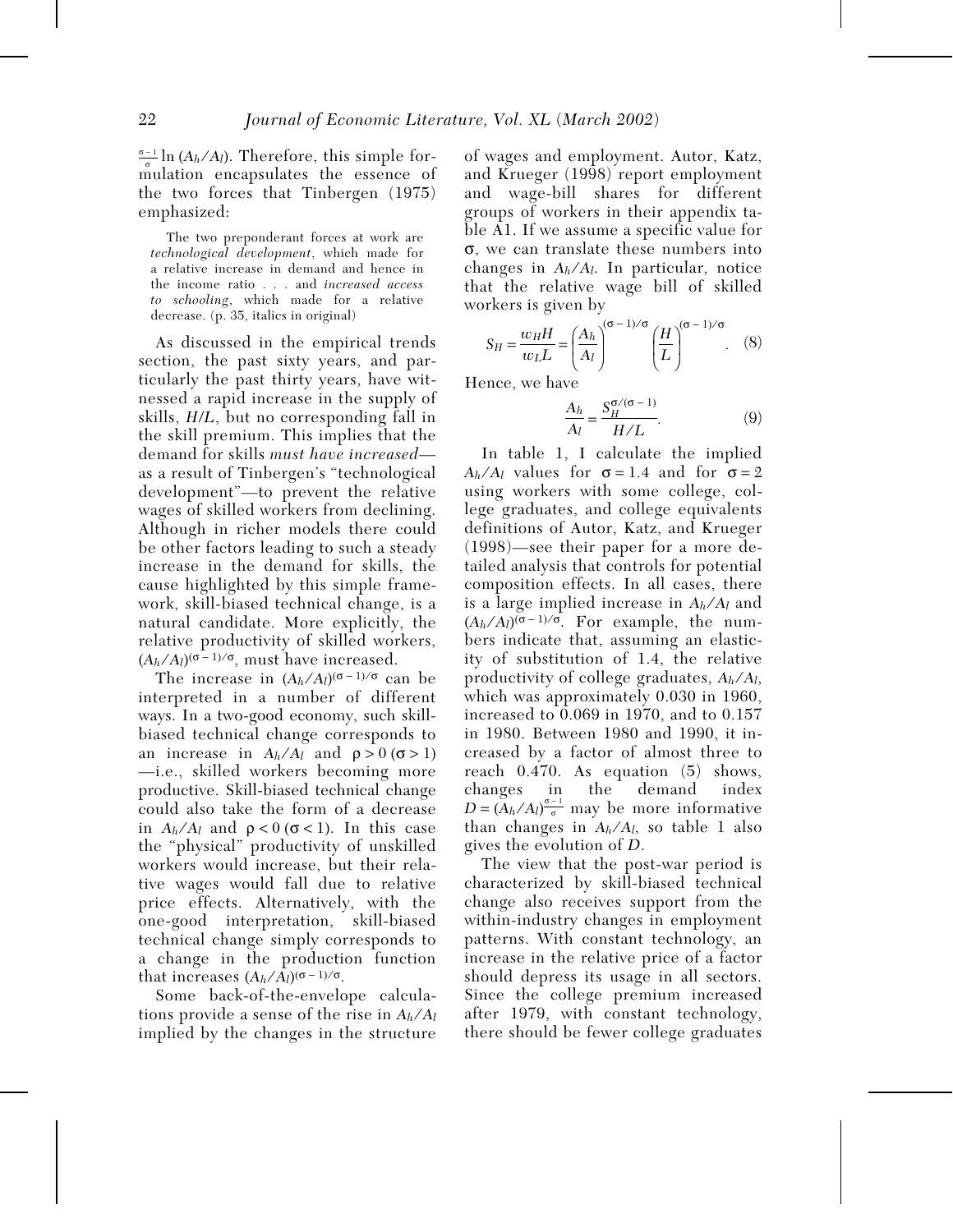$\frac{\sigma-1}{\sigma} \ln (A_h/A_l)$. Therefore, this simple formulation encapsulates the essence of the two forces that Tinbergen (1975) emphasized:

> The two preponderant forces at work are *technological development*, which made for a relative increase in demand and hence in the income ratio . . . and *increased access to schooling*, which made for a relative decrease. (p. 35, italics in original)

As discussed in the empirical trends section, the past sixty years, and particularly the past thirty years, have witnessed a rapid increase in the supply of skills, $H/L$, but no corresponding fall in the skill premium. This implies that the demand for skills *must have increased*—as a result of Tinbergen's "technological development"—to prevent the relative wages of skilled workers from declining. Although in richer models there could be other factors leading to such a steady increase in the demand for skills, the cause highlighted by this simple framework, skill-biased technical change, is a natural candidate. More explicitly, the relative productivity of skilled workers, $(A_h/A_l)^{(\sigma-1)/\sigma}$, must have increased.

The increase in $(A_h/A_l)^{(\sigma-1)/\sigma}$ can be interpreted in a number of different ways. In a two-good economy, such skill-biased technical change corresponds to an increase in $A_h/A_l$ and $\rho > 0$ $(\sigma > 1)$—i.e., skilled workers becoming more productive. Skill-biased technical change could also take the form of a decrease in $A_h/A_l$ and $\rho < 0$ $(\sigma < 1)$. In this case the "physical" productivity of unskilled workers would increase, but their relative wages would fall due to relative price effects. Alternatively, with the one-good interpretation, skill-biased technical change simply corresponds to a change in the production function that increases $(A_h/A_l)^{(\sigma-1)/\sigma}$.

Some back-of-the-envelope calculations provide a sense of the rise in $A_h/A_l$ implied by the changes in the structure of wages and employment. Autor, Katz, and Krueger (1998) report employment and wage-bill shares for different groups of workers in their appendix table A1. If we assume a specific value for $\sigma$, we can translate these numbers into changes in $A_h/A_l$. In particular, notice that the relative wage bill of skilled workers is given by

$$S_H = \frac{w_H H}{w_L L} = \left(\frac{A_h}{A_l}\right)^{(\sigma-1)/\sigma} \left(\frac{H}{L}\right)^{(\sigma-1)/\sigma}. \quad (8)$$

Hence, we have

$$\frac{A_h}{A_l} = \frac{S_H^{\sigma/(\sigma-1)}}{H/L}. \quad (9)$$

In table 1, I calculate the implied $A_h/A_l$ values for $\sigma = 1.4$ and for $\sigma = 2$ using workers with some college, college graduates, and college equivalents definitions of Autor, Katz, and Krueger (1998)—see their paper for a more detailed analysis that controls for potential composition effects. In all cases, there is a large implied increase in $A_h/A_l$ and $(A_h/A_l)^{(\sigma-1)/\sigma}$. For example, the numbers indicate that, assuming an elasticity of substitution of 1.4, the relative productivity of college graduates, $A_h/A_l$, which was approximately 0.030 in 1960, increased to 0.069 in 1970, and to 0.157 in 1980. Between 1980 and 1990, it increased by a factor of almost three to reach 0.470. As equation (5) shows, changes in the demand index $D = (A_h/A_l)^{\frac{\sigma-1}{\sigma}}$ may be more informative than changes in $A_h/A_l$, so table 1 also gives the evolution of $D$.

The view that the post-war period is characterized by skill-biased technical change also receives support from the within-industry changes in employment patterns. With constant technology, an increase in the relative price of a factor should depress its usage in all sectors. Since the college premium increased after 1979, with constant technology, there should be fewer college graduates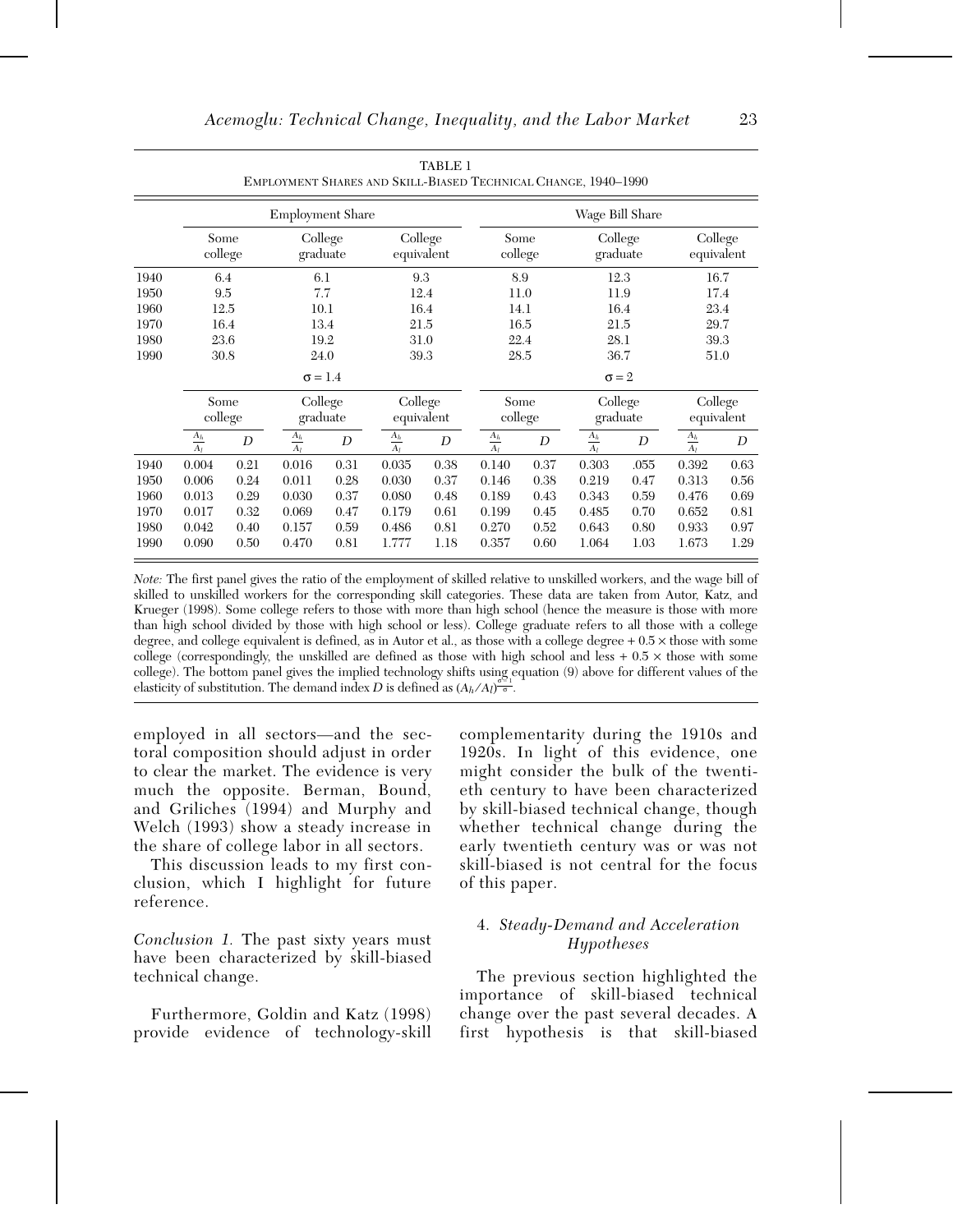TABLE 1
EMPLOYMENT SHARES AND SKILL-BIASED TECHNICAL CHANGE, 1940–1990

| | Employment Share | | | Wage Bill Share | | |
|---|---|---|---|---|---|---|
| | Some college | College graduate | College equivalent | Some college | College graduate | College equivalent |
| 1940 | 6.4 | 6.1 | 9.3 | 8.9 | 12.3 | 16.7 |
| 1950 | 9.5 | 7.7 | 12.4 | 11.0 | 11.9 | 17.4 |
| 1960 | 12.5 | 10.1 | 16.4 | 14.1 | 16.4 | 23.4 |
| 1970 | 16.4 | 13.4 | 21.5 | 16.5 | 21.5 | 29.7 |
| 1980 | 23.6 | 19.2 | 31.0 | 22.4 | 28.1 | 39.3 |
| 1990 | 30.8 | 24.0 | 39.3 | 28.5 | 36.7 | 51.0 |

| | $\sigma = 1.4$ | | | | | | $\sigma = 2$ | | | | | |
|---|---|---|---|---|---|---|---|---|---|---|---|---|
| | Some college | | College graduate | | College equivalent | | Some college | | College graduate | | College equivalent | |
| | $\frac{A_h}{A_l}$ | $D$ | $\frac{A_h}{A_l}$ | $D$ | $\frac{A_h}{A_l}$ | $D$ | $\frac{A_h}{A_l}$ | $D$ | $\frac{A_h}{A_l}$ | $D$ | $\frac{A_h}{A_l}$ | $D$ |
| 1940 | 0.004 | 0.21 | 0.016 | 0.31 | 0.035 | 0.38 | 0.140 | 0.37 | 0.303 | .055 | 0.392 | 0.63 |
| 1950 | 0.006 | 0.24 | 0.011 | 0.28 | 0.030 | 0.37 | 0.146 | 0.38 | 0.219 | 0.47 | 0.313 | 0.56 |
| 1960 | 0.013 | 0.29 | 0.030 | 0.37 | 0.080 | 0.48 | 0.189 | 0.43 | 0.343 | 0.59 | 0.476 | 0.69 |
| 1970 | 0.017 | 0.32 | 0.069 | 0.47 | 0.179 | 0.61 | 0.199 | 0.45 | 0.485 | 0.70 | 0.652 | 0.81 |
| 1980 | 0.042 | 0.40 | 0.157 | 0.59 | 0.486 | 0.81 | 0.270 | 0.52 | 0.643 | 0.80 | 0.933 | 0.97 |
| 1990 | 0.090 | 0.50 | 0.470 | 0.81 | 1.777 | 1.18 | 0.357 | 0.60 | 1.064 | 1.03 | 1.673 | 1.29 |

*Note:* The first panel gives the ratio of the employment of skilled relative to unskilled workers, and the wage bill of skilled to unskilled workers for the corresponding skill categories. These data are taken from Autor, Katz, and Krueger (1998). Some college refers to those with more than high school (hence the measure is those with more than high school divided by those with high school or less). College graduate refers to all those with a college degree, and college equivalent is defined, as in Autor et al., as those with a college degree + 0.5 × those with some college (correspondingly, the unskilled are defined as those with high school and less + 0.5 × those with some college). The bottom panel gives the implied technology shifts using equation (9) above for different values of the elasticity of substitution. The demand index $D$ is defined as $(A_h/A_l)^{\frac{\sigma-1}{\sigma}}$.

employed in all sectors—and the sectoral composition should adjust in order to clear the market. The evidence is very much the opposite. Berman, Bound, and Griliches (1994) and Murphy and Welch (1993) show a steady increase in the share of college labor in all sectors.

This discussion leads to my first conclusion, which I highlight for future reference.

*Conclusion 1.* The past sixty years must have been characterized by skill-biased technical change.

Furthermore, Goldin and Katz (1998) provide evidence of technology-skill complementarity during the 1910s and 1920s. In light of this evidence, one might consider the bulk of the twentieth century to have been characterized by skill-biased technical change, though whether technical change during the early twentieth century was or was not skill-biased is not central for the focus of this paper.

### 4. *Steady-Demand and Acceleration Hypotheses*

The previous section highlighted the importance of skill-biased technical change over the past several decades. A first hypothesis is that skill-biased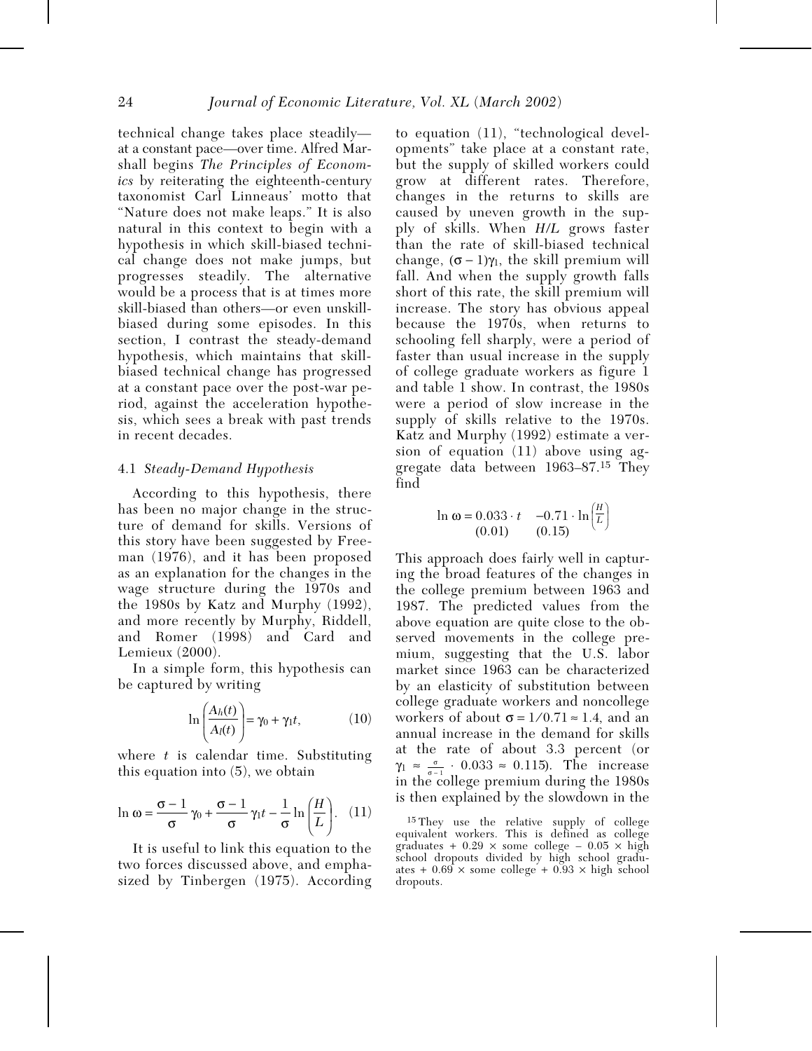technical change takes place steadily—at a constant pace—over time. Alfred Marshall begins *The Principles of Economics* by reiterating the eighteenth-century taxonomist Carl Linneaus' motto that "Nature does not make leaps." It is also natural in this context to begin with a hypothesis in which skill-biased technical change does not make jumps, but progresses steadily. The alternative would be a process that is at times more skill-biased than others—or even unskill-biased during some episodes. In this section, I contrast the steady-demand hypothesis, which maintains that skill-biased technical change has progressed at a constant pace over the post-war period, against the acceleration hypothesis, which sees a break with past trends in recent decades.

### 4.1 *Steady-Demand Hypothesis*

According to this hypothesis, there has been no major change in the structure of demand for skills. Versions of this story have been suggested by Freeman (1976), and it has been proposed as an explanation for the changes in the wage structure during the 1970s and the 1980s by Katz and Murphy (1992), and more recently by Murphy, Riddell, and Romer (1998) and Card and Lemieux (2000).

In a simple form, this hypothesis can be captured by writing

$$\ln\left(\frac{A_h(t)}{A_l(t)}\right) = \gamma_0 + \gamma_1 t, \qquad (10)$$

where $t$ is calendar time. Substituting this equation into (5), we obtain

$$\ln \omega = \frac{\sigma - 1}{\sigma}\gamma_0 + \frac{\sigma - 1}{\sigma}\gamma_1 t - \frac{1}{\sigma}\ln\left(\frac{H}{L}\right). \quad (11)$$

It is useful to link this equation to the two forces discussed above, and emphasized by Tinbergen (1975). According to equation (11), "technological developments" take place at a constant rate, but the supply of skilled workers could grow at different rates. Therefore, changes in the returns to skills are caused by uneven growth in the supply of skills. When $H/L$ grows faster than the rate of skill-biased technical change, $(\sigma - 1)\gamma_1$, the skill premium will fall. And when the supply growth falls short of this rate, the skill premium will increase. The story has obvious appeal because the 1970s, when returns to schooling fell sharply, were a period of faster than usual increase in the supply of college graduate workers as figure 1 and table 1 show. In contrast, the 1980s were a period of slow increase in the supply of skills relative to the 1970s. Katz and Murphy (1992) estimate a version of equation (11) above using aggregate data between 1963–87.[15] They find

$$\ln \omega = \underset{(0.01)}{0.033} \cdot t \quad \underset{(0.15)}{-0.71} \cdot \ln\left(\frac{H}{L}\right)$$

This approach does fairly well in capturing the broad features of the changes in the college premium between 1963 and 1987. The predicted values from the above equation are quite close to the observed movements in the college premium, suggesting that the U.S. labor market since 1963 can be characterized by an elasticity of substitution between college graduate workers and noncollege workers of about $\sigma = 1/0.71 \approx 1.4$, and an annual increase in the demand for skills at the rate of about 3.3 percent (or $\gamma_1 \approx \frac{\sigma}{\sigma - 1} \cdot 0.033 \approx 0.115$). The increase in the college premium during the 1980s is then explained by the slowdown in the

[15] They use the relative supply of college equivalent workers. This is defined as college graduates + 0.29 × some college − 0.05 × high school dropouts divided by high school graduates + 0.69 × some college + 0.93 × high school dropouts.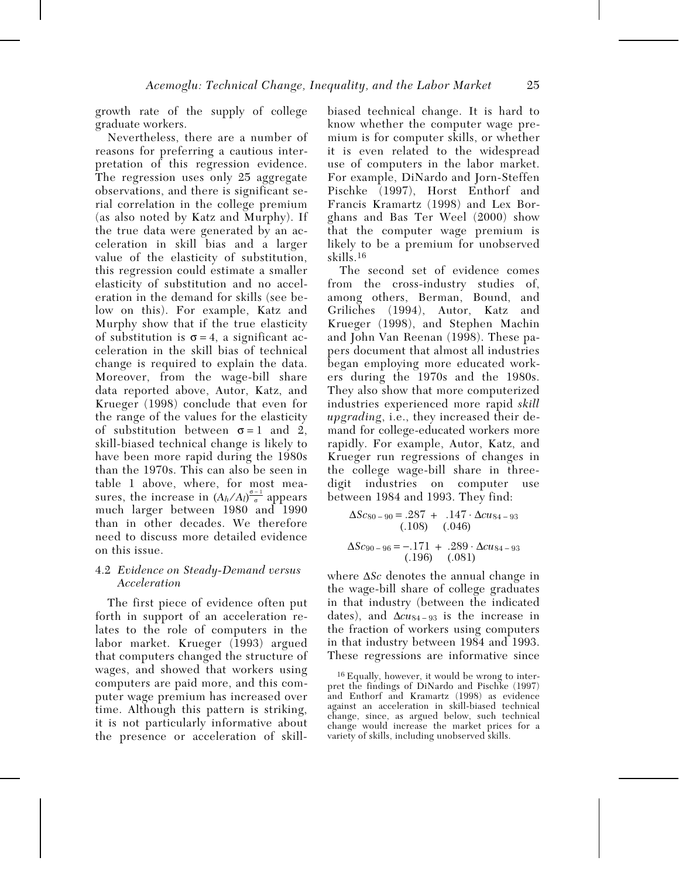growth rate of the supply of college graduate workers.

Nevertheless, there are a number of reasons for preferring a cautious interpretation of this regression evidence. The regression uses only 25 aggregate observations, and there is significant serial correlation in the college premium (as also noted by Katz and Murphy). If the true data were generated by an acceleration in skill bias and a larger value of the elasticity of substitution, this regression could estimate a smaller elasticity of substitution and no acceleration in the demand for skills (see below on this). For example, Katz and Murphy show that if the true elasticity of substitution is $\sigma = 4$, a significant acceleration in the skill bias of technical change is required to explain the data. Moreover, from the wage-bill share data reported above, Autor, Katz, and Krueger (1998) conclude that even for the range of the values for the elasticity of substitution between $\sigma = 1$ and 2, skill-biased technical change is likely to have been more rapid during the 1980s than the 1970s. This can also be seen in table 1 above, where, for most measures, the increase in $(A_h/A_l)^{\frac{\sigma-1}{\sigma}}$ appears much larger between 1980 and 1990 than in other decades. We therefore need to discuss more detailed evidence on this issue.

### 4.2 *Evidence on Steady-Demand versus Acceleration*

The first piece of evidence often put forth in support of an acceleration relates to the role of computers in the labor market. Krueger (1993) argued that computers changed the structure of wages, and showed that workers using computers are paid more, and this computer wage premium has increased over time. Although this pattern is striking, it is not particularly informative about the presence or acceleration of skill-biased technical change. It is hard to know whether the computer wage premium is for computer skills, or whether it is even related to the widespread use of computers in the labor market. For example, DiNardo and Jorn-Steffen Pischke (1997), Horst Enthorf and Francis Kramartz (1998) and Lex Borghans and Bas Ter Weel (2000) show that the computer wage premium is likely to be a premium for unobserved skills.[16]

The second set of evidence comes from the cross-industry studies of, among others, Berman, Bound, and Griliches (1994), Autor, Katz and Krueger (1998), and Stephen Machin and John Van Reenan (1998). These papers document that almost all industries began employing more educated workers during the 1970s and the 1980s. They also show that more computerized industries experienced more rapid *skill upgrading*, i.e., they increased their demand for college-educated workers more rapidly. For example, Autor, Katz, and Krueger run regressions of changes in the college wage-bill share in three-digit industries on computer use between 1984 and 1993. They find:

$$\Delta Sc_{80-90} = \underset{(.108)}{.287} + \underset{(.046)}{.147} \cdot \Delta cu_{84-93}$$

$$\Delta Sc_{90-96} = \underset{(.196)}{-.171} + \underset{(.081)}{.289} \cdot \Delta cu_{84-93}$$

where $\Delta Sc$ denotes the annual change in the wage-bill share of college graduates in that industry (between the indicated dates), and $\Delta cu_{84-93}$ is the increase in the fraction of workers using computers in that industry between 1984 and 1993. These regressions are informative since

[16] Equally, however, it would be wrong to interpret the findings of DiNardo and Pischke (1997) and Enthorf and Kramartz (1998) as evidence against an acceleration in skill-biased technical change, since, as argued below, such technical change would increase the market prices for a variety of skills, including unobserved skills.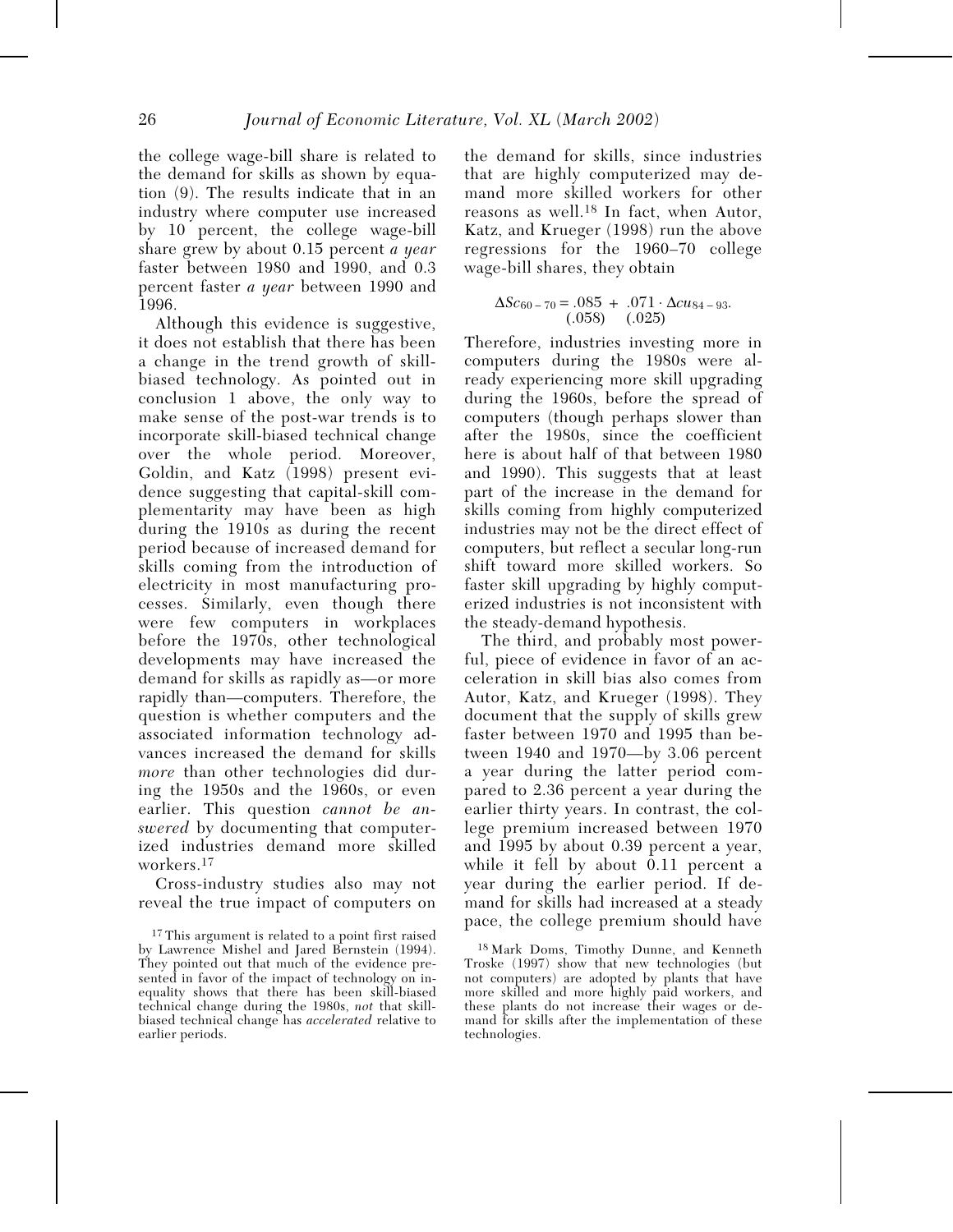the college wage-bill share is related to the demand for skills as shown by equation (9). The results indicate that in an industry where computer use increased by 10 percent, the college wage-bill share grew by about 0.15 percent *a year* faster between 1980 and 1990, and 0.3 percent faster *a year* between 1990 and 1996.

Although this evidence is suggestive, it does not establish that there has been a change in the trend growth of skill-biased technology. As pointed out in conclusion 1 above, the only way to make sense of the post-war trends is to incorporate skill-biased technical change over the whole period. Moreover, Goldin, and Katz (1998) present evidence suggesting that capital-skill complementarity may have been as high during the 1910s as during the recent period because of increased demand for skills coming from the introduction of electricity in most manufacturing processes. Similarly, even though there were few computers in workplaces before the 1970s, other technological developments may have increased the demand for skills as rapidly as—or more rapidly than—computers. Therefore, the question is whether computers and the associated information technology advances increased the demand for skills *more* than other technologies did during the 1950s and the 1960s, or even earlier. This question *cannot be answered* by documenting that computerized industries demand more skilled workers.[17]

Cross-industry studies also may not reveal the true impact of computers on the demand for skills, since industries that are highly computerized may demand more skilled workers for other reasons as well.[18] In fact, when Autor, Katz, and Krueger (1998) run the above regressions for the 1960–70 college wage-bill shares, they obtain

$$\Delta Sc_{60-70} = \underset{(.058)}{.085} + \underset{(.025)}{.071} \cdot \Delta cu_{84-93}.$$

Therefore, industries investing more in computers during the 1980s were already experiencing more skill upgrading during the 1960s, before the spread of computers (though perhaps slower than after the 1980s, since the coefficient here is about half of that between 1980 and 1990). This suggests that at least part of the increase in the demand for skills coming from highly computerized industries may not be the direct effect of computers, but reflect a secular long-run shift toward more skilled workers. So faster skill upgrading by highly computerized industries is not inconsistent with the steady-demand hypothesis.

The third, and probably most powerful, piece of evidence in favor of an acceleration in skill bias also comes from Autor, Katz, and Krueger (1998). They document that the supply of skills grew faster between 1970 and 1995 than between 1940 and 1970—by 3.06 percent a year during the latter period compared to 2.36 percent a year during the earlier thirty years. In contrast, the college premium increased between 1970 and 1995 by about 0.39 percent a year, while it fell by about 0.11 percent a year during the earlier period. If demand for skills had increased at a steady pace, the college premium should have

[17] This argument is related to a point first raised by Lawrence Mishel and Jared Bernstein (1994). They pointed out that much of the evidence presented in favor of the impact of technology on inequality shows that there has been skill-biased technical change during the 1980s, *not* that skill-biased technical change has *accelerated* relative to earlier periods.

[18] Mark Doms, Timothy Dunne, and Kenneth Troske (1997) show that new technologies (but not computers) are adopted by plants that have more skilled and more highly paid workers, and these plants do not increase their wages or demand for skills after the implementation of these technologies.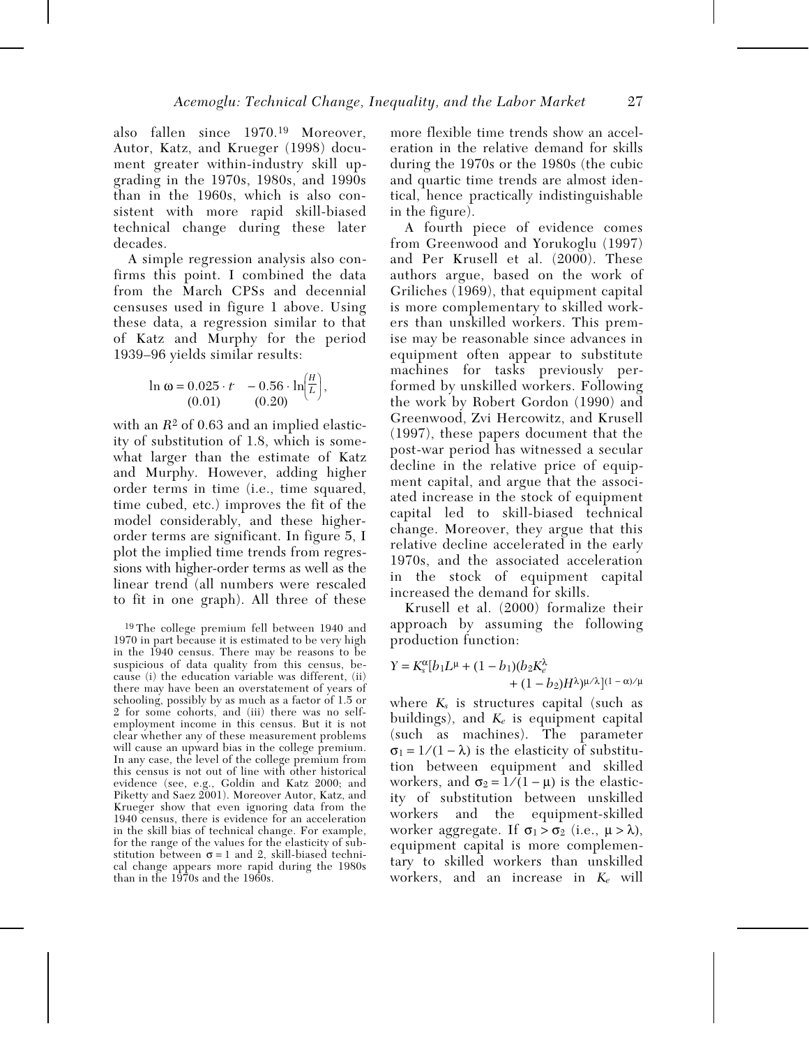also fallen since 1970.[19] Moreover, Autor, Katz, and Krueger (1998) document greater within-industry skill upgrading in the 1970s, 1980s, and 1990s than in the 1960s, which is also consistent with more rapid skill-biased technical change during these later decades.

A simple regression analysis also confirms this point. I combined the data from the March CPSs and decennial censuses used in figure 1 above. Using these data, a regression similar to that of Katz and Murphy for the period 1939–96 yields similar results:

$$\ln \omega = \underset{(0.01)}{0.025} \cdot t \quad - \underset{(0.20)}{0.56} \cdot \ln\left(\frac{H}{L}\right),$$

with an $R^2$ of 0.63 and an implied elasticity of substitution of 1.8, which is somewhat larger than the estimate of Katz and Murphy. However, adding higher order terms in time (i.e., time squared, time cubed, etc.) improves the fit of the model considerably, and these higher-order terms are significant. In figure 5, I plot the implied time trends from regressions with higher-order terms as well as the linear trend (all numbers were rescaled to fit in one graph). All three of these more flexible time trends show an acceleration in the relative demand for skills during the 1970s or the 1980s (the cubic and quartic time trends are almost identical, hence practically indistinguishable in the figure).

A fourth piece of evidence comes from Greenwood and Yorukoglu (1997) and Per Krusell et al. (2000). These authors argue, based on the work of Griliches (1969), that equipment capital is more complementary to skilled workers than unskilled workers. This premise may be reasonable since advances in equipment often appear to substitute machines for tasks previously performed by unskilled workers. Following the work by Robert Gordon (1990) and Greenwood, Zvi Hercowitz, and Krusell (1997), these papers document that the post-war period has witnessed a secular decline in the relative price of equipment capital, and argue that the associated increase in the stock of equipment capital led to skill-biased technical change. Moreover, they argue that this relative decline accelerated in the early 1970s, and the associated acceleration in the stock of equipment capital increased the demand for skills.

Krusell et al. (2000) formalize their approach by assuming the following production function:

$$Y = K_s^{\alpha}[b_1 L^{\mu} + (1 - b_1)(b_2 K_e^{\lambda} + (1 - b_2)H^{\lambda})^{\mu/\lambda}]^{(1-\alpha)/\mu}$$

where $K_s$ is structures capital (such as buildings), and $K_e$ is equipment capital (such as machines). The parameter $\sigma_1 = 1/(1 - \lambda)$ is the elasticity of substitution between equipment and skilled workers, and $\sigma_2 = 1/(1 - \mu)$ is the elasticity of substitution between unskilled workers and the equipment-skilled worker aggregate. If $\sigma_1 > \sigma_2$ (i.e., $\mu > \lambda$), equipment capital is more complementary to skilled workers than unskilled workers, and an increase in $K_e$ will

[19] The college premium fell between 1940 and 1970 in part because it is estimated to be very high in the 1940 census. There may be reasons to be suspicious of data quality from this census, because (i) the education variable was different, (ii) there may have been an overstatement of years of schooling, possibly by as much as a factor of 1.5 or 2 for some cohorts, and (iii) there was no self-employment income in this census. But it is not clear whether any of these measurement problems will cause an upward bias in the college premium. In any case, the level of the college premium from this census is not out of line with other historical evidence (see, e.g., Goldin and Katz 2000; and Piketty and Saez 2001). Moreover Autor, Katz, and Krueger show that even ignoring data from the 1940 census, there is evidence for an acceleration in the skill bias of technical change. For example, for the range of the values for the elasticity of substitution between $\sigma = 1$ and 2, skill-biased technical change appears more rapid during the 1980s than in the 1970s and the 1960s.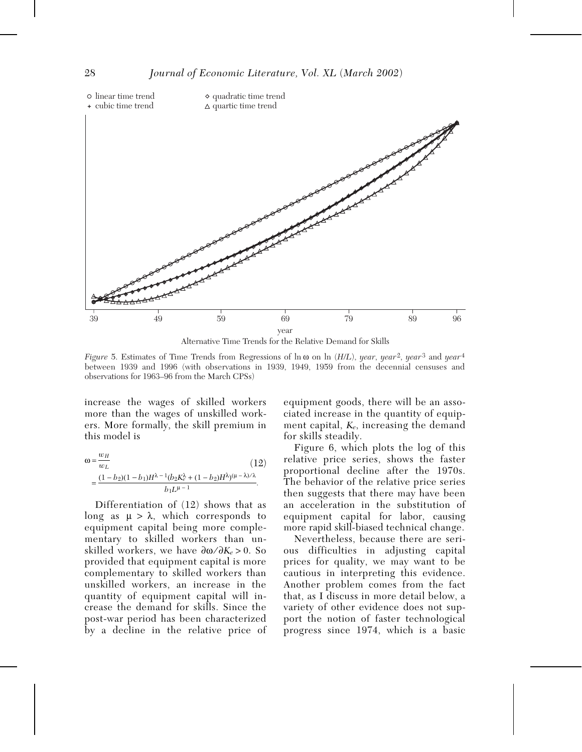Alternative Time Trends for the Relative Demand for Skills

*Figure* 5. Estimates of Time Trends from Regressions of ln ω on ln (*H/L*), *year*, *year*$^2$, *year*$^3$ and *year*$^4$ between 1939 and 1996 (with observations in 1939, 1949, 1959 from the decennial censuses and observations for 1963–96 from the March CPSs)

increase the wages of skilled workers more than the wages of unskilled workers. More formally, the skill premium in this model is

$$\omega = \frac{w_H}{w_L} \tag{12}$$
$$= \frac{(1-b_2)(1-b_1)H^{\lambda-1}(b_2K_e^{\lambda}+(1-b_2)H^{\lambda})^{(\mu-\lambda)/\lambda}}{b_1L^{\mu-1}}.$$

Differentiation of (12) shows that as long as $\mu > \lambda$, which corresponds to equipment capital being more complementary to skilled workers than unskilled workers, we have $\partial\omega/\partial K_e > 0$. So provided that equipment capital is more complementary to skilled workers than unskilled workers, an increase in the quantity of equipment capital will increase the demand for skills. Since the post-war period has been characterized by a decline in the relative price of equipment goods, there will be an associated increase in the quantity of equipment capital, $K_e$, increasing the demand for skills steadily.

Figure 6, which plots the log of this relative price series, shows the faster proportional decline after the 1970s. The behavior of the relative price series then suggests that there may have been an acceleration in the substitution of equipment capital for labor, causing more rapid skill-biased technical change.

Nevertheless, because there are serious difficulties in adjusting capital prices for quality, we may want to be cautious in interpreting this evidence. Another problem comes from the fact that, as I discuss in more detail below, a variety of other evidence does not support the notion of faster technological progress since 1974, which is a basic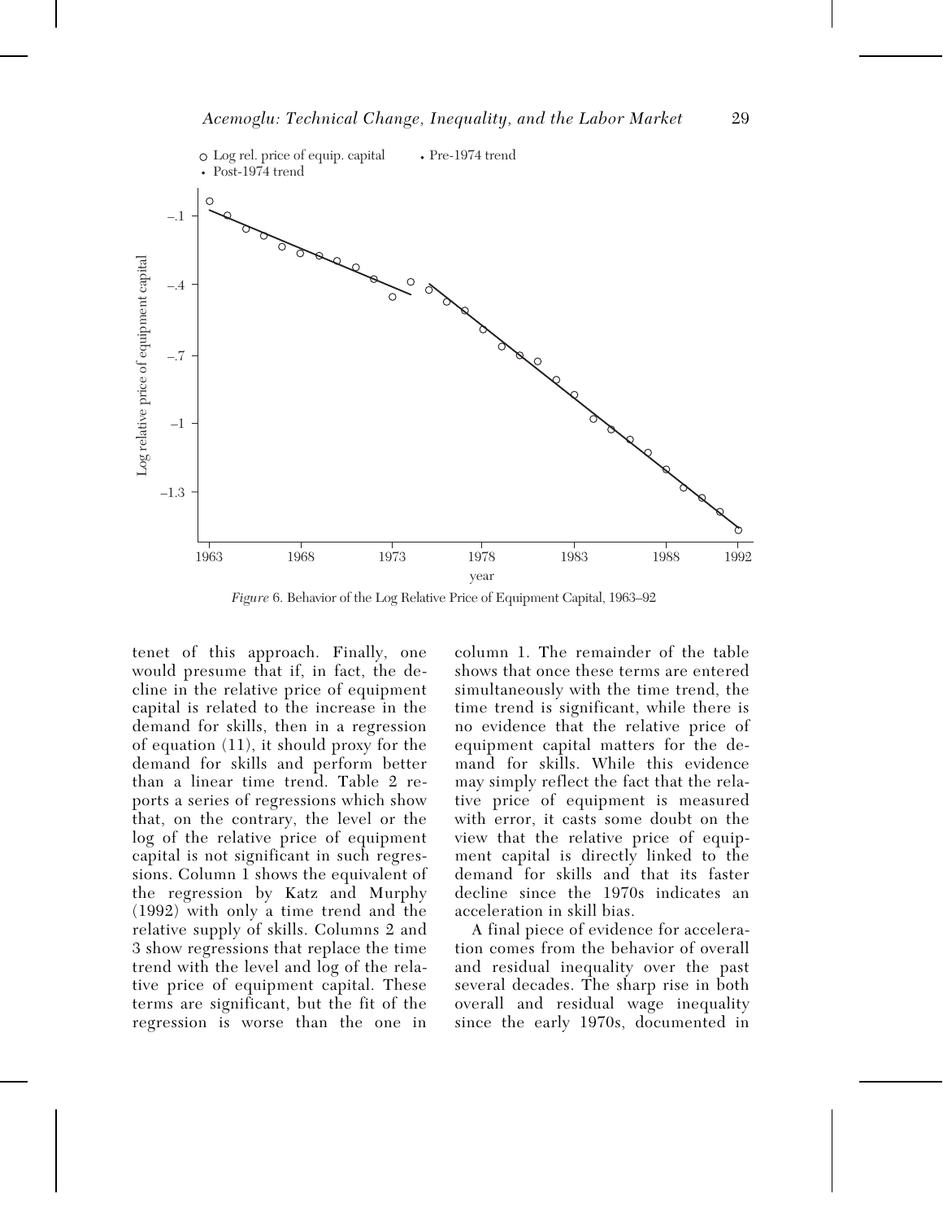*Figure* 6. Behavior of the Log Relative Price of Equipment Capital, 1963–92

tenet of this approach. Finally, one would presume that if, in fact, the decline in the relative price of equipment capital is related to the increase in the demand for skills, then in a regression of equation (11), it should proxy for the demand for skills and perform better than a linear time trend. Table 2 reports a series of regressions which show that, on the contrary, the level or the log of the relative price of equipment capital is not significant in such regressions. Column 1 shows the equivalent of the regression by Katz and Murphy (1992) with only a time trend and the relative supply of skills. Columns 2 and 3 show regressions that replace the time trend with the level and log of the relative price of equipment capital. These terms are significant, but the fit of the regression is worse than the one in column 1. The remainder of the table shows that once these terms are entered simultaneously with the time trend, the time trend is significant, while there is no evidence that the relative price of equipment capital matters for the demand for skills. While this evidence may simply reflect the fact that the relative price of equipment is measured with error, it casts some doubt on the view that the relative price of equipment capital is directly linked to the demand for skills and that its faster decline since the 1970s indicates an acceleration in skill bias.

A final piece of evidence for acceleration comes from the behavior of overall and residual inequality over the past several decades. The sharp rise in both overall and residual wage inequality since the early 1970s, documented in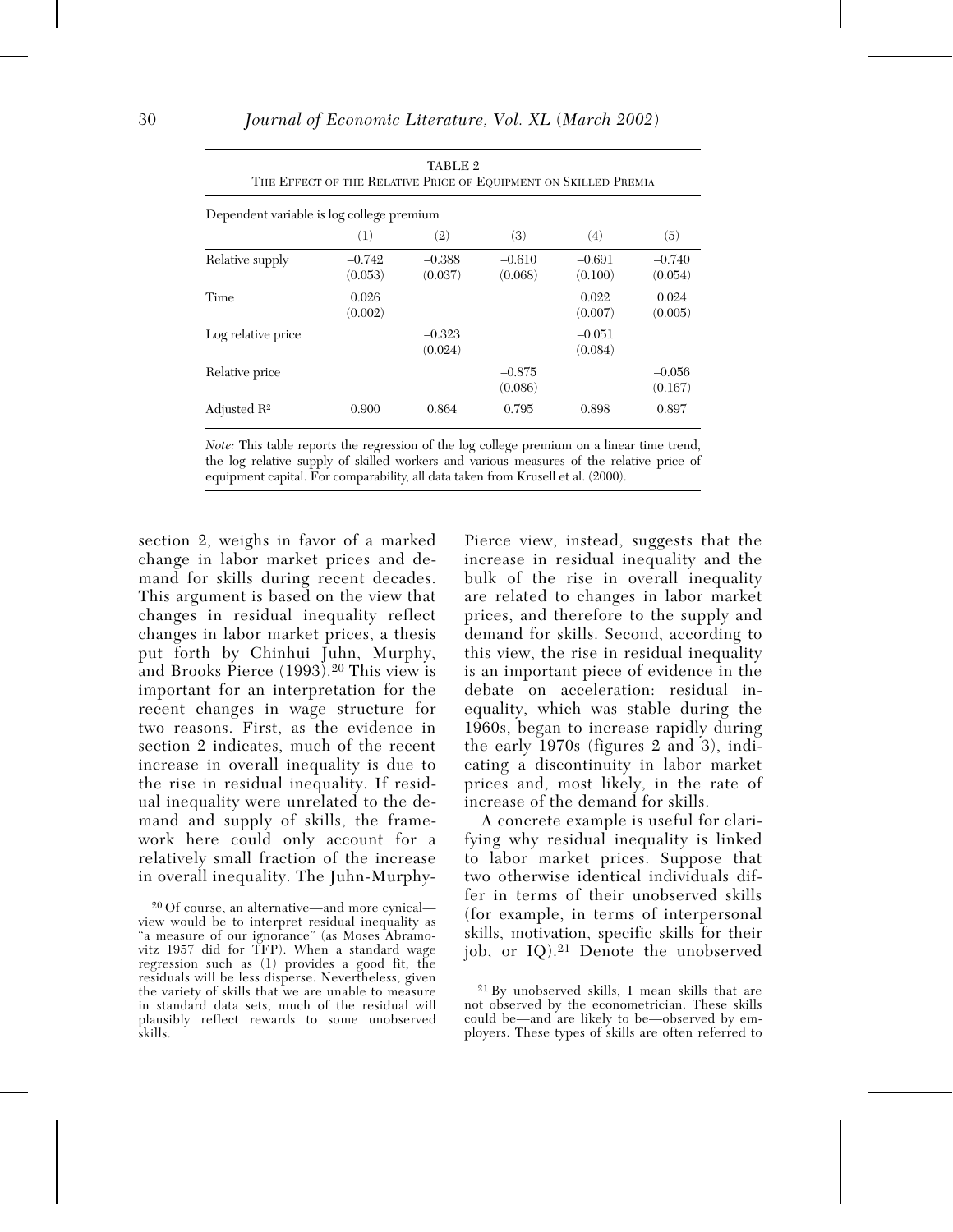TABLE 2
THE EFFECT OF THE RELATIVE PRICE OF EQUIPMENT ON SKILLED PREMIA

| Dependent variable is log college premium | | | | | |
|---|---|---|---|---|---|
| | (1) | (2) | (3) | (4) | (5) |
| Relative supply | –0.742<br>(0.053) | –0.388<br>(0.037) | –0.610<br>(0.068) | –0.691<br>(0.100) | –0.740<br>(0.054) |
| Time | 0.026<br>(0.002) | | | 0.022<br>(0.007) | 0.024<br>(0.005) |
| Log relative price | | –0.323<br>(0.024) | | –0.051<br>(0.084) | |
| Relative price | | | –0.875<br>(0.086) | | –0.056<br>(0.167) |
| Adjusted $R^2$ | 0.900 | 0.864 | 0.795 | 0.898 | 0.897 |

*Note:* This table reports the regression of the log college premium on a linear time trend, the log relative supply of skilled workers and various measures of the relative price of equipment capital. For comparability, all data taken from Krusell et al. (2000).

section 2, weighs in favor of a marked change in labor market prices and demand for skills during recent decades. This argument is based on the view that changes in residual inequality reflect changes in labor market prices, a thesis put forth by Chinhui Juhn, Murphy, and Brooks Pierce (1993).[20] This view is important for an interpretation for the recent changes in wage structure for two reasons. First, as the evidence in section 2 indicates, much of the recent increase in overall inequality is due to the rise in residual inequality. If residual inequality were unrelated to the demand and supply of skills, the framework here could only account for a relatively small fraction of the increase in overall inequality. The Juhn-Murphy-Pierce view, instead, suggests that the increase in residual inequality and the bulk of the rise in overall inequality are related to changes in labor market prices, and therefore to the supply and demand for skills. Second, according to this view, the rise in residual inequality is an important piece of evidence in the debate on acceleration: residual inequality, which was stable during the 1960s, began to increase rapidly during the early 1970s (figures 2 and 3), indicating a discontinuity in labor market prices and, most likely, in the rate of increase of the demand for skills.

A concrete example is useful for clarifying why residual inequality is linked to labor market prices. Suppose that two otherwise identical individuals differ in terms of their unobserved skills (for example, in terms of interpersonal skills, motivation, specific skills for their job, or IQ).[21] Denote the unobserved

[20] Of course, an alternative—and more cynical—view would be to interpret residual inequality as "a measure of our ignorance" (as Moses Abramovitz 1957 did for TFP). When a standard wage regression such as (1) provides a good fit, the residuals will be less disperse. Nevertheless, given the variety of skills that we are unable to measure in standard data sets, much of the residual will plausibly reflect rewards to some unobserved skills.

[21] By unobserved skills, I mean skills that are not observed by the econometrician. These skills could be—and are likely to be—observed by employers. These types of skills are often referred to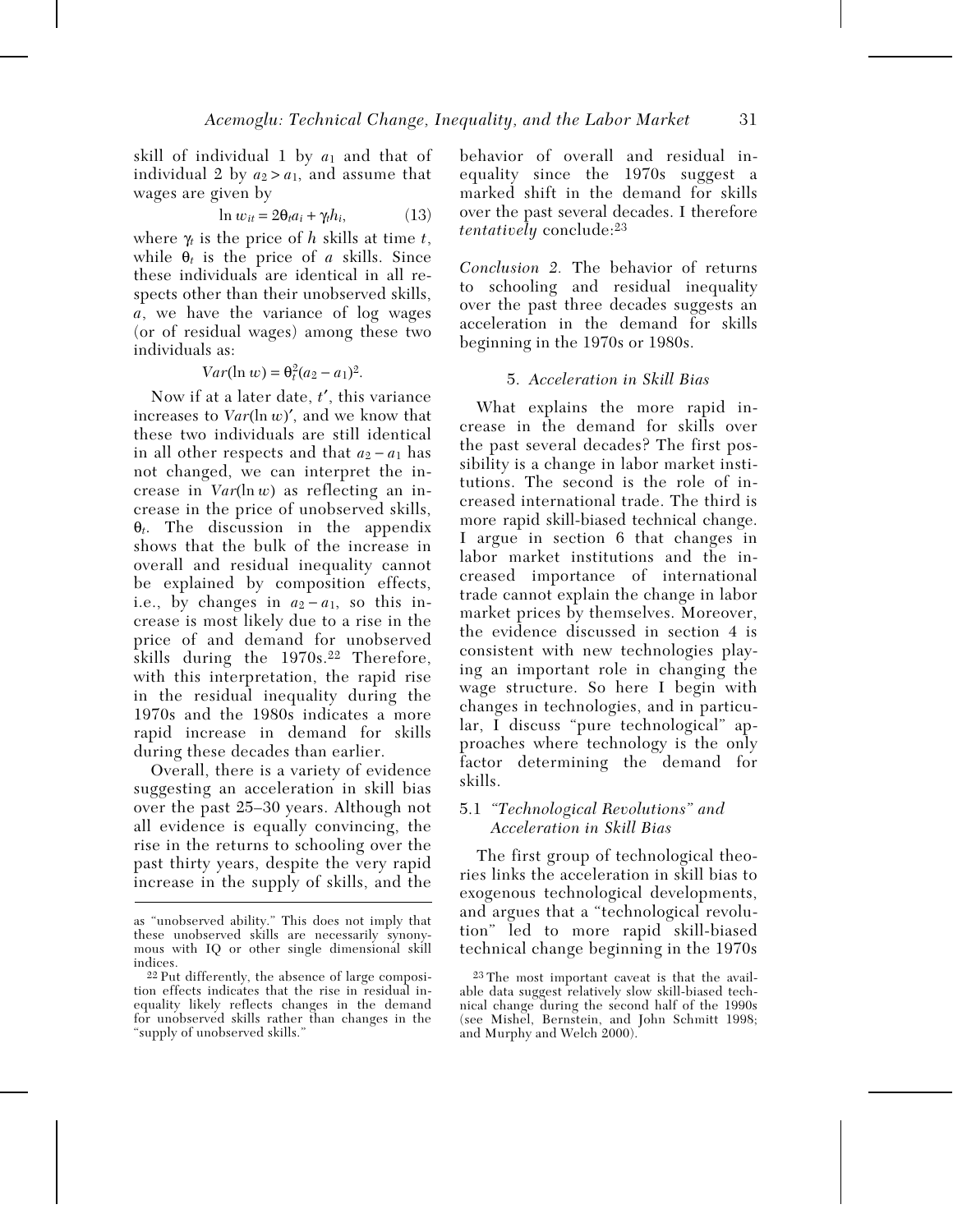skill of individual 1 by $a_1$ and that of individual 2 by $a_2 > a_1$, and assume that wages are given by

$$\ln w_{it} = 2\theta_t a_i + \gamma_t h_i, \tag{13}$$

where $\gamma_t$ is the price of $h$ skills at time $t$, while $\theta_t$ is the price of $a$ skills. Since these individuals are identical in all respects other than their unobserved skills, $a$, we have the variance of log wages (or of residual wages) among these two individuals as:

$$Var(\ln w) = \theta_t^2(a_2 - a_1)^2.$$

Now if at a later date, $t'$, this variance increases to $Var(\ln w)'$, and we know that these two individuals are still identical in all other respects and that $a_2 - a_1$ has not changed, we can interpret the increase in $Var(\ln w)$ as reflecting an increase in the price of unobserved skills, $\theta_t$. The discussion in the appendix shows that the bulk of the increase in overall and residual inequality cannot be explained by composition effects, i.e., by changes in $a_2 - a_1$, so this increase is most likely due to a rise in the price of and demand for unobserved skills during the 1970s.[22] Therefore, with this interpretation, the rapid rise in the residual inequality during the 1970s and the 1980s indicates a more rapid increase in demand for skills during these decades than earlier.

Overall, there is a variety of evidence suggesting an acceleration in skill bias over the past 25–30 years. Although not all evidence is equally convincing, the rise in the returns to schooling over the past thirty years, despite the very rapid increase in the supply of skills, and the behavior of overall and residual inequality since the 1970s suggest a marked shift in the demand for skills over the past several decades. I therefore *tentatively* conclude:[23]

*Conclusion 2.* The behavior of returns to schooling and residual inequality over the past three decades suggests an acceleration in the demand for skills beginning in the 1970s or 1980s.

## 5. *Acceleration in Skill Bias*

What explains the more rapid increase in the demand for skills over the past several decades? The first possibility is a change in labor market institutions. The second is the role of increased international trade. The third is more rapid skill-biased technical change. I argue in section 6 that changes in labor market institutions and the increased importance of international trade cannot explain the change in labor market prices by themselves. Moreover, the evidence discussed in section 4 is consistent with new technologies playing an important role in changing the wage structure. So here I begin with changes in technologies, and in particular, I discuss "pure technological" approaches where technology is the only factor determining the demand for skills.

### 5.1 *"Technological Revolutions" and Acceleration in Skill Bias*

The first group of technological theories links the acceleration in skill bias to exogenous technological developments, and argues that a "technological revolution" led to more rapid skill-biased technical change beginning in the 1970s

---

as "unobserved ability." This does not imply that these unobserved skills are necessarily synonymous with IQ or other single dimensional skill indices.

[22] Put differently, the absence of large composition effects indicates that the rise in residual inequality likely reflects changes in the demand for unobserved skills rather than changes in the "supply of unobserved skills."

[23] The most important caveat is that the available data suggest relatively slow skill-biased technical change during the second half of the 1990s (see Mishel, Bernstein, and John Schmitt 1998; and Murphy and Welch 2000).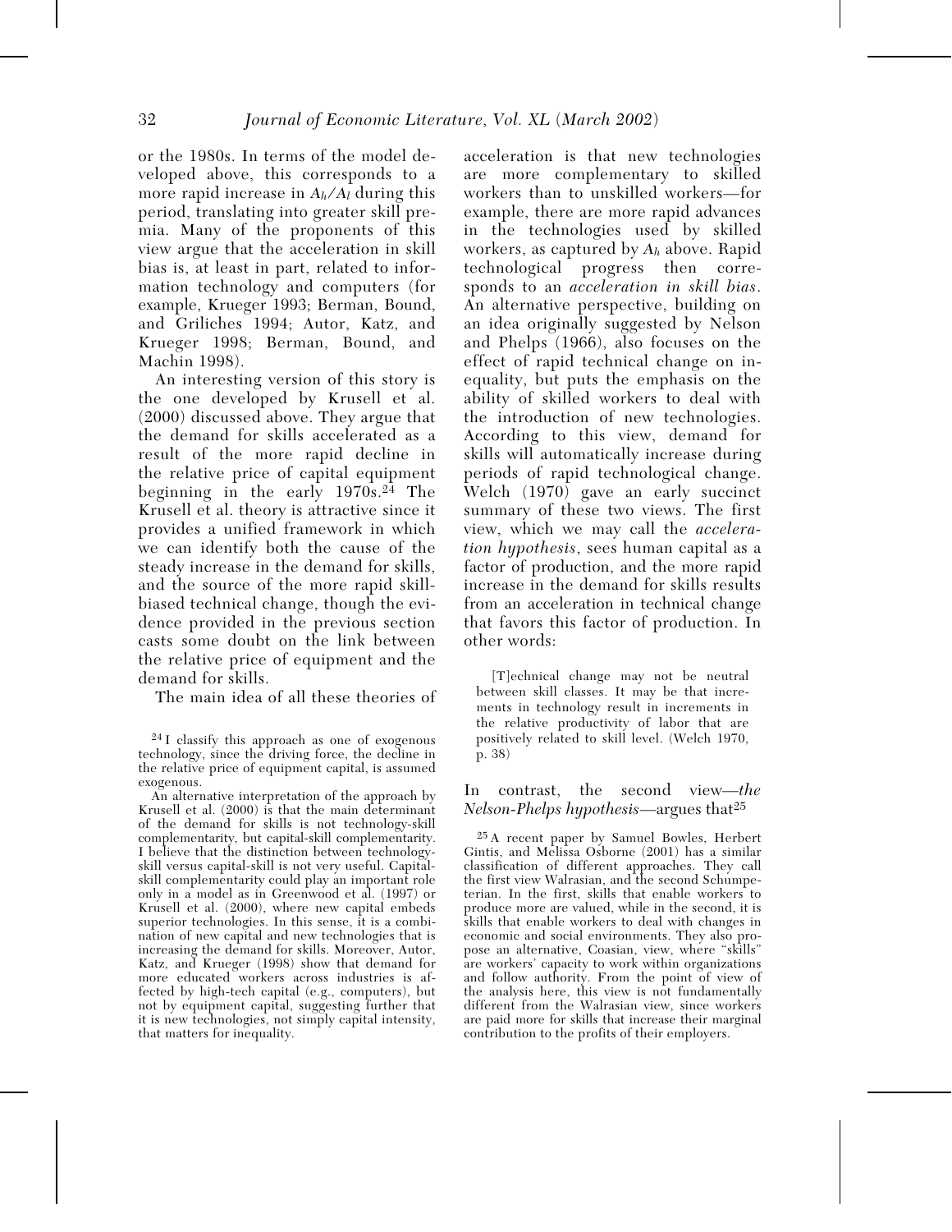or the 1980s. In terms of the model developed above, this corresponds to a more rapid increase in $A_h/A_l$ during this period, translating into greater skill premia. Many of the proponents of this view argue that the acceleration in skill bias is, at least in part, related to information technology and computers (for example, Krueger 1993; Berman, Bound, and Griliches 1994; Autor, Katz, and Krueger 1998; Berman, Bound, and Machin 1998).

An interesting version of this story is the one developed by Krusell et al. (2000) discussed above. They argue that the demand for skills accelerated as a result of the more rapid decline in the relative price of capital equipment beginning in the early 1970s.[24] The Krusell et al. theory is attractive since it provides a unified framework in which we can identify both the cause of the steady increase in the demand for skills, and the source of the more rapid skill-biased technical change, though the evidence provided in the previous section casts some doubt on the link between the relative price of equipment and the demand for skills.

The main idea of all these theories of acceleration is that new technologies are more complementary to skilled workers than to unskilled workers—for example, there are more rapid advances in the technologies used by skilled workers, as captured by $A_h$ above. Rapid technological progress then corresponds to an *acceleration in skill bias*. An alternative perspective, building on an idea originally suggested by Nelson and Phelps (1966), also focuses on the effect of rapid technical change on inequality, but puts the emphasis on the ability of skilled workers to deal with the introduction of new technologies. According to this view, demand for skills will automatically increase during periods of rapid technological change. Welch (1970) gave an early succinct summary of these two views. The first view, which we may call the *acceleration hypothesis*, sees human capital as a factor of production, and the more rapid increase in the demand for skills results from an acceleration in technical change that favors this factor of production. In other words:

> [T]echnical change may not be neutral between skill classes. It may be that increments in technology result in increments in the relative productivity of labor that are positively related to skill level. (Welch 1970, p. 38)

In contrast, the second view—*the Nelson-Phelps hypothesis*—argues that[25]

[24] I classify this approach as one of exogenous technology, since the driving force, the decline in the relative price of equipment capital, is assumed exogenous.

An alternative interpretation of the approach by Krusell et al. (2000) is that the main determinant of the demand for skills is not technology-skill complementarity, but capital-skill complementarity. I believe that the distinction between technology-skill versus capital-skill is not very useful. Capital-skill complementarity could play an important role only in a model as in Greenwood et al. (1997) or Krusell et al. (2000), where new capital embeds superior technologies. In this sense, it is a combination of new capital and new technologies that is increasing the demand for skills. Moreover, Autor, Katz, and Krueger (1998) show that demand for more educated workers across industries is affected by high-tech capital (e.g., computers), but not by equipment capital, suggesting further that it is new technologies, not simply capital intensity, that matters for inequality.

[25] A recent paper by Samuel Bowles, Herbert Gintis, and Melissa Osborne (2001) has a similar classification of different approaches. They call the first view Walrasian, and the second Schumpeterian. In the first, skills that enable workers to produce more are valued, while in the second, it is skills that enable workers to deal with changes in economic and social environments. They also propose an alternative, Coasian, view, where "skills" are workers' capacity to work within organizations and follow authority. From the point of view of the analysis here, this view is not fundamentally different from the Walrasian view, since workers are paid more for skills that increase their marginal contribution to the profits of their employers.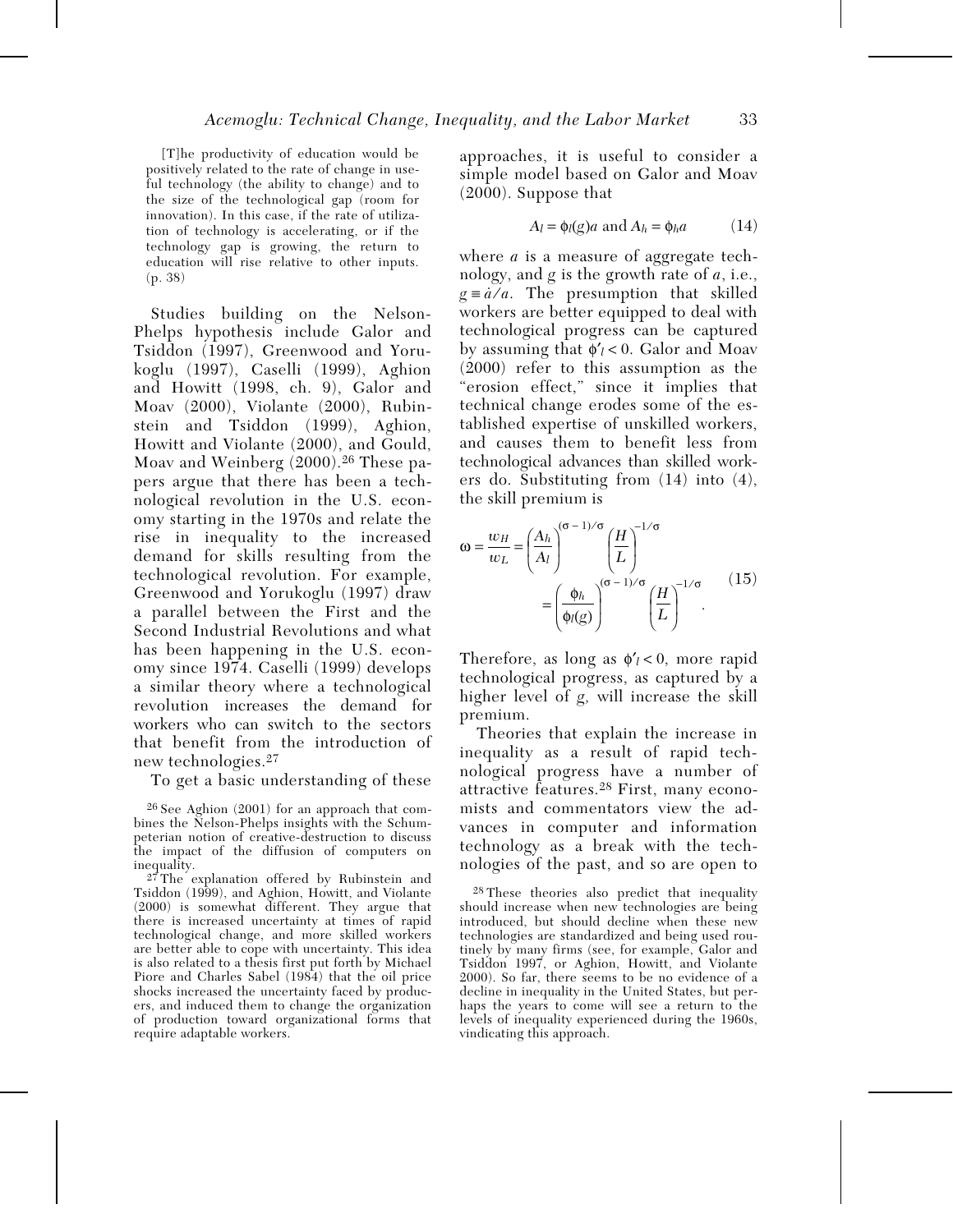> [T]he productivity of education would be positively related to the rate of change in useful technology (the ability to change) and to the size of the technological gap (room for innovation). In this case, if the rate of utilization of technology is accelerating, or if the technology gap is growing, the return to education will rise relative to other inputs. (p. 38)

Studies building on the Nelson-Phelps hypothesis include Galor and Tsiddon (1997), Greenwood and Yorukoglu (1997), Caselli (1999), Aghion and Howitt (1998, ch. 9), Galor and Moav (2000), Violante (2000), Rubinstein and Tsiddon (1999), Aghion, Howitt and Violante (2000), and Gould, Moav and Weinberg (2000).[26] These papers argue that there has been a technological revolution in the U.S. economy starting in the 1970s and relate the rise in inequality to the increased demand for skills resulting from the technological revolution. For example, Greenwood and Yorukoglu (1997) draw a parallel between the First and the Second Industrial Revolutions and what has been happening in the U.S. economy since 1974. Caselli (1999) develops a similar theory where a technological revolution increases the demand for workers who can switch to the sectors that benefit from the introduction of new technologies.[27]

To get a basic understanding of these approaches, it is useful to consider a simple model based on Galor and Moav (2000). Suppose that

$$A_l = \phi_l(g)a \text{ and } A_h = \phi_h a \tag{14}$$

where $a$ is a measure of aggregate technology, and $g$ is the growth rate of $a$, i.e., $g \equiv \dot{a}/a$. The presumption that skilled workers are better equipped to deal with technological progress can be captured by assuming that $\phi'_l < 0$. Galor and Moav (2000) refer to this assumption as the "erosion effect," since it implies that technical change erodes some of the established expertise of unskilled workers, and causes them to benefit less from technological advances than skilled workers do. Substituting from (14) into (4), the skill premium is

$$\omega = \frac{w_H}{w_L} = \left(\frac{A_h}{A_l}\right)^{(\sigma-1)/\sigma}\left(\frac{H}{L}\right)^{-1/\sigma} = \left(\frac{\phi_h}{\phi_l(g)}\right)^{(\sigma-1)/\sigma}\left(\frac{H}{L}\right)^{-1/\sigma}. \tag{15}$$

Therefore, as long as $\phi'_l < 0$, more rapid technological progress, as captured by a higher level of $g$, will increase the skill premium.

Theories that explain the increase in inequality as a result of rapid technological progress have a number of attractive features.[28] First, many economists and commentators view the advances in computer and information technology as a break with the technologies of the past, and so are open to

---

[26] See Aghion (2001) for an approach that combines the Nelson-Phelps insights with the Schumpeterian notion of creative-destruction to discuss the impact of the diffusion of computers on inequality.

[27] The explanation offered by Rubinstein and Tsiddon (1999), and Aghion, Howitt, and Violante (2000) is somewhat different. They argue that there is increased uncertainty at times of rapid technological change, and more skilled workers are better able to cope with uncertainty. This idea is also related to a thesis first put forth by Michael Piore and Charles Sabel (1984) that the oil price shocks increased the uncertainty faced by producers, and induced them to change the organization of production toward organizational forms that require adaptable workers.

[28] These theories also predict that inequality should increase when new technologies are being introduced, but should decline when these new technologies are standardized and being used routinely by many firms (see, for example, Galor and Tsiddon 1997, or Aghion, Howitt, and Violante 2000). So far, there seems to be no evidence of a decline in inequality in the United States, but perhaps the years to come will see a return to the levels of inequality experienced during the 1960s, vindicating this approach.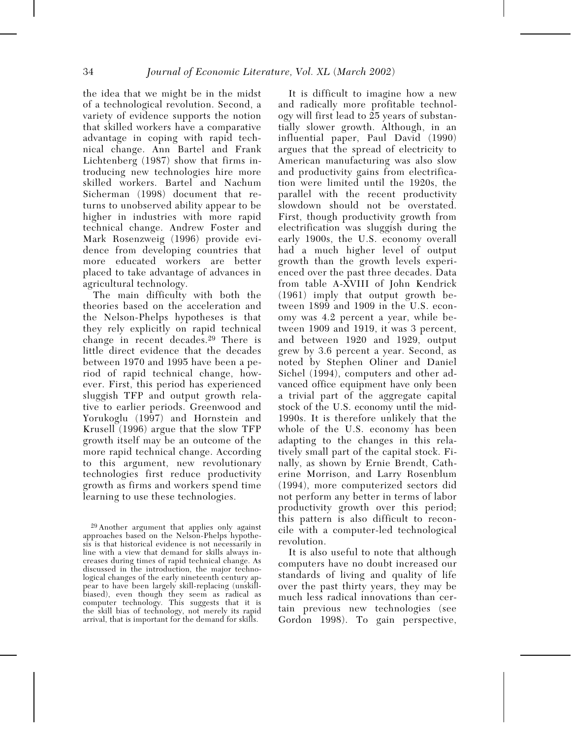the idea that we might be in the midst of a technological revolution. Second, a variety of evidence supports the notion that skilled workers have a comparative advantage in coping with rapid technical change. Ann Bartel and Frank Lichtenberg (1987) show that firms introducing new technologies hire more skilled workers. Bartel and Nachum Sicherman (1998) document that returns to unobserved ability appear to be higher in industries with more rapid technical change. Andrew Foster and Mark Rosenzweig (1996) provide evidence from developing countries that more educated workers are better placed to take advantage of advances in agricultural technology.

The main difficulty with both the theories based on the acceleration and the Nelson-Phelps hypotheses is that they rely explicitly on rapid technical change in recent decades.[29] There is little direct evidence that the decades between 1970 and 1995 have been a period of rapid technical change, however. First, this period has experienced sluggish TFP and output growth relative to earlier periods. Greenwood and Yorukoglu (1997) and Hornstein and Krusell (1996) argue that the slow TFP growth itself may be an outcome of the more rapid technical change. According to this argument, new revolutionary technologies first reduce productivity growth as firms and workers spend time learning to use these technologies.

It is difficult to imagine how a new and radically more profitable technology will first lead to 25 years of substantially slower growth. Although, in an influential paper, Paul David (1990) argues that the spread of electricity to American manufacturing was also slow and productivity gains from electrification were limited until the 1920s, the parallel with the recent productivity slowdown should not be overstated. First, though productivity growth from electrification was sluggish during the early 1900s, the U.S. economy overall had a much higher level of output growth than the growth levels experienced over the past three decades. Data from table A-XVIII of John Kendrick (1961) imply that output growth between 1899 and 1909 in the U.S. economy was 4.2 percent a year, while between 1909 and 1919, it was 3 percent, and between 1920 and 1929, output grew by 3.6 percent a year. Second, as noted by Stephen Oliner and Daniel Sichel (1994), computers and other advanced office equipment have only been a trivial part of the aggregate capital stock of the U.S. economy until the mid-1990s. It is therefore unlikely that the whole of the U.S. economy has been adapting to the changes in this relatively small part of the capital stock. Finally, as shown by Ernie Brendt, Catherine Morrison, and Larry Rosenblum (1994), more computerized sectors did not perform any better in terms of labor productivity growth over this period; this pattern is also difficult to reconcile with a computer-led technological revolution.

It is also useful to note that although computers have no doubt increased our standards of living and quality of life over the past thirty years, they may be much less radical innovations than certain previous new technologies (see Gordon 1998). To gain perspective,

[29] Another argument that applies only against approaches based on the Nelson-Phelps hypothesis is that historical evidence is not necessarily in line with a view that demand for skills always increases during times of rapid technical change. As discussed in the introduction, the major technological changes of the early nineteenth century appear to have been largely skill-replacing (unskill-biased), even though they seem as radical as computer technology. This suggests that it is the skill bias of technology, not merely its rapid arrival, that is important for the demand for skills.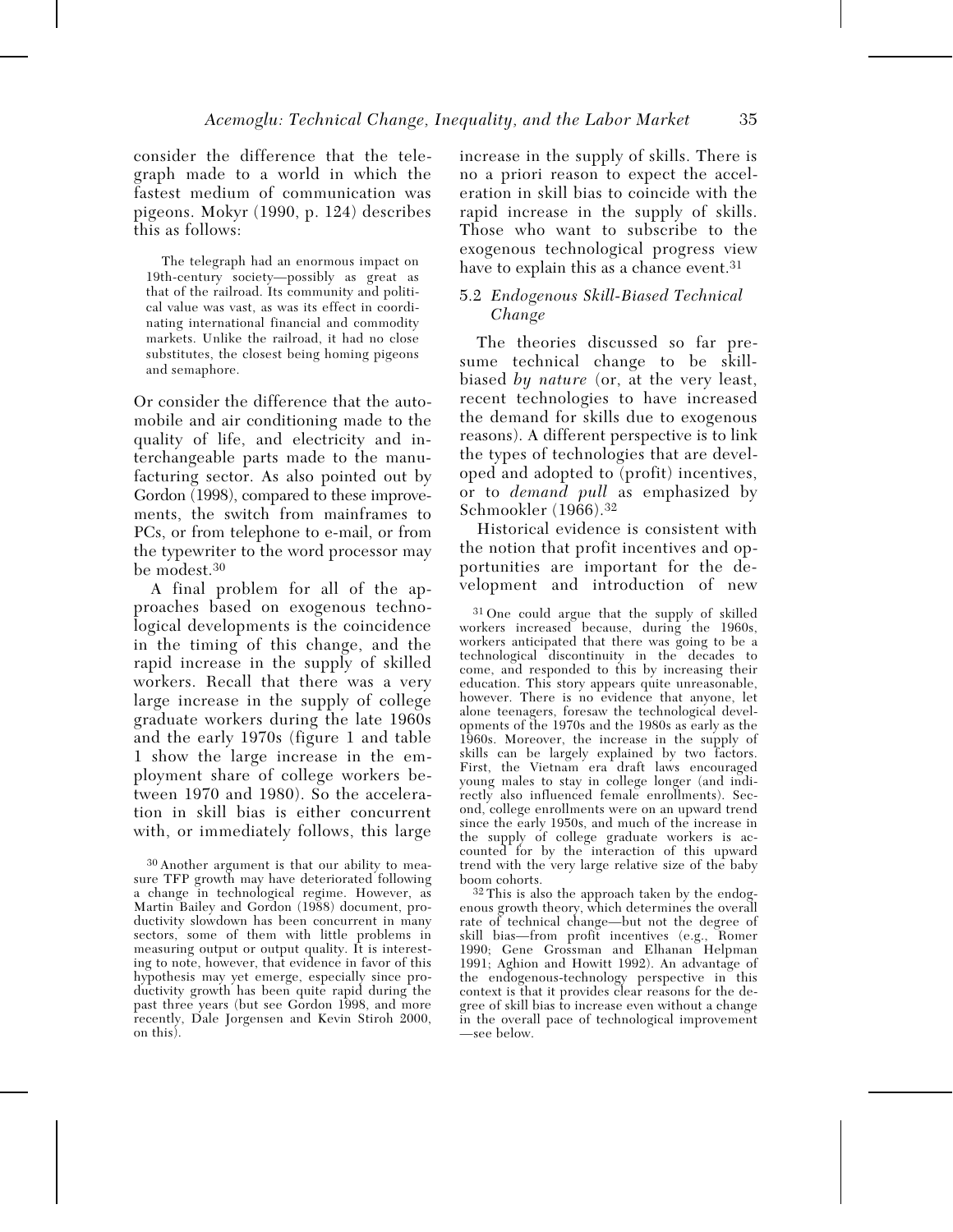consider the difference that the telegraph made to a world in which the fastest medium of communication was pigeons. Mokyr (1990, p. 124) describes this as follows:

> The telegraph had an enormous impact on 19th-century society—possibly as great as that of the railroad. Its community and political value was vast, as was its effect in coordinating international financial and commodity markets. Unlike the railroad, it had no close substitutes, the closest being homing pigeons and semaphore.

Or consider the difference that the automobile and air conditioning made to the quality of life, and electricity and interchangeable parts made to the manufacturing sector. As also pointed out by Gordon (1998), compared to these improvements, the switch from mainframes to PCs, or from telephone to e-mail, or from the typewriter to the word processor may be modest.[30]

A final problem for all of the approaches based on exogenous technological developments is the coincidence in the timing of this change, and the rapid increase in the supply of skilled workers. Recall that there was a very large increase in the supply of college graduate workers during the late 1960s and the early 1970s (figure 1 and table 1 show the large increase in the employment share of college workers between 1970 and 1980). So the acceleration in skill bias is either concurrent with, or immediately follows, this large increase in the supply of skills. There is no a priori reason to expect the acceleration in skill bias to coincide with the rapid increase in the supply of skills. Those who want to subscribe to the exogenous technological progress view have to explain this as a chance event.[31]

### 5.2 *Endogenous Skill-Biased Technical Change*

The theories discussed so far presume technical change to be skill-biased *by nature* (or, at the very least, recent technologies to have increased the demand for skills due to exogenous reasons). A different perspective is to link the types of technologies that are developed and adopted to (profit) incentives, or to *demand pull* as emphasized by Schmookler (1966).[32]

Historical evidence is consistent with the notion that profit incentives and opportunities are important for the development and introduction of new

---

[30] Another argument is that our ability to measure TFP growth may have deteriorated following a change in technological regime. However, as Martin Bailey and Gordon (1988) document, productivity slowdown has been concurrent in many sectors, some of them with little problems in measuring output or output quality. It is interesting to note, however, that evidence in favor of this hypothesis may yet emerge, especially since productivity growth has been quite rapid during the past three years (but see Gordon 1998, and more recently, Dale Jorgensen and Kevin Stiroh 2000, on this).

[31] One could argue that the supply of skilled workers increased because, during the 1960s, workers anticipated that there was going to be a technological discontinuity in the decades to come, and responded to this by increasing their education. This story appears quite unreasonable, however. There is no evidence that anyone, let alone teenagers, foresaw the technological developments of the 1970s and the 1980s as early as the 1960s. Moreover, the increase in the supply of skills can be largely explained by two factors. First, the Vietnam era draft laws encouraged young males to stay in college longer (and indirectly also influenced female enrollments). Second, college enrollments were on an upward trend since the early 1950s, and much of the increase in the supply of college graduate workers is accounted for by the interaction of this upward trend with the very large relative size of the baby boom cohorts.

[32] This is also the approach taken by the endogenous growth theory, which determines the overall rate of technical change—but not the degree of skill bias—from profit incentives (e.g., Romer 1990; Gene Grossman and Elhanan Helpman 1991; Aghion and Howitt 1992). An advantage of the endogenous-technology perspective in this context is that it provides clear reasons for the degree of skill bias to increase even without a change in the overall pace of technological improvement —see below.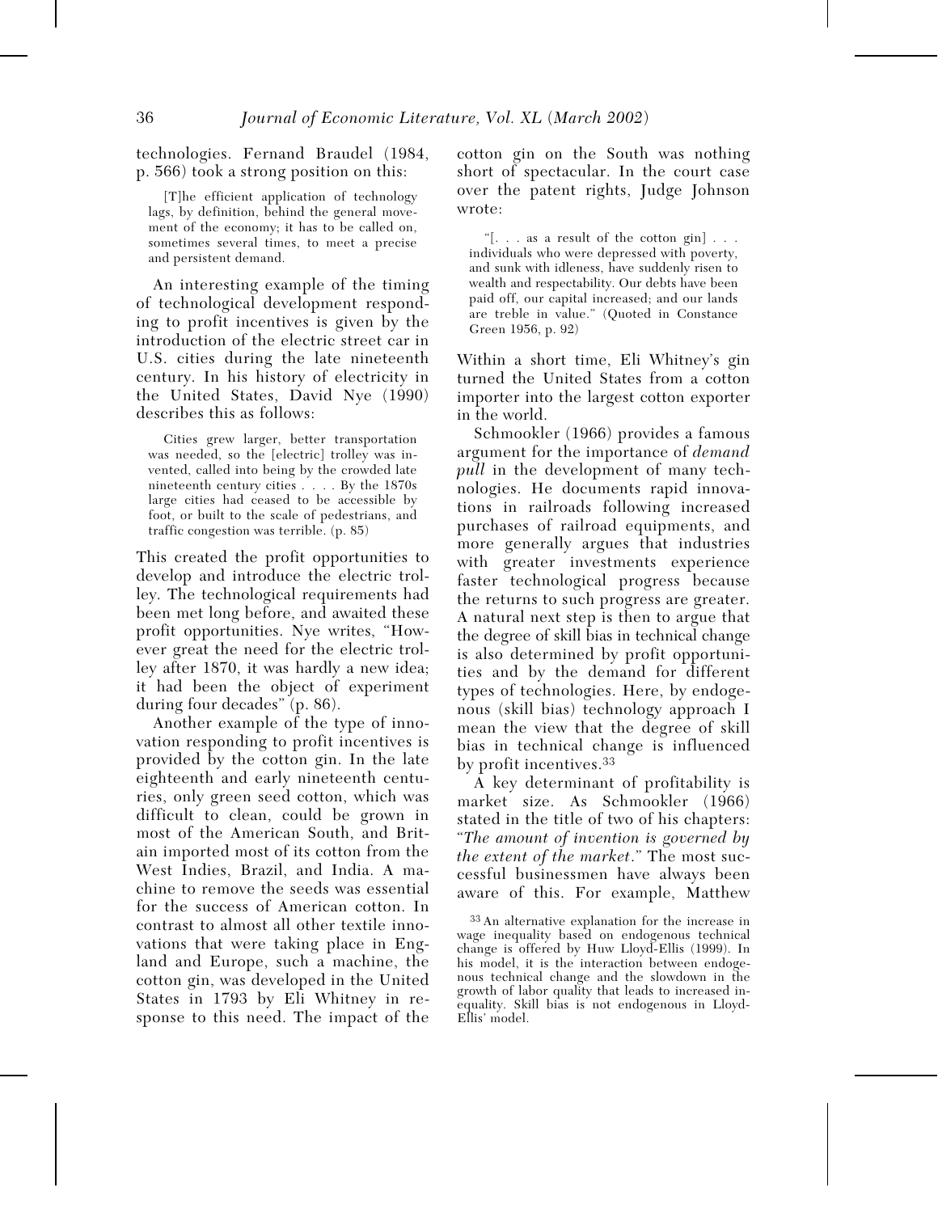technologies. Fernand Braudel (1984, p. 566) took a strong position on this:

> [T]he efficient application of technology lags, by definition, behind the general movement of the economy; it has to be called on, sometimes several times, to meet a precise and persistent demand.

An interesting example of the timing of technological development responding to profit incentives is given by the introduction of the electric street car in U.S. cities during the late nineteenth century. In his history of electricity in the United States, David Nye (1990) describes this as follows:

> Cities grew larger, better transportation was needed, so the [electric] trolley was invented, called into being by the crowded late nineteenth century cities . . . . By the 1870s large cities had ceased to be accessible by foot, or built to the scale of pedestrians, and traffic congestion was terrible. (p. 85)

This created the profit opportunities to develop and introduce the electric trolley. The technological requirements had been met long before, and awaited these profit opportunities. Nye writes, "However great the need for the electric trolley after 1870, it was hardly a new idea; it had been the object of experiment during four decades" (p. 86).

Another example of the type of innovation responding to profit incentives is provided by the cotton gin. In the late eighteenth and early nineteenth centuries, only green seed cotton, which was difficult to clean, could be grown in most of the American South, and Britain imported most of its cotton from the West Indies, Brazil, and India. A machine to remove the seeds was essential for the success of American cotton. In contrast to almost all other textile innovations that were taking place in England and Europe, such a machine, the cotton gin, was developed in the United States in 1793 by Eli Whitney in response to this need. The impact of the cotton gin on the South was nothing short of spectacular. In the court case over the patent rights, Judge Johnson wrote:

> "[. . . as a result of the cotton gin] . . . individuals who were depressed with poverty, and sunk with idleness, have suddenly risen to wealth and respectability. Our debts have been paid off, our capital increased; and our lands are treble in value." (Quoted in Constance Green 1956, p. 92)

Within a short time, Eli Whitney's gin turned the United States from a cotton importer into the largest cotton exporter in the world.

Schmookler (1966) provides a famous argument for the importance of *demand pull* in the development of many technologies. He documents rapid innovations in railroads following increased purchases of railroad equipments, and more generally argues that industries with greater investments experience faster technological progress because the returns to such progress are greater. A natural next step is then to argue that the degree of skill bias in technical change is also determined by profit opportunities and by the demand for different types of technologies. Here, by endogenous (skill bias) technology approach I mean the view that the degree of skill bias in technical change is influenced by profit incentives.[33]

A key determinant of profitability is market size. As Schmookler (1966) stated in the title of two of his chapters: "*The amount of invention is governed by the extent of the market*." The most successful businessmen have always been aware of this. For example, Matthew

[33] An alternative explanation for the increase in wage inequality based on endogenous technical change is offered by Huw Lloyd-Ellis (1999). In his model, it is the interaction between endogenous technical change and the slowdown in the growth of labor quality that leads to increased inequality. Skill bias is not endogenous in Lloyd-Ellis' model.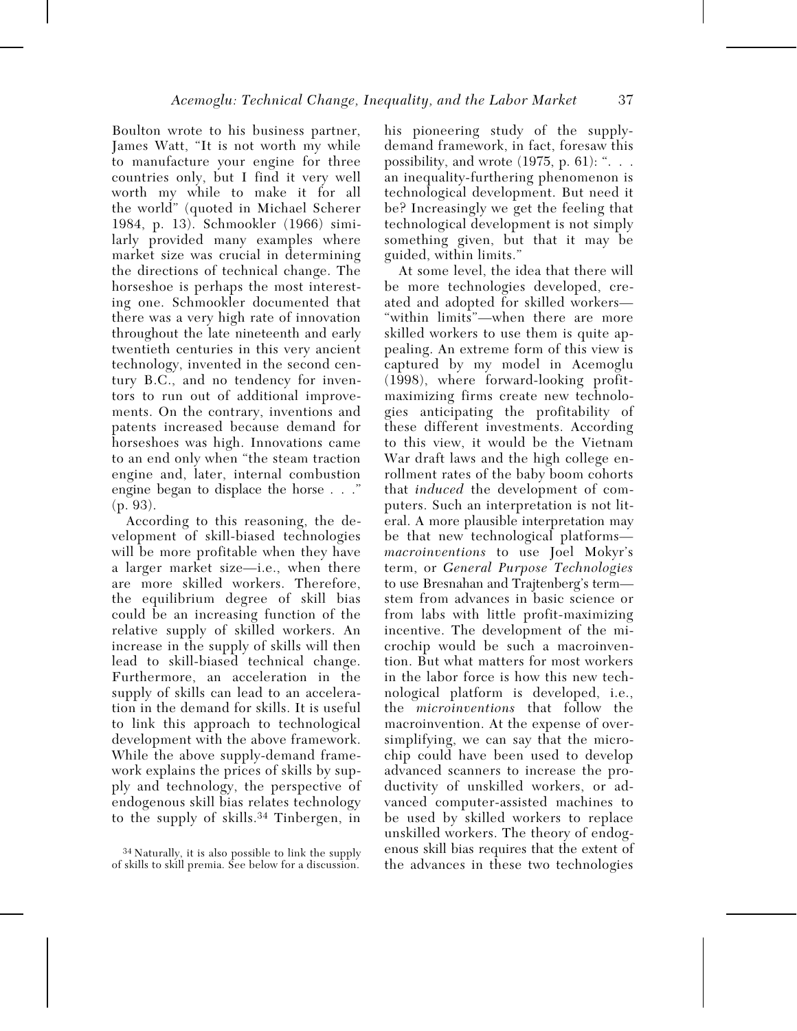Boulton wrote to his business partner, James Watt, "It is not worth my while to manufacture your engine for three countries only, but I find it very well worth my while to make it for all the world" (quoted in Michael Scherer 1984, p. 13). Schmookler (1966) similarly provided many examples where market size was crucial in determining the directions of technical change. The horseshoe is perhaps the most interesting one. Schmookler documented that there was a very high rate of innovation throughout the late nineteenth and early twentieth centuries in this very ancient technology, invented in the second century B.C., and no tendency for inventors to run out of additional improvements. On the contrary, inventions and patents increased because demand for horseshoes was high. Innovations came to an end only when "the steam traction engine and, later, internal combustion engine began to displace the horse . . ." (p. 93).

According to this reasoning, the development of skill-biased technologies will be more profitable when they have a larger market size—i.e., when there are more skilled workers. Therefore, the equilibrium degree of skill bias could be an increasing function of the relative supply of skilled workers. An increase in the supply of skills will then lead to skill-biased technical change. Furthermore, an acceleration in the supply of skills can lead to an acceleration in the demand for skills. It is useful to link this approach to technological development with the above framework. While the above supply-demand framework explains the prices of skills by supply and technology, the perspective of endogenous skill bias relates technology to the supply of skills.[34] Tinbergen, in his pioneering study of the supply-demand framework, in fact, foresaw this possibility, and wrote (1975, p. 61): ". . . an inequality-furthering phenomenon is technological development. But need it be? Increasingly we get the feeling that technological development is not simply something given, but that it may be guided, within limits."

At some level, the idea that there will be more technologies developed, created and adopted for skilled workers—"within limits"—when there are more skilled workers to use them is quite appealing. An extreme form of this view is captured by my model in Acemoglu (1998), where forward-looking profit-maximizing firms create new technologies anticipating the profitability of these different investments. According to this view, it would be the Vietnam War draft laws and the high college enrollment rates of the baby boom cohorts that *induced* the development of computers. Such an interpretation is not literal. A more plausible interpretation may be that new technological platforms—*macroinventions* to use Joel Mokyr's term, or *General Purpose Technologies* to use Bresnahan and Trajtenberg's term—stem from advances in basic science or from labs with little profit-maximizing incentive. The development of the microchip would be such a macroinvention. But what matters for most workers in the labor force is how this new technological platform is developed, i.e., the *microinventions* that follow the macroinvention. At the expense of oversimplifying, we can say that the microchip could have been used to develop advanced scanners to increase the productivity of unskilled workers, or advanced computer-assisted machines to be used by skilled workers to replace unskilled workers. The theory of endogenous skill bias requires that the extent of the advances in these two technologies

[34] Naturally, it is also possible to link the supply of skills to skill premia. See below for a discussion.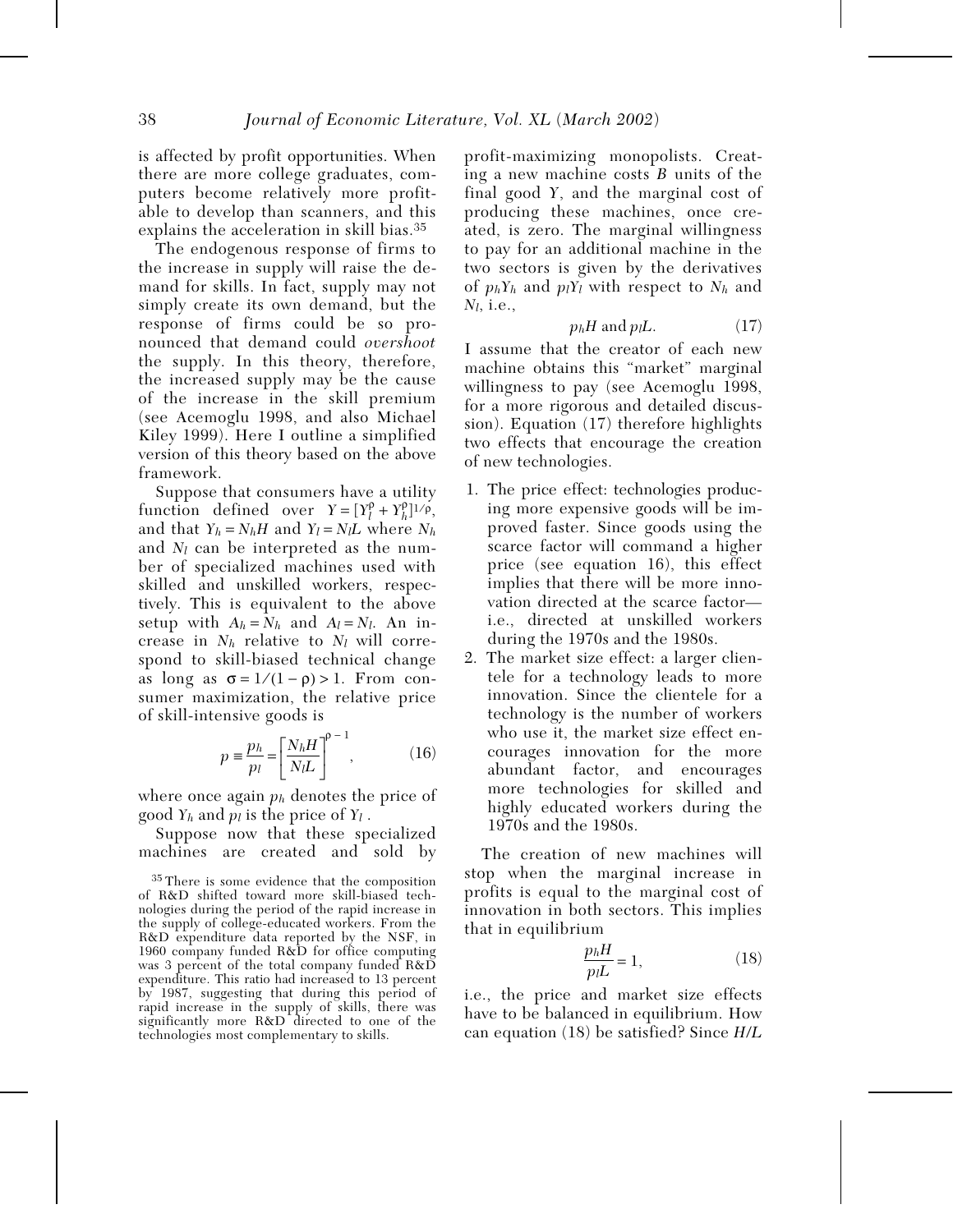is affected by profit opportunities. When there are more college graduates, computers become relatively more profitable to develop than scanners, and this explains the acceleration in skill bias.[35]

The endogenous response of firms to the increase in supply will raise the demand for skills. In fact, supply may not simply create its own demand, but the response of firms could be so pronounced that demand could *overshoot* the supply. In this theory, therefore, the increased supply may be the cause of the increase in the skill premium (see Acemoglu 1998, and also Michael Kiley 1999). Here I outline a simplified version of this theory based on the above framework.

Suppose that consumers have a utility function defined over $Y = [Y_l^\rho + Y_h^\rho]^{1/\rho}$, and that $Y_h = N_h H$ and $Y_l = N_l L$ where $N_h$ and $N_l$ can be interpreted as the number of specialized machines used with skilled and unskilled workers, respectively. This is equivalent to the above setup with $A_h = N_h$ and $A_l = N_l$. An increase in $N_h$ relative to $N_l$ will correspond to skill-biased technical change as long as $\sigma = 1/(1-\rho) > 1$. From consumer maximization, the relative price of skill-intensive goods is

$$p \equiv \frac{p_h}{p_l} = \left[\frac{N_h H}{N_l L}\right]^{\rho - 1}, \tag{16}$$

where once again $p_h$ denotes the price of good $Y_h$ and $p_l$ is the price of $Y_l$.

Suppose now that these specialized machines are created and sold by profit-maximizing monopolists. Creating a new machine costs $B$ units of the final good $Y$, and the marginal cost of producing these machines, once created, is zero. The marginal willingness to pay for an additional machine in the two sectors is given by the derivatives of $p_h Y_h$ and $p_l Y_l$ with respect to $N_h$ and $N_l$, i.e.,

$$p_h H \text{ and } p_l L. \tag{17}$$

I assume that the creator of each new machine obtains this "market" marginal willingness to pay (see Acemoglu 1998, for a more rigorous and detailed discussion). Equation (17) therefore highlights two effects that encourage the creation of new technologies.

1. The price effect: technologies producing more expensive goods will be improved faster. Since goods using the scarce factor will command a higher price (see equation 16), this effect implies that there will be more innovation directed at the scarce factor—i.e., directed at unskilled workers during the 1970s and the 1980s.
2. The market size effect: a larger clientele for a technology leads to more innovation. Since the clientele for a technology is the number of workers who use it, the market size effect encourages innovation for the more abundant factor, and encourages more technologies for skilled and highly educated workers during the 1970s and the 1980s.

The creation of new machines will stop when the marginal increase in profits is equal to the marginal cost of innovation in both sectors. This implies that in equilibrium

$$\frac{p_h H}{p_l L} = 1, \tag{18}$$

i.e., the price and market size effects have to be balanced in equilibrium. How can equation (18) be satisfied? Since $H/L$

[35] There is some evidence that the composition of R&D shifted toward more skill-biased technologies during the period of the rapid increase in the supply of college-educated workers. From the R&D expenditure data reported by the NSF, in 1960 company funded R&D for office computing was 3 percent of the total company funded R&D expenditure. This ratio had increased to 13 percent by 1987, suggesting that during this period of rapid increase in the supply of skills, there was significantly more R&D directed to one of the technologies most complementary to skills.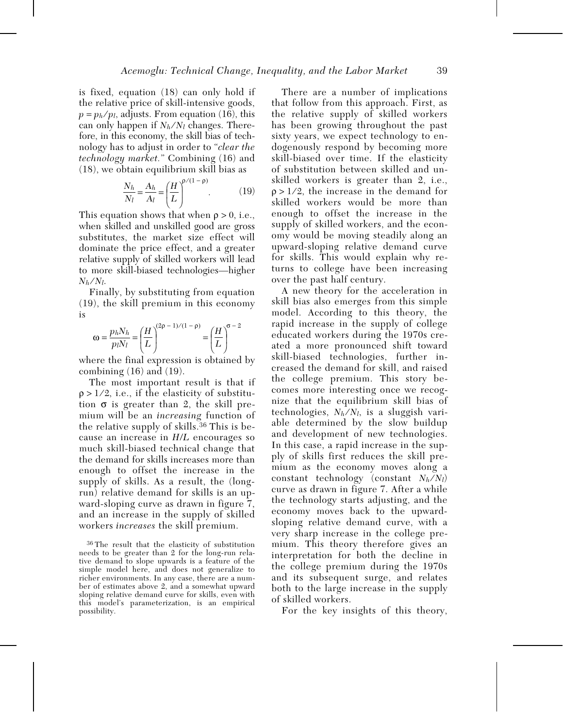is fixed, equation (18) can only hold if the relative price of skill-intensive goods, $p = p_h/p_l$, adjusts. From equation (16), this can only happen if $N_h/N_l$ changes. Therefore, in this economy, the skill bias of technology has to adjust in order to "*clear the technology market.*" Combining (16) and (18), we obtain equilibrium skill bias as

$$\frac{N_h}{N_l} = \frac{A_h}{A_l} = \left(\frac{H}{L}\right)^{\rho/(1-\rho)}. \qquad (19)$$

This equation shows that when $\rho > 0$, i.e., when skilled and unskilled good are gross substitutes, the market size effect will dominate the price effect, and a greater relative supply of skilled workers will lead to more skill-biased technologies—higher $N_h/N_l$.

Finally, by substituting from equation (19), the skill premium in this economy is

$$\omega = \frac{p_h N_h}{p_l N_l} = \left(\frac{H}{L}\right)^{(2\rho-1)/(1-\rho)} = \left(\frac{H}{L}\right)^{\sigma-2}$$

where the final expression is obtained by combining (16) and (19).

The most important result is that if $\rho > 1/2$, i.e., if the elasticity of substitution $\sigma$ is greater than 2, the skill premium will be an *increasing* function of the relative supply of skills.[36] This is because an increase in $H/L$ encourages so much skill-biased technical change that the demand for skills increases more than enough to offset the increase in the supply of skills. As a result, the (long-run) relative demand for skills is an upward-sloping curve as drawn in figure 7, and an increase in the supply of skilled workers *increases* the skill premium.

There are a number of implications that follow from this approach. First, as the relative supply of skilled workers has been growing throughout the past sixty years, we expect technology to endogenously respond by becoming more skill-biased over time. If the elasticity of substitution between skilled and unskilled workers is greater than 2, i.e., $\rho > 1/2$, the increase in the demand for skilled workers would be more than enough to offset the increase in the supply of skilled workers, and the economy would be moving steadily along an upward-sloping relative demand curve for skills. This would explain why returns to college have been increasing over the past half century.

A new theory for the acceleration in skill bias also emerges from this simple model. According to this theory, the rapid increase in the supply of college educated workers during the 1970s created a more pronounced shift toward skill-biased technologies, further increased the demand for skill, and raised the college premium. This story becomes more interesting once we recognize that the equilibrium skill bias of technologies, $N_h/N_l$, is a sluggish variable determined by the slow buildup and development of new technologies. In this case, a rapid increase in the supply of skills first reduces the skill premium as the economy moves along a constant technology (constant $N_h/N_l$) curve as drawn in figure 7. After a while the technology starts adjusting, and the economy moves back to the upward-sloping relative demand curve, with a very sharp increase in the college premium. This theory therefore gives an interpretation for both the decline in the college premium during the 1970s and its subsequent surge, and relates both to the large increase in the supply of skilled workers.

For the key insights of this theory,

[36] The result that the elasticity of substitution needs to be greater than 2 for the long-run relative demand to slope upwards is a feature of the simple model here, and does not generalize to richer environments. In any case, there are a number of estimates above 2, and a somewhat upward sloping relative demand curve for skills, even with this model's parameterization, is an empirical possibility.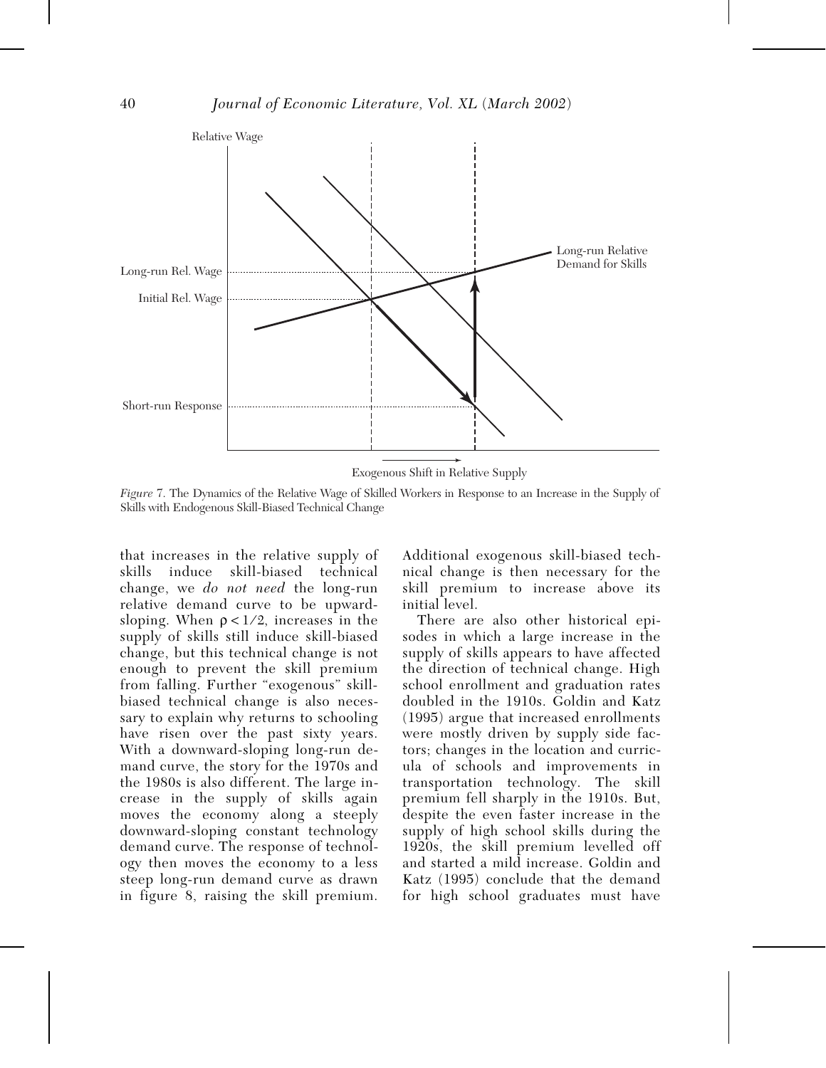*Figure* 7. The Dynamics of the Relative Wage of Skilled Workers in Response to an Increase in the Supply of Skills with Endogenous Skill-Biased Technical Change

that increases in the relative supply of skills induce skill-biased technical change, we *do not need* the long-run relative demand curve to be upward-sloping. When $\rho < 1/2$, increases in the supply of skills still induce skill-biased change, but this technical change is not enough to prevent the skill premium from falling. Further "exogenous" skill-biased technical change is also necessary to explain why returns to schooling have risen over the past sixty years. With a downward-sloping long-run demand curve, the story for the 1970s and the 1980s is also different. The large increase in the supply of skills again moves the economy along a steeply downward-sloping constant technology demand curve. The response of technology then moves the economy to a less steep long-run demand curve as drawn in figure 8, raising the skill premium. Additional exogenous skill-biased technical change is then necessary for the skill premium to increase above its initial level.

There are also other historical episodes in which a large increase in the supply of skills appears to have affected the direction of technical change. High school enrollment and graduation rates doubled in the 1910s. Goldin and Katz (1995) argue that increased enrollments were mostly driven by supply side factors; changes in the location and curricula of schools and improvements in transportation technology. The skill premium fell sharply in the 1910s. But, despite the even faster increase in the supply of high school skills during the 1920s, the skill premium levelled off and started a mild increase. Goldin and Katz (1995) conclude that the demand for high school graduates must have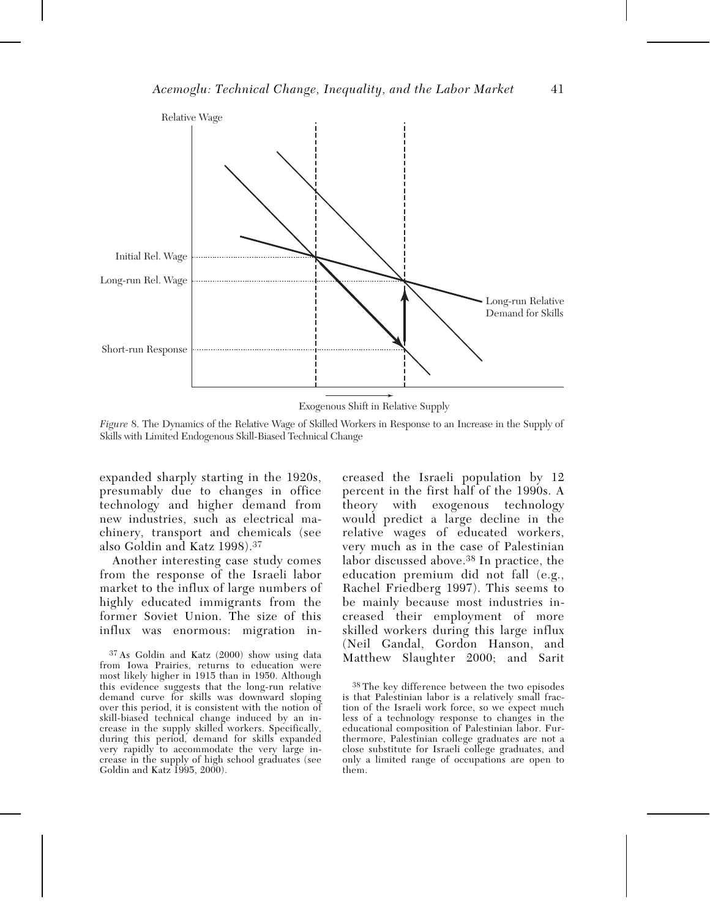Relative Wage

Initial Rel. Wage

Long-run Rel. Wage

Short-run Response

Long-run Relative Demand for Skills

Exogenous Shift in Relative Supply

*Figure* 8. The Dynamics of the Relative Wage of Skilled Workers in Response to an Increase in the Supply of Skills with Limited Endogenous Skill-Biased Technical Change

expanded sharply starting in the 1920s, presumably due to changes in office technology and higher demand from new industries, such as electrical machinery, transport and chemicals (see also Goldin and Katz 1998).[37]

Another interesting case study comes from the response of the Israeli labor market to the influx of large numbers of highly educated immigrants from the former Soviet Union. The size of this influx was enormous: migration increased the Israeli population by 12 percent in the first half of the 1990s. A theory with exogenous technology would predict a large decline in the relative wages of educated workers, very much as in the case of Palestinian labor discussed above.[38] In practice, the education premium did not fall (e.g., Rachel Friedberg 1997). This seems to be mainly because most industries increased their employment of more skilled workers during this large influx (Neil Gandal, Gordon Hanson, and Matthew Slaughter 2000; and Sarit

[37] As Goldin and Katz (2000) show using data from Iowa Prairies, returns to education were most likely higher in 1915 than in 1950. Although this evidence suggests that the long-run relative demand curve for skills was downward sloping over this period, it is consistent with the notion of skill-biased technical change induced by an increase in the supply skilled workers. Specifically, during this period, demand for skills expanded very rapidly to accommodate the very large increase in the supply of high school graduates (see Goldin and Katz 1995, 2000).

[38] The key difference between the two episodes is that Palestinian labor is a relatively small fraction of the Israeli work force, so we expect much less of a technology response to changes in the educational composition of Palestinian labor. Furthermore, Palestinian college graduates are not a close substitute for Israeli college graduates, and only a limited range of occupations are open to them.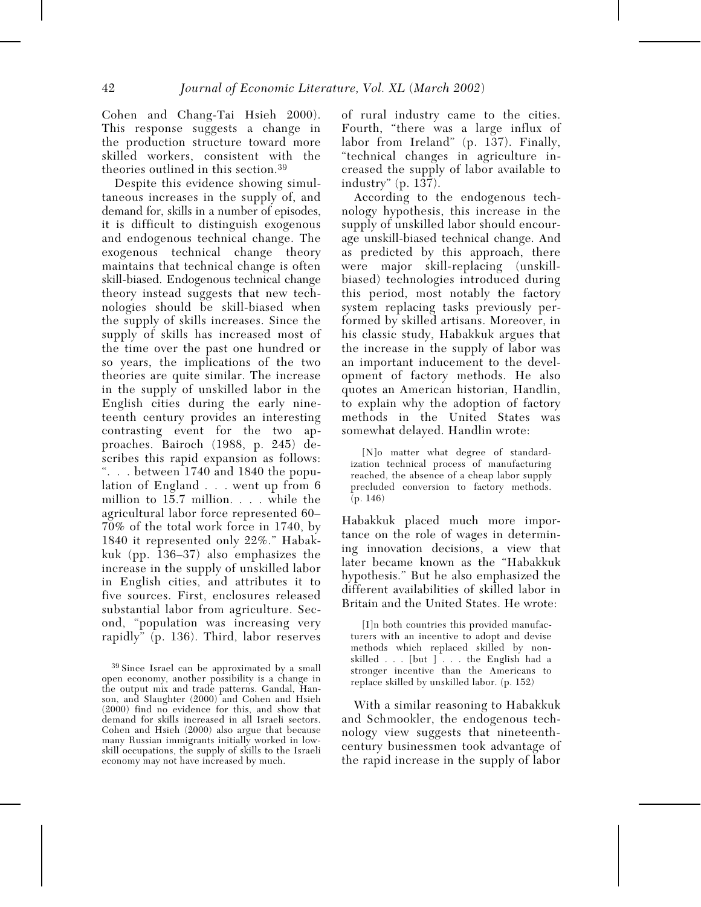Cohen and Chang-Tai Hsieh 2000). This response suggests a change in the production structure toward more skilled workers, consistent with the theories outlined in this section.[39]

Despite this evidence showing simultaneous increases in the supply of, and demand for, skills in a number of episodes, it is difficult to distinguish exogenous and endogenous technical change. The exogenous technical change theory maintains that technical change is often skill-biased. Endogenous technical change theory instead suggests that new technologies should be skill-biased when the supply of skills increases. Since the supply of skills has increased most of the time over the past one hundred or so years, the implications of the two theories are quite similar. The increase in the supply of unskilled labor in the English cities during the early nineteenth century provides an interesting contrasting event for the two approaches. Bairoch (1988, p. 245) describes this rapid expansion as follows: ". . . between 1740 and 1840 the population of England . . . went up from 6 million to 15.7 million. . . . while the agricultural labor force represented 60–70% of the total work force in 1740, by 1840 it represented only 22%." Habakkuk (pp. 136–37) also emphasizes the increase in the supply of unskilled labor in English cities, and attributes it to five sources. First, enclosures released substantial labor from agriculture. Second, "population was increasing very rapidly" (p. 136). Third, labor reserves of rural industry came to the cities. Fourth, "there was a large influx of labor from Ireland" (p. 137). Finally, "technical changes in agriculture increased the supply of labor available to industry" (p. 137).

According to the endogenous technology hypothesis, this increase in the supply of unskilled labor should encourage unskill-biased technical change. And as predicted by this approach, there were major skill-replacing (unskill-biased) technologies introduced during this period, most notably the factory system replacing tasks previously performed by skilled artisans. Moreover, in his classic study, Habakkuk argues that the increase in the supply of labor was an important inducement to the development of factory methods. He also quotes an American historian, Handlin, to explain why the adoption of factory methods in the United States was somewhat delayed. Handlin wrote:

> [N]o matter what degree of standardization technical process of manufacturing reached, the absence of a cheap labor supply precluded conversion to factory methods. (p. 146)

Habakkuk placed much more importance on the role of wages in determining innovation decisions, a view that later became known as the "Habakkuk hypothesis." But he also emphasized the different availabilities of skilled labor in Britain and the United States. He wrote:

> [I]n both countries this provided manufacturers with an incentive to adopt and devise methods which replaced skilled by nonskilled . . . [but ] . . . the English had a stronger incentive than the Americans to replace skilled by unskilled labor. (p. 152)

With a similar reasoning to Habakkuk and Schmookler, the endogenous technology view suggests that nineteenth-century businessmen took advantage of the rapid increase in the supply of labor

[39] Since Israel can be approximated by a small open economy, another possibility is a change in the output mix and trade patterns. Gandal, Hanson, and Slaughter (2000) and Cohen and Hsieh (2000) find no evidence for this, and show that demand for skills increased in all Israeli sectors. Cohen and Hsieh (2000) also argue that because many Russian immigrants initially worked in low-skill occupations, the supply of skills to the Israeli economy may not have increased by much.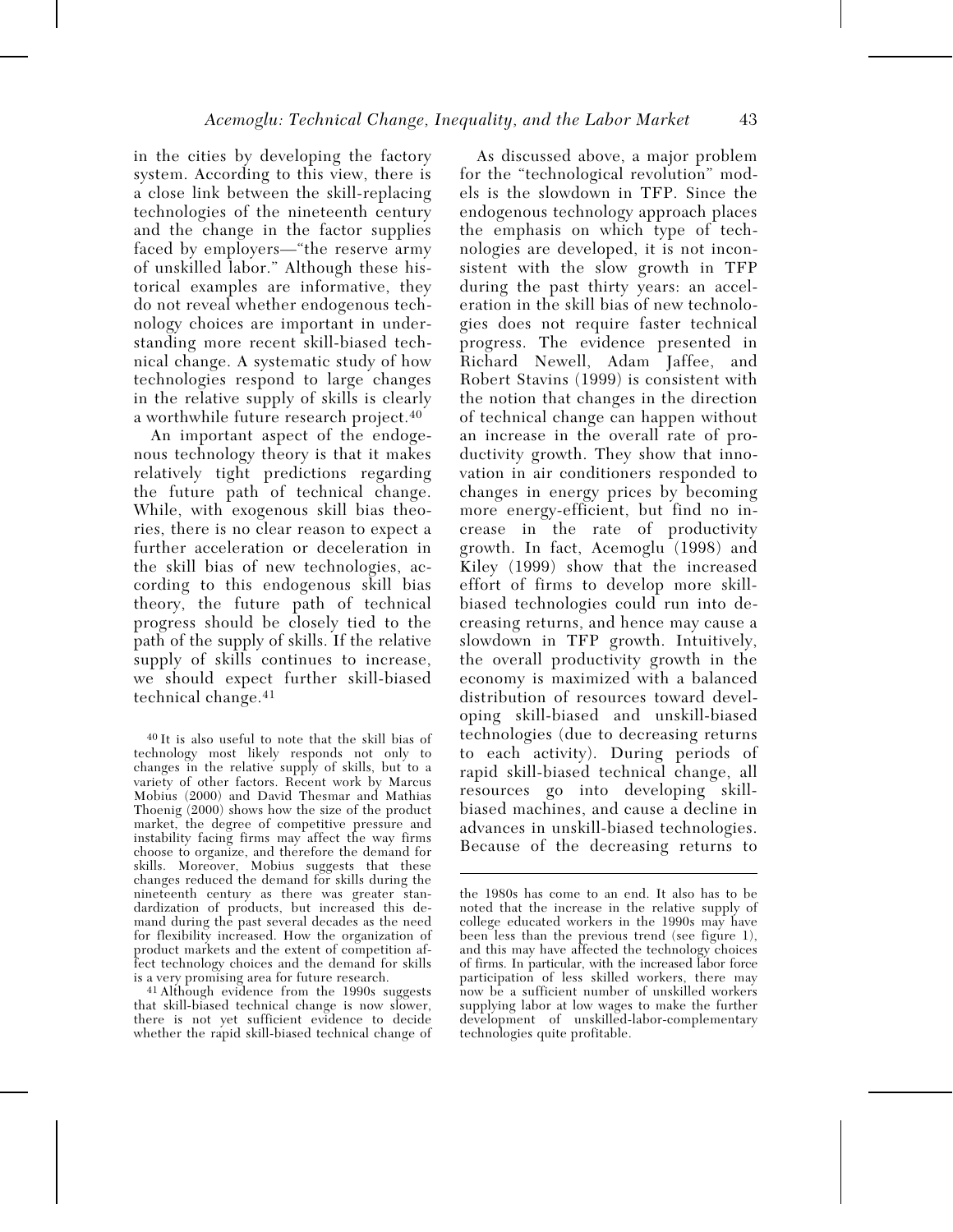in the cities by developing the factory system. According to this view, there is a close link between the skill-replacing technologies of the nineteenth century and the change in the factor supplies faced by employers—"the reserve army of unskilled labor." Although these historical examples are informative, they do not reveal whether endogenous technology choices are important in understanding more recent skill-biased technical change. A systematic study of how technologies respond to large changes in the relative supply of skills is clearly a worthwhile future research project.[40]

An important aspect of the endogenous technology theory is that it makes relatively tight predictions regarding the future path of technical change. While, with exogenous skill bias theories, there is no clear reason to expect a further acceleration or deceleration in the skill bias of new technologies, according to this endogenous skill bias theory, the future path of technical progress should be closely tied to the path of the supply of skills. If the relative supply of skills continues to increase, we should expect further skill-biased technical change.[41]

As discussed above, a major problem for the "technological revolution" models is the slowdown in TFP. Since the endogenous technology approach places the emphasis on which type of technologies are developed, it is not inconsistent with the slow growth in TFP during the past thirty years: an acceleration in the skill bias of new technologies does not require faster technical progress. The evidence presented in Richard Newell, Adam Jaffee, and Robert Stavins (1999) is consistent with the notion that changes in the direction of technical change can happen without an increase in the overall rate of productivity growth. They show that innovation in air conditioners responded to changes in energy prices by becoming more energy-efficient, but find no increase in the rate of productivity growth. In fact, Acemoglu (1998) and Kiley (1999) show that the increased effort of firms to develop more skill-biased technologies could run into decreasing returns, and hence may cause a slowdown in TFP growth. Intuitively, the overall productivity growth in the economy is maximized with a balanced distribution of resources toward developing skill-biased and unskill-biased technologies (due to decreasing returns to each activity). During periods of rapid skill-biased technical change, all resources go into developing skill-biased machines, and cause a decline in advances in unskill-biased technologies. Because of the decreasing returns to

[40] It is also useful to note that the skill bias of technology most likely responds not only to changes in the relative supply of skills, but to a variety of other factors. Recent work by Marcus Mobius (2000) and David Thesmar and Mathias Thoenig (2000) shows how the size of the product market, the degree of competitive pressure and instability facing firms may affect the way firms choose to organize, and therefore the demand for skills. Moreover, Mobius suggests that these changes reduced the demand for skills during the nineteenth century as there was greater standardization of products, but increased this demand during the past several decades as the need for flexibility increased. How the organization of product markets and the extent of competition affect technology choices and the demand for skills is a very promising area for future research.

[41] Although evidence from the 1990s suggests that skill-biased technical change is now slower, there is not yet sufficient evidence to decide whether the rapid skill-biased technical change of the 1980s has come to an end. It also has to be noted that the increase in the relative supply of college educated workers in the 1990s may have been less than the previous trend (see figure 1), and this may have affected the technology choices of firms. In particular, with the increased labor force participation of less skilled workers, there may now be a sufficient number of unskilled workers supplying labor at low wages to make the further development of unskilled-labor-complementary technologies quite profitable.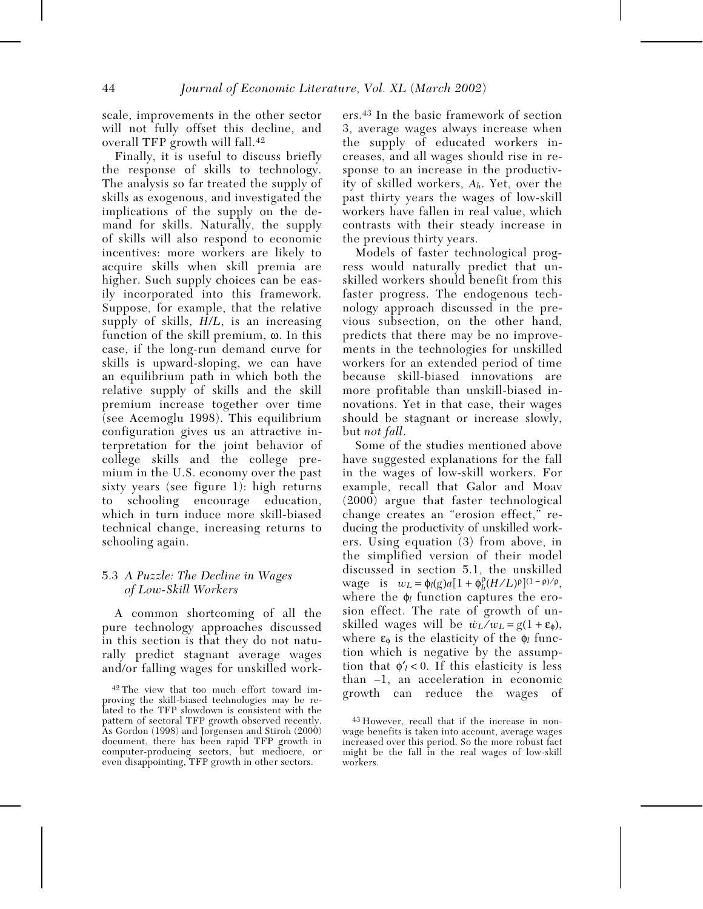scale, improvements in the other sector will not fully offset this decline, and overall TFP growth will fall.[42]

Finally, it is useful to discuss briefly the response of skills to technology. The analysis so far treated the supply of skills as exogenous, and investigated the implications of the supply on the demand for skills. Naturally, the supply of skills will also respond to economic incentives: more workers are likely to acquire skills when skill premia are higher. Such supply choices can be easily incorporated into this framework. Suppose, for example, that the relative supply of skills, $H/L$, is an increasing function of the skill premium, $\omega$. In this case, if the long-run demand curve for skills is upward-sloping, we can have an equilibrium path in which both the relative supply of skills and the skill premium increase together over time (see Acemoglu 1998). This equilibrium configuration gives us an attractive interpretation for the joint behavior of college skills and the college premium in the U.S. economy over the past sixty years (see figure 1): high returns to schooling encourage education, which in turn induce more skill-biased technical change, increasing returns to schooling again.

### 5.3 *A Puzzle: The Decline in Wages of Low-Skill Workers*

A common shortcoming of all the pure technology approaches discussed in this section is that they do not naturally predict stagnant average wages and/or falling wages for unskilled workers.[43] In the basic framework of section 3, average wages always increase when the supply of educated workers increases, and all wages should rise in response to an increase in the productivity of skilled workers, $A_h$. Yet, over the past thirty years the wages of low-skill workers have fallen in real value, which contrasts with their steady increase in the previous thirty years.

Models of faster technological progress would naturally predict that unskilled workers should benefit from this faster progress. The endogenous technology approach discussed in the previous subsection, on the other hand, predicts that there may be no improvements in the technologies for unskilled workers for an extended period of time because skill-biased innovations are more profitable than unskill-biased innovations. Yet in that case, their wages should be stagnant or increase slowly, but *not fall*.

Some of the studies mentioned above have suggested explanations for the fall in the wages of low-skill workers. For example, recall that Galor and Moav (2000) argue that faster technological change creates an "erosion effect," reducing the productivity of unskilled workers. Using equation (3) from above, in the simplified version of their model discussed in section 5.1, the unskilled wage is $w_L = \phi_l(g)a[1 + \phi_h^\rho(H/L)^\rho]^{(1-\rho)/\rho}$, where the $\phi_l$ function captures the erosion effect. The rate of growth of unskilled wages will be $\dot{w}_L/w_L = g(1 + \varepsilon_\phi)$, where $\varepsilon_\phi$ is the elasticity of the $\phi_l$ function which is negative by the assumption that $\phi_l' < 0$. If this elasticity is less than $-1$, an acceleration in economic growth can reduce the wages of

[42] The view that too much effort toward improving the skill-biased technologies may be related to the TFP slowdown is consistent with the pattern of sectoral TFP growth observed recently. As Gordon (1998) and Jorgensen and Stiroh (2000) document, there has been rapid TFP growth in computer-producing sectors, but mediocre, or even disappointing, TFP growth in other sectors.

[43] However, recall that if the increase in nonwage benefits is taken into account, average wages increased over this period. So the more robust fact might be the fall in the real wages of low-skill workers.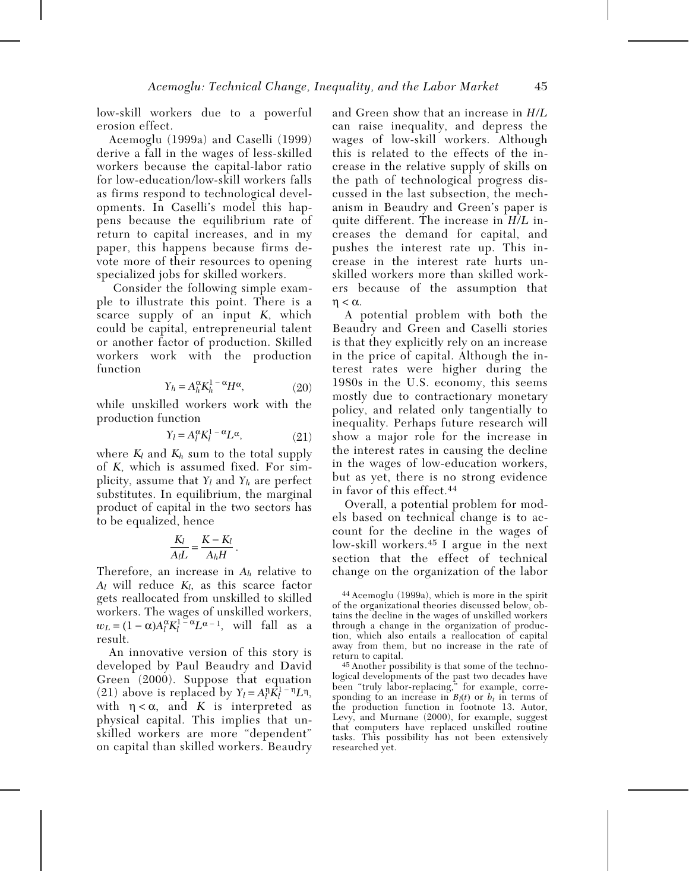low-skill workers due to a powerful erosion effect.

Acemoglu (1999a) and Caselli (1999) derive a fall in the wages of less-skilled workers because the capital-labor ratio for low-education/low-skill workers falls as firms respond to technological developments. In Caselli's model this happens because the equilibrium rate of return to capital increases, and in my paper, this happens because firms devote more of their resources to opening specialized jobs for skilled workers.

Consider the following simple example to illustrate this point. There is a scarce supply of an input $K$, which could be capital, entrepreneurial talent or another factor of production. Skilled workers work with the production function

$$Y_h = A_h^{\alpha} K_h^{1-\alpha} H^{\alpha}, \tag{20}$$

while unskilled workers work with the production function

$$Y_l = A_l^{\alpha} K_l^{1-\alpha} L^{\alpha}, \tag{21}$$

where $K_l$ and $K_h$ sum to the total supply of $K$, which is assumed fixed. For simplicity, assume that $Y_l$ and $Y_h$ are perfect substitutes. In equilibrium, the marginal product of capital in the two sectors has to be equalized, hence

$$\frac{K_l}{A_l L} = \frac{K - K_l}{A_h H}.$$

Therefore, an increase in $A_h$ relative to $A_l$ will reduce $K_l$, as this scarce factor gets reallocated from unskilled to skilled workers. The wages of unskilled workers, $w_L = (1-\alpha)A_l^{\alpha} K_l^{1-\alpha} L^{\alpha-1}$, will fall as a result.

An innovative version of this story is developed by Paul Beaudry and David Green (2000). Suppose that equation (21) above is replaced by $Y_l = A_l^{\eta} K_l^{1-\eta} L^{\eta}$, with $\eta < \alpha$, and $K$ is interpreted as physical capital. This implies that unskilled workers are more "dependent" on capital than skilled workers. Beaudry and Green show that an increase in $H/L$ can raise inequality, and depress the wages of low-skill workers. Although this is related to the effects of the increase in the relative supply of skills on the path of technological progress discussed in the last subsection, the mechanism in Beaudry and Green's paper is quite different. The increase in $H/L$ increases the demand for capital, and pushes the interest rate up. This increase in the interest rate hurts unskilled workers more than skilled workers because of the assumption that $\eta < \alpha$.

A potential problem with both the Beaudry and Green and Caselli stories is that they explicitly rely on an increase in the price of capital. Although the interest rates were higher during the 1980s in the U.S. economy, this seems mostly due to contractionary monetary policy, and related only tangentially to inequality. Perhaps future research will show a major role for the increase in the interest rates in causing the decline in the wages of low-education workers, but as yet, there is no strong evidence in favor of this effect.[44]

Overall, a potential problem for models based on technical change is to account for the decline in the wages of low-skill workers.[45] I argue in the next section that the effect of technical change on the organization of the labor

[44] Acemoglu (1999a), which is more in the spirit of the organizational theories discussed below, obtains the decline in the wages of unskilled workers through a change in the organization of production, which also entails a reallocation of capital away from them, but no increase in the rate of return to capital.

[45] Another possibility is that some of the technological developments of the past two decades have been "truly labor-replacing," for example, corresponding to an increase in $B_l(t)$ or $b_t$ in terms of the production function in footnote 13. Autor, Levy, and Murnane (2000), for example, suggest that computers have replaced unskilled routine tasks. This possibility has not been extensively researched yet.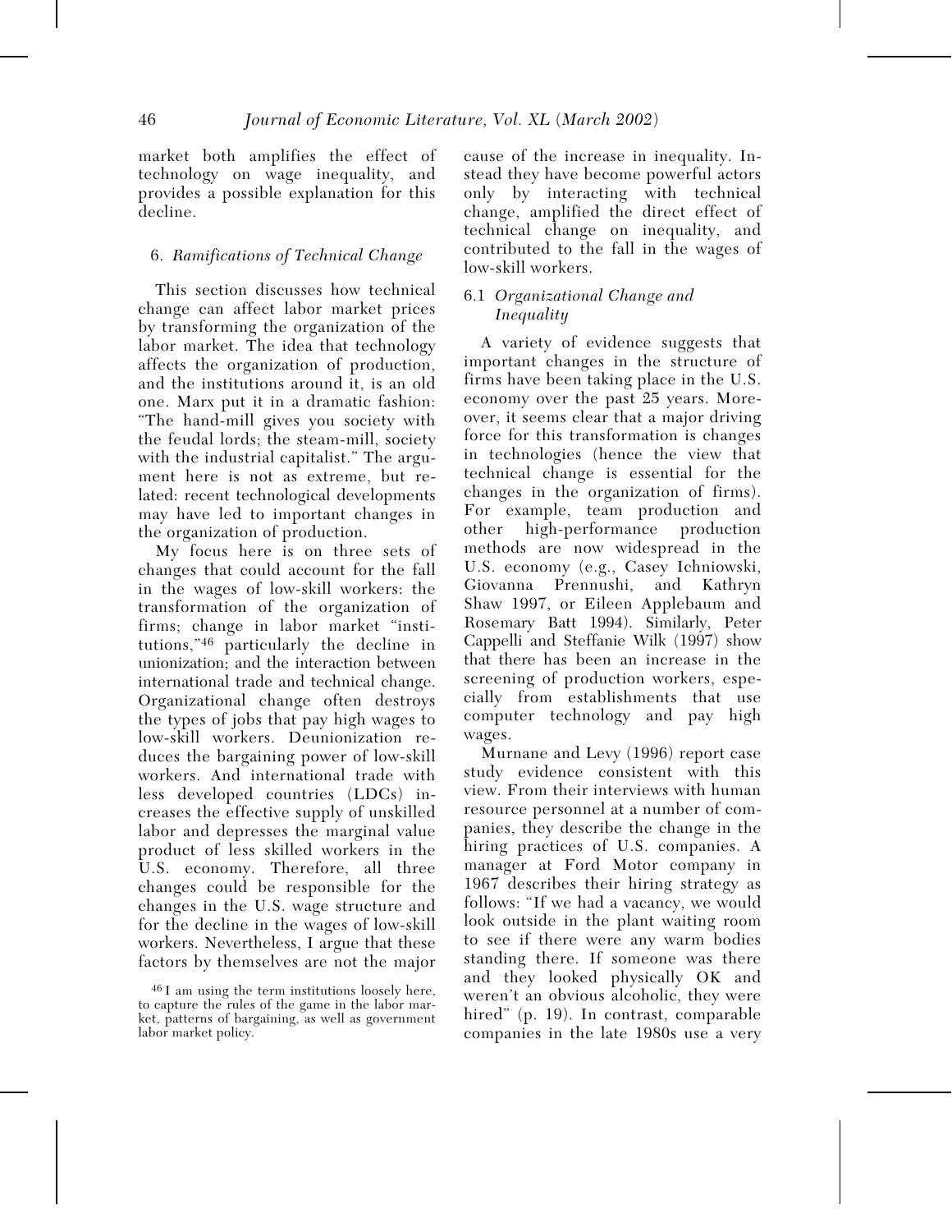market both amplifies the effect of technology on wage inequality, and provides a possible explanation for this decline.

## 6. *Ramifications of Technical Change*

This section discusses how technical change can affect labor market prices by transforming the organization of the labor market. The idea that technology affects the organization of production, and the institutions around it, is an old one. Marx put it in a dramatic fashion: "The hand-mill gives you society with the feudal lords; the steam-mill, society with the industrial capitalist." The argument here is not as extreme, but related: recent technological developments may have led to important changes in the organization of production.

My focus here is on three sets of changes that could account for the fall in the wages of low-skill workers: the transformation of the organization of firms; change in labor market "institutions,"[46] particularly the decline in unionization; and the interaction between international trade and technical change. Organizational change often destroys the types of jobs that pay high wages to low-skill workers. Deunionization reduces the bargaining power of low-skill workers. And international trade with less developed countries (LDCs) increases the effective supply of unskilled labor and depresses the marginal value product of less skilled workers in the U.S. economy. Therefore, all three changes could be responsible for the changes in the U.S. wage structure and for the decline in the wages of low-skill workers. Nevertheless, I argue that these factors by themselves are not the major cause of the increase in inequality. Instead they have become powerful actors only by interacting with technical change, amplified the direct effect of technical change on inequality, and contributed to the fall in the wages of low-skill workers.

### 6.1 *Organizational Change and Inequality*

A variety of evidence suggests that important changes in the structure of firms have been taking place in the U.S. economy over the past 25 years. Moreover, it seems clear that a major driving force for this transformation is changes in technologies (hence the view that technical change is essential for the changes in the organization of firms). For example, team production and other high-performance production methods are now widespread in the U.S. economy (e.g., Casey Ichniowski, Giovanna Prennushi, and Kathryn Shaw 1997, or Eileen Applebaum and Rosemary Batt 1994). Similarly, Peter Cappelli and Steffanie Wilk (1997) show that there has been an increase in the screening of production workers, especially from establishments that use computer technology and pay high wages.

Murnane and Levy (1996) report case study evidence consistent with this view. From their interviews with human resource personnel at a number of companies, they describe the change in the hiring practices of U.S. companies. A manager at Ford Motor company in 1967 describes their hiring strategy as follows: "If we had a vacancy, we would look outside in the plant waiting room to see if there were any warm bodies standing there. If someone was there and they looked physically OK and weren't an obvious alcoholic, they were hired" (p. 19). In contrast, comparable companies in the late 1980s use a very

[46] I am using the term institutions loosely here, to capture the rules of the game in the labor market, patterns of bargaining, as well as government labor market policy.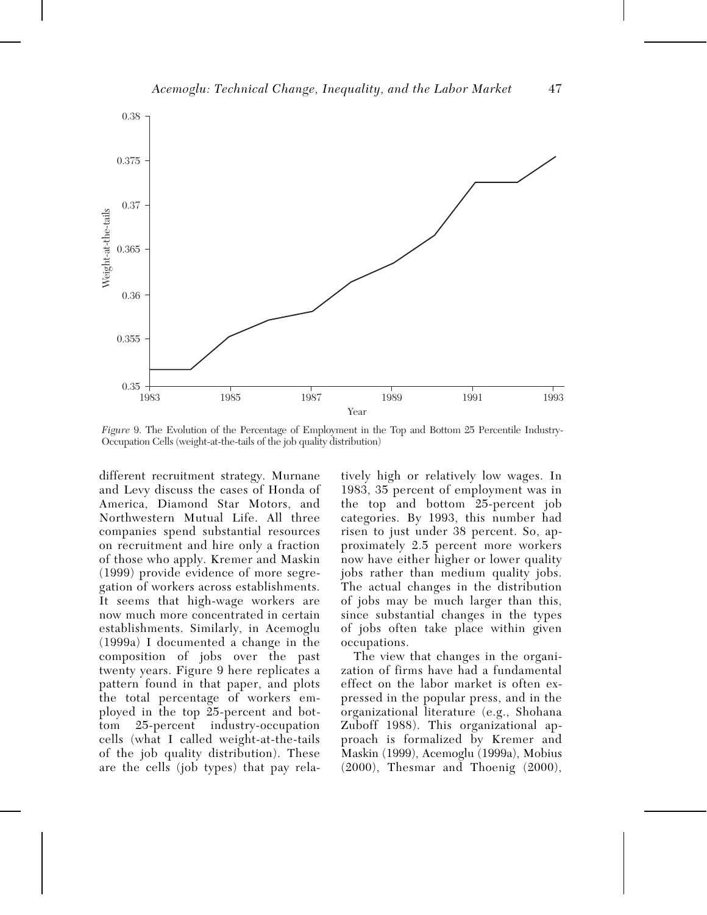*Figure* 9. The Evolution of the Percentage of Employment in the Top and Bottom 25 Percentile Industry-Occupation Cells (weight-at-the-tails of the job quality distribution)

different recruitment strategy. Murnane and Levy discuss the cases of Honda of America, Diamond Star Motors, and Northwestern Mutual Life. All three companies spend substantial resources on recruitment and hire only a fraction of those who apply. Kremer and Maskin (1999) provide evidence of more segregation of workers across establishments. It seems that high-wage workers are now much more concentrated in certain establishments. Similarly, in Acemoglu (1999a) I documented a change in the composition of jobs over the past twenty years. Figure 9 here replicates a pattern found in that paper, and plots the total percentage of workers employed in the top 25-percent and bottom 25-percent industry-occupation cells (what I called weight-at-the-tails of the job quality distribution). These are the cells (job types) that pay relatively high or relatively low wages. In 1983, 35 percent of employment was in the top and bottom 25-percent job categories. By 1993, this number had risen to just under 38 percent. So, approximately 2.5 percent more workers now have either higher or lower quality jobs rather than medium quality jobs. The actual changes in the distribution of jobs may be much larger than this, since substantial changes in the types of jobs often take place within given occupations.

The view that changes in the organization of firms have had a fundamental effect on the labor market is often expressed in the popular press, and in the organizational literature (e.g., Shohana Zuboff 1988). This organizational approach is formalized by Kremer and Maskin (1999), Acemoglu (1999a), Mobius (2000), Thesmar and Thoenig (2000),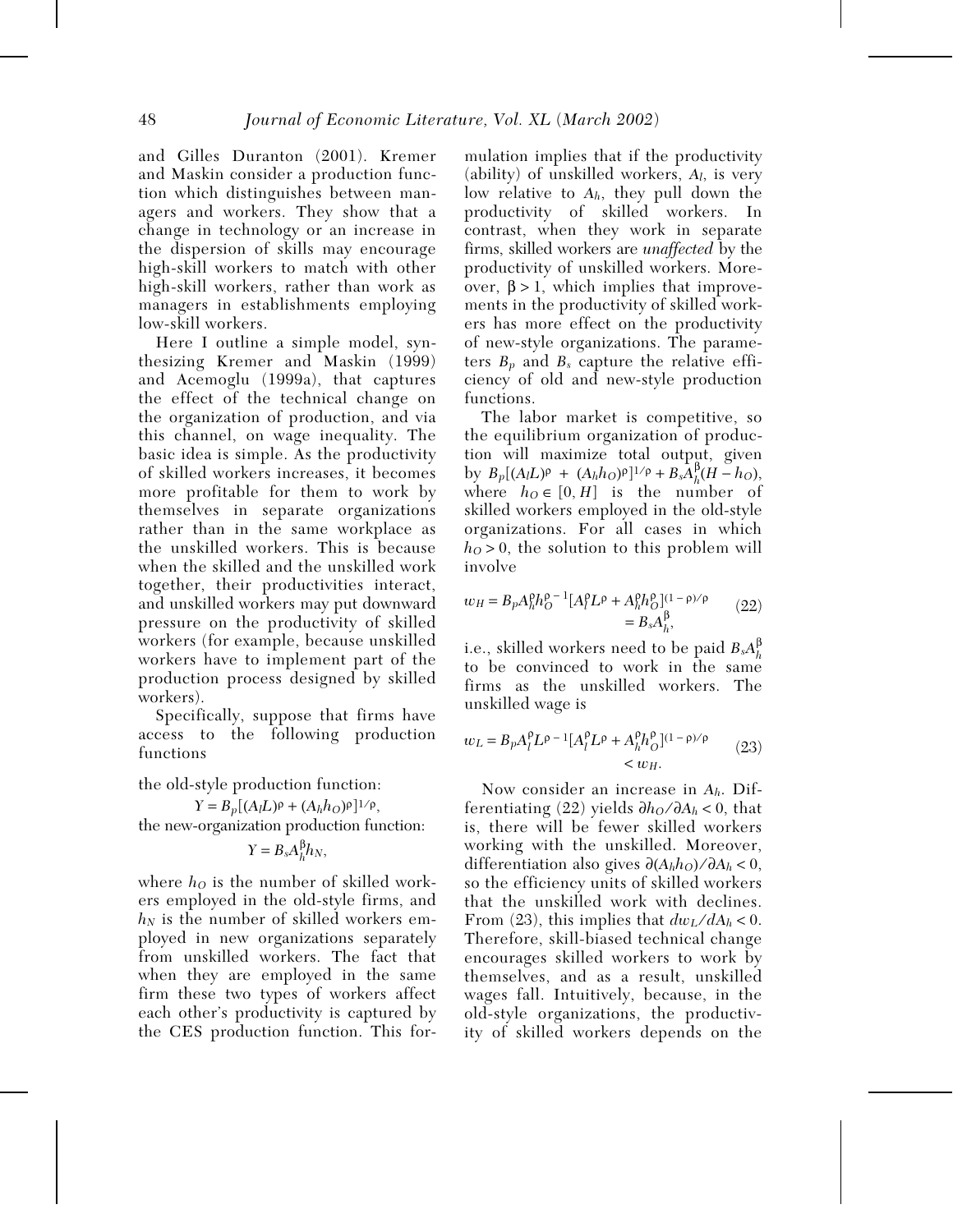and Gilles Duranton (2001). Kremer and Maskin consider a production function which distinguishes between managers and workers. They show that a change in technology or an increase in the dispersion of skills may encourage high-skill workers to match with other high-skill workers, rather than work as managers in establishments employing low-skill workers.

Here I outline a simple model, synthesizing Kremer and Maskin (1999) and Acemoglu (1999a), that captures the effect of the technical change on the organization of production, and via this channel, on wage inequality. The basic idea is simple. As the productivity of skilled workers increases, it becomes more profitable for them to work by themselves in separate organizations rather than in the same workplace as the unskilled workers. This is because when the skilled and the unskilled work together, their productivities interact, and unskilled workers may put downward pressure on the productivity of skilled workers (for example, because unskilled workers have to implement part of the production process designed by skilled workers).

Specifically, suppose that firms have access to the following production functions

the old-style production function:

$$Y = B_p[(A_l L)^\rho + (A_h h_O)^\rho]^{1/\rho},$$

the new-organization production function:

$$Y = B_s A_h^\beta h_N,$$

where $h_O$ is the number of skilled workers employed in the old-style firms, and $h_N$ is the number of skilled workers employed in new organizations separately from unskilled workers. The fact that when they are employed in the same firm these two types of workers affect each other's productivity is captured by the CES production function. This formulation implies that if the productivity (ability) of unskilled workers, $A_l$, is very low relative to $A_h$, they pull down the productivity of skilled workers. In contrast, when they work in separate firms, skilled workers are *unaffected* by the productivity of unskilled workers. Moreover, $\beta > 1$, which implies that improvements in the productivity of skilled workers has more effect on the productivity of new-style organizations. The parameters $B_p$ and $B_s$ capture the relative efficiency of old and new-style production functions.

The labor market is competitive, so the equilibrium organization of production will maximize total output, given by $B_p[(A_l L)^\rho + (A_h h_O)^\rho]^{1/\rho} + B_s A_h^\beta (H - h_O)$, where $h_O \in [0, H]$ is the number of skilled workers employed in the old-style organizations. For all cases in which $h_O > 0$, the solution to this problem will involve

$$w_H = B_p A_h^\rho h_O^{\rho-1}[A_l^\rho L^\rho + A_h^\rho h_O^\rho]^{(1-\rho)/\rho} = B_s A_h^\beta, \tag{22}$$

i.e., skilled workers need to be paid $B_s A_h^\beta$ to be convinced to work in the same firms as the unskilled workers. The unskilled wage is

$$w_L = B_p A_l^\rho L^{\rho-1}[A_l^\rho L^\rho + A_h^\rho h_O^\rho]^{(1-\rho)/\rho} < w_H. \tag{23}$$

Now consider an increase in $A_h$. Differentiating (22) yields $\partial h_O / \partial A_h < 0$, that is, there will be fewer skilled workers working with the unskilled. Moreover, differentiation also gives $\partial (A_h h_O)/\partial A_h < 0$, so the efficiency units of skilled workers that the unskilled work with declines. From (23), this implies that $dw_L/dA_h < 0$. Therefore, skill-biased technical change encourages skilled workers to work by themselves, and as a result, unskilled wages fall. Intuitively, because, in the old-style organizations, the productivity of skilled workers depends on the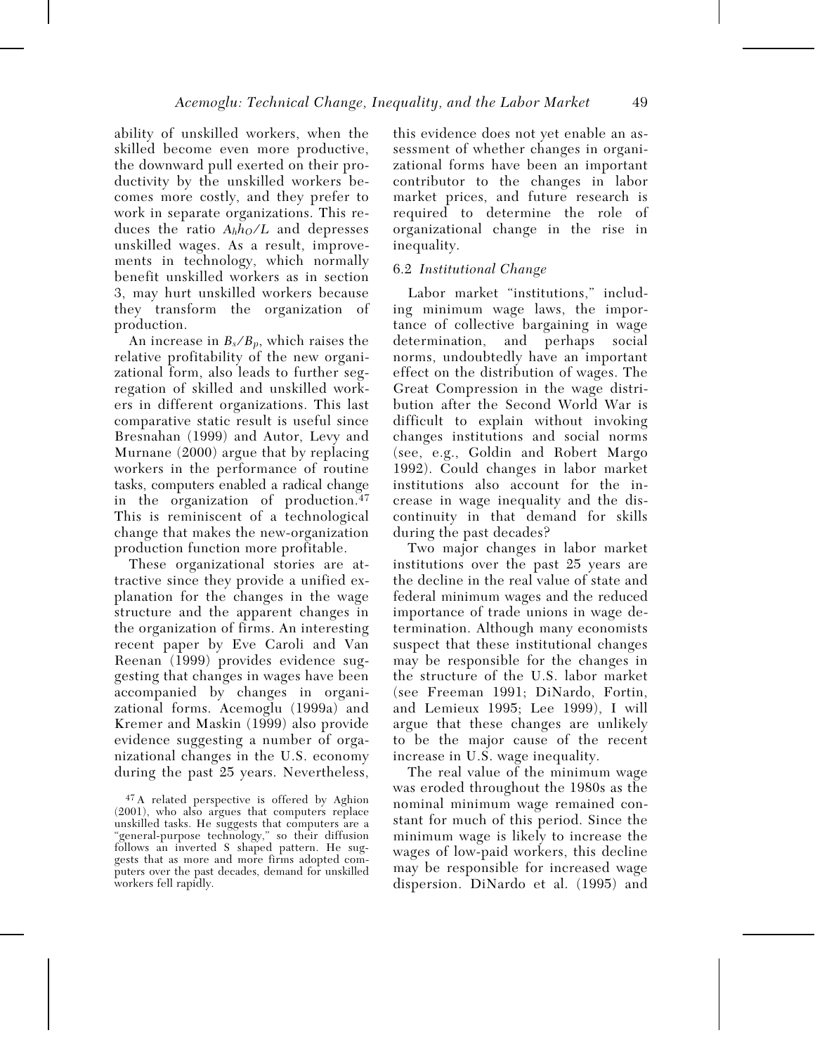ability of unskilled workers, when the skilled become even more productive, the downward pull exerted on their productivity by the unskilled workers becomes more costly, and they prefer to work in separate organizations. This reduces the ratio $A_h h_O/L$ and depresses unskilled wages. As a result, improvements in technology, which normally benefit unskilled workers as in section 3, may hurt unskilled workers because they transform the organization of production.

An increase in $B_s/B_p$, which raises the relative profitability of the new organizational form, also leads to further segregation of skilled and unskilled workers in different organizations. This last comparative static result is useful since Bresnahan (1999) and Autor, Levy and Murnane (2000) argue that by replacing workers in the performance of routine tasks, computers enabled a radical change in the organization of production.[47] This is reminiscent of a technological change that makes the new-organization production function more profitable.

These organizational stories are attractive since they provide a unified explanation for the changes in the wage structure and the apparent changes in the organization of firms. An interesting recent paper by Eve Caroli and Van Reenan (1999) provides evidence suggesting that changes in wages have been accompanied by changes in organizational forms. Acemoglu (1999a) and Kremer and Maskin (1999) also provide evidence suggesting a number of organizational changes in the U.S. economy during the past 25 years. Nevertheless, this evidence does not yet enable an assessment of whether changes in organizational forms have been an important contributor to the changes in labor market prices, and future research is required to determine the role of organizational change in the rise in inequality.

### 6.2 *Institutional Change*

Labor market "institutions," including minimum wage laws, the importance of collective bargaining in wage determination, and perhaps social norms, undoubtedly have an important effect on the distribution of wages. The Great Compression in the wage distribution after the Second World War is difficult to explain without invoking changes institutions and social norms (see, e.g., Goldin and Robert Margo 1992). Could changes in labor market institutions also account for the increase in wage inequality and the discontinuity in that demand for skills during the past decades?

Two major changes in labor market institutions over the past 25 years are the decline in the real value of state and federal minimum wages and the reduced importance of trade unions in wage determination. Although many economists suspect that these institutional changes may be responsible for the changes in the structure of the U.S. labor market (see Freeman 1991; DiNardo, Fortin, and Lemieux 1995; Lee 1999), I will argue that these changes are unlikely to be the major cause of the recent increase in U.S. wage inequality.

The real value of the minimum wage was eroded throughout the 1980s as the nominal minimum wage remained constant for much of this period. Since the minimum wage is likely to increase the wages of low-paid workers, this decline may be responsible for increased wage dispersion. DiNardo et al. (1995) and

[47] A related perspective is offered by Aghion (2001), who also argues that computers replace unskilled tasks. He suggests that computers are a "general-purpose technology," so their diffusion follows an inverted S shaped pattern. He suggests that as more and more firms adopted computers over the past decades, demand for unskilled workers fell rapidly.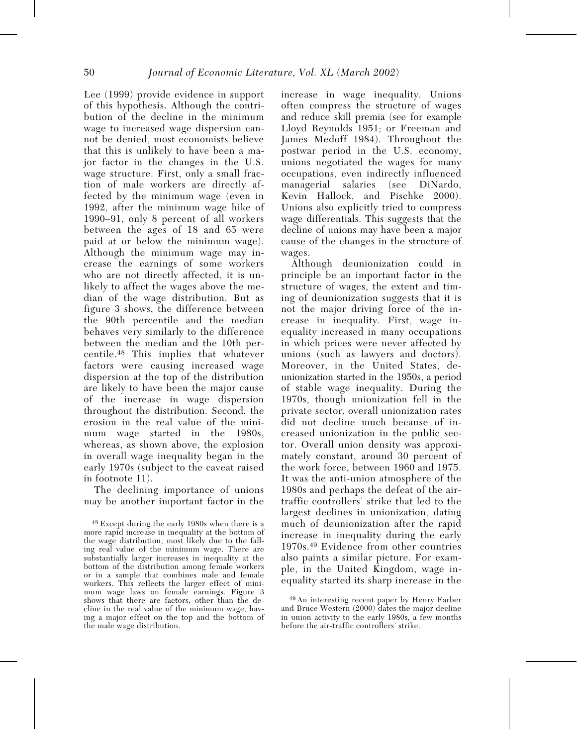Lee (1999) provide evidence in support of this hypothesis. Although the contribution of the decline in the minimum wage to increased wage dispersion cannot be denied, most economists believe that this is unlikely to have been a major factor in the changes in the U.S. wage structure. First, only a small fraction of male workers are directly affected by the minimum wage (even in 1992, after the minimum wage hike of 1990–91, only 8 percent of all workers between the ages of 18 and 65 were paid at or below the minimum wage). Although the minimum wage may increase the earnings of some workers who are not directly affected, it is unlikely to affect the wages above the median of the wage distribution. But as figure 3 shows, the difference between the 90th percentile and the median behaves very similarly to the difference between the median and the 10th percentile.[48] This implies that whatever factors were causing increased wage dispersion at the top of the distribution are likely to have been the major cause of the increase in wage dispersion throughout the distribution. Second, the erosion in the real value of the minimum wage started in the 1980s, whereas, as shown above, the explosion in overall wage inequality began in the early 1970s (subject to the caveat raised in footnote 11).

The declining importance of unions may be another important factor in the increase in wage inequality. Unions often compress the structure of wages and reduce skill premia (see for example Lloyd Reynolds 1951; or Freeman and James Medoff 1984). Throughout the postwar period in the U.S. economy, unions negotiated the wages for many occupations, even indirectly influenced managerial salaries (see DiNardo, Kevin Hallock, and Pischke 2000). Unions also explicitly tried to compress wage differentials. This suggests that the decline of unions may have been a major cause of the changes in the structure of wages.

Although deunionization could in principle be an important factor in the structure of wages, the extent and timing of deunionization suggests that it is not the major driving force of the increase in inequality. First, wage inequality increased in many occupations in which prices were never affected by unions (such as lawyers and doctors). Moreover, in the United States, deunionization started in the 1950s, a period of stable wage inequality. During the 1970s, though unionization fell in the private sector, overall unionization rates did not decline much because of increased unionization in the public sector. Overall union density was approximately constant, around 30 percent of the work force, between 1960 and 1975. It was the anti-union atmosphere of the 1980s and perhaps the defeat of the air-traffic controllers' strike that led to the largest declines in unionization, dating much of deunionization after the rapid increase in inequality during the early 1970s.[49] Evidence from other countries also paints a similar picture. For example, in the United Kingdom, wage inequality started its sharp increase in the

[48] Except during the early 1980s when there is a more rapid increase in inequality at the bottom of the wage distribution, most likely due to the falling real value of the minimum wage. There are substantially larger increases in inequality at the bottom of the distribution among female workers or in a sample that combines male and female workers. This reflects the larger effect of minimum wage laws on female earnings. Figure 3 shows that there are factors, other than the decline in the real value of the minimum wage, having a major effect on the top and the bottom of the male wage distribution.

[49] An interesting recent paper by Henry Farber and Bruce Western (2000) dates the major decline in union activity to the early 1980s, a few months before the air-traffic controllers' strike.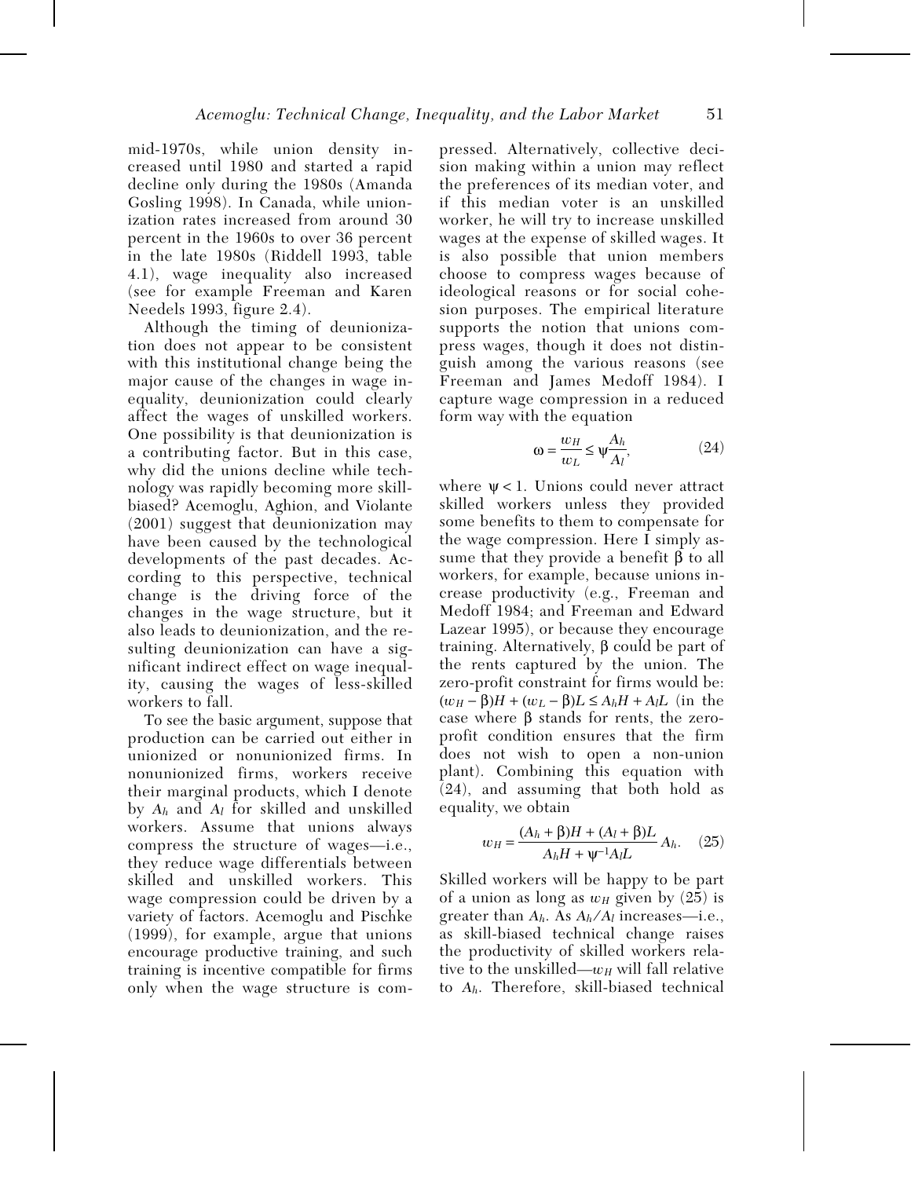mid-1970s, while union density increased until 1980 and started a rapid decline only during the 1980s (Amanda Gosling 1998). In Canada, while unionization rates increased from around 30 percent in the 1960s to over 36 percent in the late 1980s (Riddell 1993, table 4.1), wage inequality also increased (see for example Freeman and Karen Needels 1993, figure 2.4).

Although the timing of deunionization does not appear to be consistent with this institutional change being the major cause of the changes in wage inequality, deunionization could clearly affect the wages of unskilled workers. One possibility is that deunionization is a contributing factor. But in this case, why did the unions decline while technology was rapidly becoming more skill-biased? Acemoglu, Aghion, and Violante (2001) suggest that deunionization may have been caused by the technological developments of the past decades. According to this perspective, technical change is the driving force of the changes in the wage structure, but it also leads to deunionization, and the resulting deunionization can have a significant indirect effect on wage inequality, causing the wages of less-skilled workers to fall.

To see the basic argument, suppose that production can be carried out either in unionized or nonunionized firms. In nonunionized firms, workers receive their marginal products, which I denote by $A_h$ and $A_l$ for skilled and unskilled workers. Assume that unions always compress the structure of wages—i.e., they reduce wage differentials between skilled and unskilled workers. This wage compression could be driven by a variety of factors. Acemoglu and Pischke (1999), for example, argue that unions encourage productive training, and such training is incentive compatible for firms only when the wage structure is compressed. Alternatively, collective decision making within a union may reflect the preferences of its median voter, and if this median voter is an unskilled worker, he will try to increase unskilled wages at the expense of skilled wages. It is also possible that union members choose to compress wages because of ideological reasons or for social cohesion purposes. The empirical literature supports the notion that unions compress wages, though it does not distinguish among the various reasons (see Freeman and James Medoff 1984). I capture wage compression in a reduced form way with the equation

$$\omega = \frac{w_H}{w_L} \leq \psi \frac{A_h}{A_l}, \tag{24}$$

where $\psi < 1$. Unions could never attract skilled workers unless they provided some benefits to them to compensate for the wage compression. Here I simply assume that they provide a benefit $\beta$ to all workers, for example, because unions increase productivity (e.g., Freeman and Medoff 1984; and Freeman and Edward Lazear 1995), or because they encourage training. Alternatively, $\beta$ could be part of the rents captured by the union. The zero-profit constraint for firms would be: $(w_H - \beta)H + (w_L - \beta)L \leq A_h H + A_l L$ (in the case where $\beta$ stands for rents, the zero-profit condition ensures that the firm does not wish to open a non-union plant). Combining this equation with (24), and assuming that both hold as equality, we obtain

$$w_H = \frac{(A_h + \beta)H + (A_l + \beta)L}{A_h H + \psi^{-1} A_l L} A_h. \tag{25}$$

Skilled workers will be happy to be part of a union as long as $w_H$ given by (25) is greater than $A_h$. As $A_h/A_l$ increases—i.e., as skill-biased technical change raises the productivity of skilled workers relative to the unskilled—$w_H$ will fall relative to $A_h$. Therefore, skill-biased technical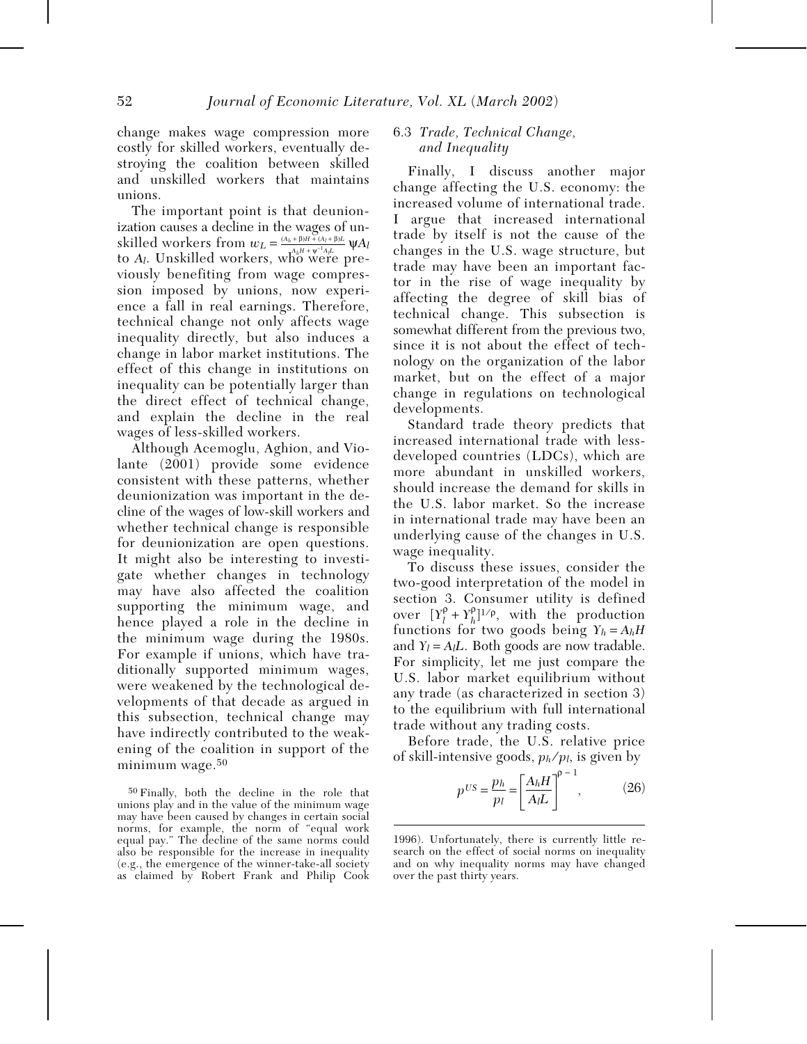change makes wage compression more costly for skilled workers, eventually destroying the coalition between skilled and unskilled workers that maintains unions.

The important point is that deunionization causes a decline in the wages of unskilled workers from $w_L = \frac{(A_h + \beta)H + (A_l + \beta)L}{A_h H + \psi^{-1} A_l L} \psi A_l$ to $A_l$. Unskilled workers, who were previously benefiting from wage compression imposed by unions, now experience a fall in real earnings. Therefore, technical change not only affects wage inequality directly, but also induces a change in labor market institutions. The effect of this change in institutions on inequality can be potentially larger than the direct effect of technical change, and explain the decline in the real wages of less-skilled workers.

Although Acemoglu, Aghion, and Violante (2001) provide some evidence consistent with these patterns, whether deunionization was important in the decline of the wages of low-skill workers and whether technical change is responsible for deunionization are open questions. It might also be interesting to investigate whether changes in technology may have also affected the coalition supporting the minimum wage, and hence played a role in the decline in the minimum wage during the 1980s. For example if unions, which have traditionally supported minimum wages, were weakened by the technological developments of that decade as argued in this subsection, technical change may have indirectly contributed to the weakening of the coalition in support of the minimum wage.[50]

### 6.3 *Trade, Technical Change, and Inequality*

Finally, I discuss another major change affecting the U.S. economy: the increased volume of international trade. I argue that increased international trade by itself is not the cause of the changes in the U.S. wage structure, but trade may have been an important factor in the rise of wage inequality by affecting the degree of skill bias of technical change. This subsection is somewhat different from the previous two, since it is not about the effect of technology on the organization of the labor market, but on the effect of a major change in regulations on technological developments.

Standard trade theory predicts that increased international trade with less-developed countries (LDCs), which are more abundant in unskilled workers, should increase the demand for skills in the U.S. labor market. So the increase in international trade may have been an underlying cause of the changes in U.S. wage inequality.

To discuss these issues, consider the two-good interpretation of the model in section 3. Consumer utility is defined over $[Y_l^\rho + Y_h^\rho]^{1/\rho}$, with the production functions for two goods being $Y_h = A_h H$ and $Y_l = A_l L$. Both goods are now tradable. For simplicity, let me just compare the U.S. labor market equilibrium without any trade (as characterized in section 3) to the equilibrium with full international trade without any trading costs.

Before trade, the U.S. relative price of skill-intensive goods, $p_h/p_l$, is given by

$$p^{US} = \frac{p_h}{p_l} = \left[\frac{A_h H}{A_l L}\right]^{\rho - 1}, \qquad (26)$$

[50] Finally, both the decline in the role that unions play and in the value of the minimum wage may have been caused by changes in certain social norms, for example, the norm of "equal work equal pay." The decline of the same norms could also be responsible for the increase in inequality (e.g., the emergence of the winner-take-all society as claimed by Robert Frank and Philip Cook 1996). Unfortunately, there is currently little research on the effect of social norms on inequality and on why inequality norms may have changed over the past thirty years.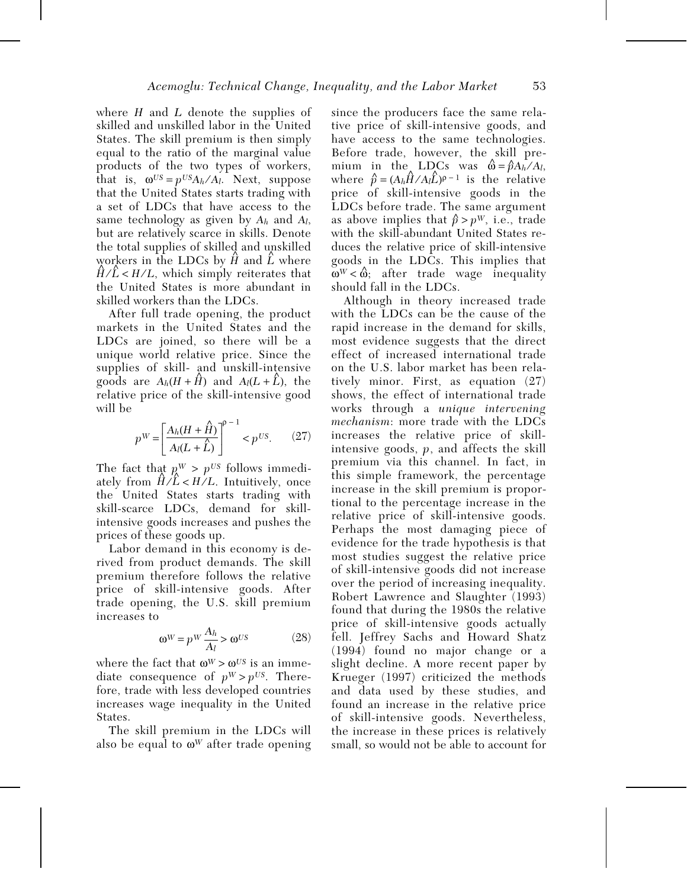where $H$ and $L$ denote the supplies of skilled and unskilled labor in the United States. The skill premium is then simply equal to the ratio of the marginal value products of the two types of workers, that is, $\omega^{US} = p^{US}A_h/A_l$. Next, suppose that the United States starts trading with a set of LDCs that have access to the same technology as given by $A_h$ and $A_l$, but are relatively scarce in skills. Denote the total supplies of skilled and unskilled workers in the LDCs by $\hat{H}$ and $\hat{L}$ where $\hat{H}/\hat{L} < H/L$, which simply reiterates that the United States is more abundant in skilled workers than the LDCs.

After full trade opening, the product markets in the United States and the LDCs are joined, so there will be a unique world relative price. Since the supplies of skill- and unskill-intensive goods are $A_h(H + \hat{H})$ and $A_l(L + \hat{L})$, the relative price of the skill-intensive good will be

$$p^W = \left[\frac{A_h(H + \hat{H})}{A_l(L + \hat{L})}\right]^{\rho - 1} < p^{US}. \qquad (27)$$

The fact that $p^W > p^{US}$ follows immediately from $\hat{H}/\hat{L} < H/L$. Intuitively, once the United States starts trading with skill-scarce LDCs, demand for skill-intensive goods increases and pushes the prices of these goods up.

Labor demand in this economy is derived from product demands. The skill premium therefore follows the relative price of skill-intensive goods. After trade opening, the U.S. skill premium increases to

$$\omega^W = p^W \frac{A_h}{A_l} > \omega^{US} \qquad (28)$$

where the fact that $\omega^W > \omega^{US}$ is an immediate consequence of $p^W > p^{US}$. Therefore, trade with less developed countries increases wage inequality in the United States.

The skill premium in the LDCs will also be equal to $\omega^W$ after trade opening since the producers face the same relative price of skill-intensive goods, and have access to the same technologies. Before trade, however, the skill premium in the LDCs was $\hat{\omega} = \hat{p}A_h/A_l$, where $\hat{p} = (A_h\hat{H}/A_l\hat{L})^{\rho - 1}$ is the relative price of skill-intensive goods in the LDCs before trade. The same argument as above implies that $\hat{p} > p^W$, i.e., trade with the skill-abundant United States reduces the relative price of skill-intensive goods in the LDCs. This implies that $\omega^W < \hat{\omega}$; after trade wage inequality should fall in the LDCs.

Although in theory increased trade with the LDCs can be the cause of the rapid increase in the demand for skills, most evidence suggests that the direct effect of increased international trade on the U.S. labor market has been relatively minor. First, as equation (27) shows, the effect of international trade works through a *unique intervening mechanism*: more trade with the LDCs increases the relative price of skill-intensive goods, $p$, and affects the skill premium via this channel. In fact, in this simple framework, the percentage increase in the skill premium is proportional to the percentage increase in the relative price of skill-intensive goods. Perhaps the most damaging piece of evidence for the trade hypothesis is that most studies suggest the relative price of skill-intensive goods did not increase over the period of increasing inequality. Robert Lawrence and Slaughter (1993) found that during the 1980s the relative price of skill-intensive goods actually fell. Jeffrey Sachs and Howard Shatz (1994) found no major change or a slight decline. A more recent paper by Krueger (1997) criticized the methods and data used by these studies, and found an increase in the relative price of skill-intensive goods. Nevertheless, the increase in these prices is relatively small, so would not be able to account for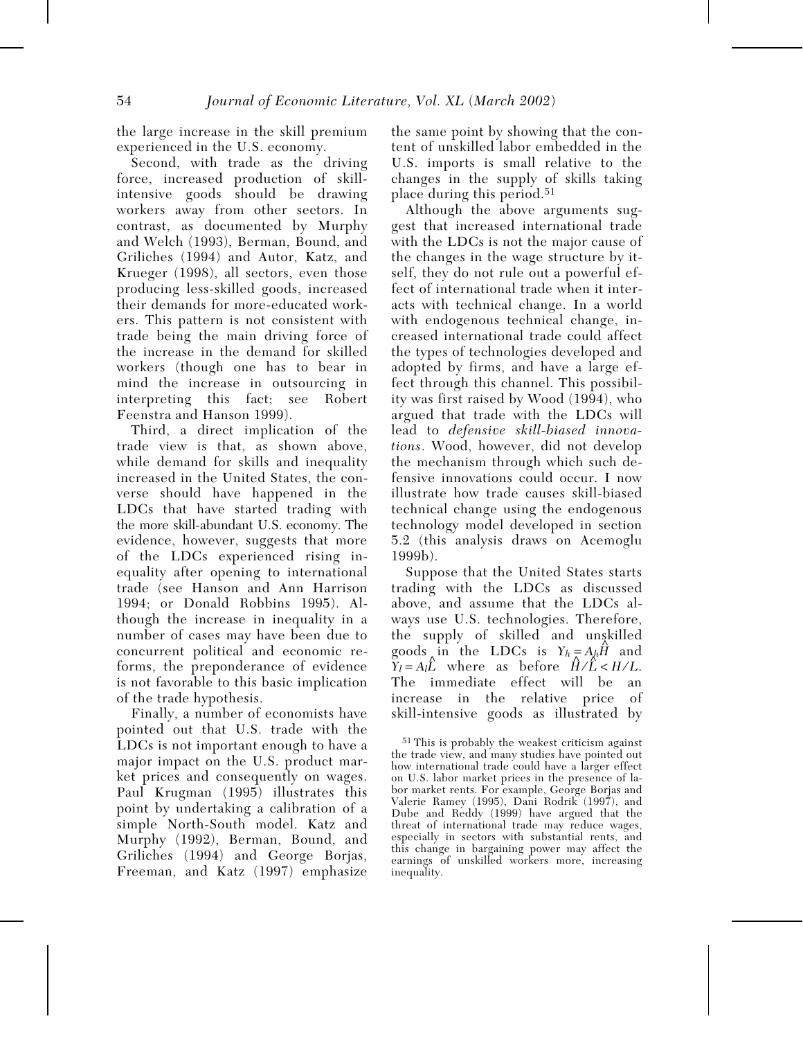the large increase in the skill premium experienced in the U.S. economy.

Second, with trade as the driving force, increased production of skill-intensive goods should be drawing workers away from other sectors. In contrast, as documented by Murphy and Welch (1993), Berman, Bound, and Griliches (1994) and Autor, Katz, and Krueger (1998), all sectors, even those producing less-skilled goods, increased their demands for more-educated workers. This pattern is not consistent with trade being the main driving force of the increase in the demand for skilled workers (though one has to bear in mind the increase in outsourcing in interpreting this fact; see Robert Feenstra and Hanson 1999).

Third, a direct implication of the trade view is that, as shown above, while demand for skills and inequality increased in the United States, the converse should have happened in the LDCs that have started trading with the more skill-abundant U.S. economy. The evidence, however, suggests that more of the LDCs experienced rising inequality after opening to international trade (see Hanson and Ann Harrison 1994; or Donald Robbins 1995). Although the increase in inequality in a number of cases may have been due to concurrent political and economic reforms, the preponderance of evidence is not favorable to this basic implication of the trade hypothesis.

Finally, a number of economists have pointed out that U.S. trade with the LDCs is not important enough to have a major impact on the U.S. product market prices and consequently on wages. Paul Krugman (1995) illustrates this point by undertaking a calibration of a simple North-South model. Katz and Murphy (1992), Berman, Bound, and Griliches (1994) and George Borjas, Freeman, and Katz (1997) emphasize the same point by showing that the content of unskilled labor embedded in the U.S. imports is small relative to the changes in the supply of skills taking place during this period.[51]

Although the above arguments suggest that increased international trade with the LDCs is not the major cause of the changes in the wage structure by itself, they do not rule out a powerful effect of international trade when it interacts with technical change. In a world with endogenous technical change, increased international trade could affect the types of technologies developed and adopted by firms, and have a large effect through this channel. This possibility was first raised by Wood (1994), who argued that trade with the LDCs will lead to *defensive skill-biased innovations*. Wood, however, did not develop the mechanism through which such defensive innovations could occur. I now illustrate how trade causes skill-biased technical change using the endogenous technology model developed in section 5.2 (this analysis draws on Acemoglu 1999b).

Suppose that the United States starts trading with the LDCs as discussed above, and assume that the LDCs always use U.S. technologies. Therefore, the supply of skilled and unskilled goods in the LDCs is $Y_h = A_h\hat{H}$ and $Y_l = A_l\hat{L}$ where as before $\hat{H}/\hat{L} < H/L$. The immediate effect will be an increase in the relative price of skill-intensive goods as illustrated by

[51] This is probably the weakest criticism against the trade view, and many studies have pointed out how international trade could have a larger effect on U.S. labor market prices in the presence of labor market rents. For example, George Borjas and Valerie Ramey (1995), Dani Rodrik (1997), and Dube and Reddy (1999) have argued that the threat of international trade may reduce wages, especially in sectors with substantial rents, and this change in bargaining power may affect the earnings of unskilled workers more, increasing inequality.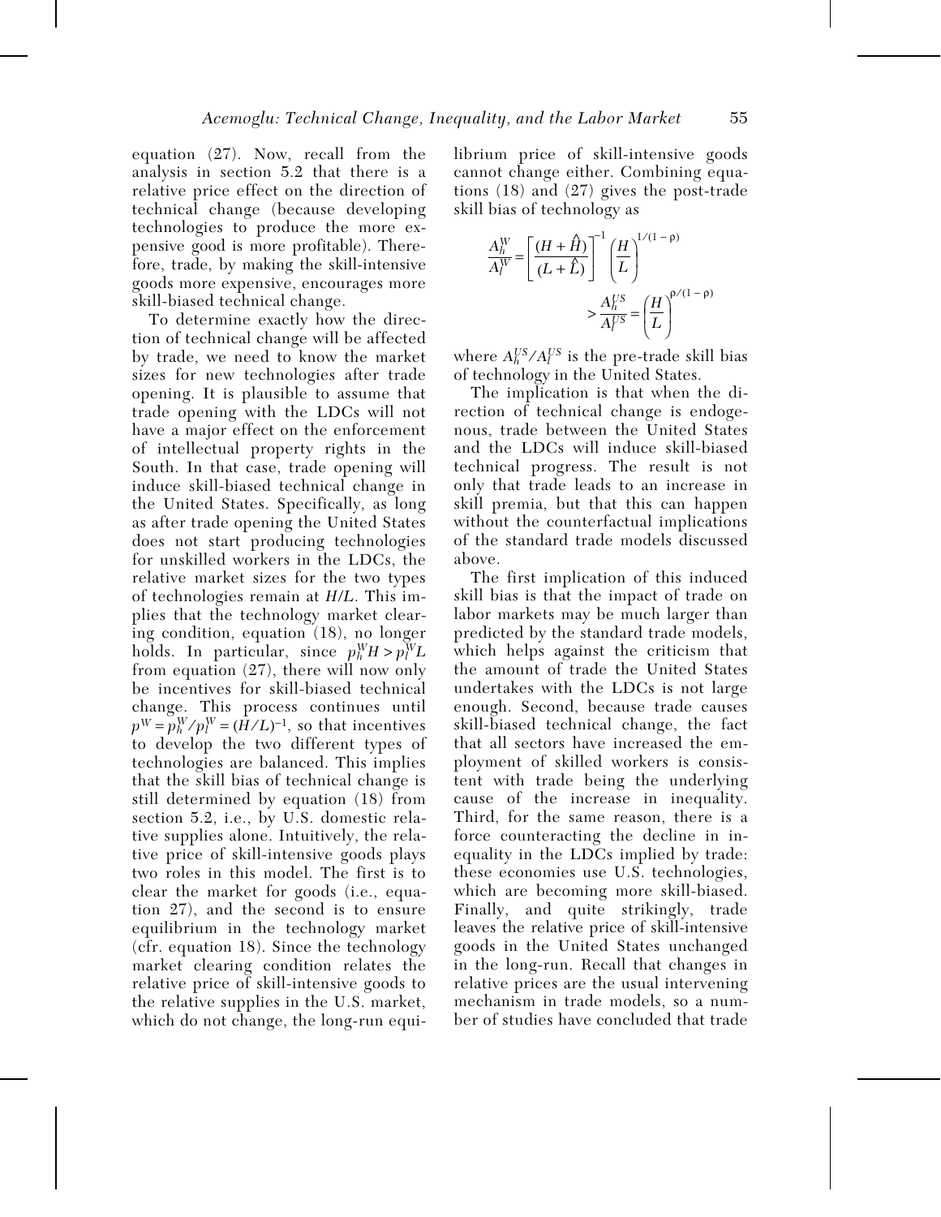equation (27). Now, recall from the analysis in section 5.2 that there is a relative price effect on the direction of technical change (because developing technologies to produce the more expensive good is more profitable). Therefore, trade, by making the skill-intensive goods more expensive, encourages more skill-biased technical change.

To determine exactly how the direction of technical change will be affected by trade, we need to know the market sizes for new technologies after trade opening. It is plausible to assume that trade opening with the LDCs will not have a major effect on the enforcement of intellectual property rights in the South. In that case, trade opening will induce skill-biased technical change in the United States. Specifically, as long as after trade opening the United States does not start producing technologies for unskilled workers in the LDCs, the relative market sizes for the two types of technologies remain at $H/L$. This implies that the technology market clearing condition, equation (18), no longer holds. In particular, since $p_h^W H > p_l^W L$ from equation (27), there will now only be incentives for skill-biased technical change. This process continues until $p^W = p_h^W / p_l^W = (H/L)^{-1}$, so that incentives to develop the two different types of technologies are balanced. This implies that the skill bias of technical change is still determined by equation (18) from section 5.2, i.e., by U.S. domestic relative supplies alone. Intuitively, the relative price of skill-intensive goods plays two roles in this model. The first is to clear the market for goods (i.e., equation 27), and the second is to ensure equilibrium in the technology market (cfr. equation 18). Since the technology market clearing condition relates the relative price of skill-intensive goods to the relative supplies in the U.S. market, which do not change, the long-run equilibrium price of skill-intensive goods cannot change either. Combining equations (18) and (27) gives the post-trade skill bias of technology as

$$\frac{A_h^W}{A_l^W} = \left[\frac{(H + \hat{H})}{(L + \hat{L})}\right]^{-1} \left(\frac{H}{L}\right)^{1/(1-\rho)} > \frac{A_h^{US}}{A_l^{US}} = \left(\frac{H}{L}\right)^{\rho/(1-\rho)}$$

where $A_h^{US}/A_l^{US}$ is the pre-trade skill bias of technology in the United States.

The implication is that when the direction of technical change is endogenous, trade between the United States and the LDCs will induce skill-biased technical progress. The result is not only that trade leads to an increase in skill premia, but that this can happen without the counterfactual implications of the standard trade models discussed above.

The first implication of this induced skill bias is that the impact of trade on labor markets may be much larger than predicted by the standard trade models, which helps against the criticism that the amount of trade the United States undertakes with the LDCs is not large enough. Second, because trade causes skill-biased technical change, the fact that all sectors have increased the employment of skilled workers is consistent with trade being the underlying cause of the increase in inequality. Third, for the same reason, there is a force counteracting the decline in inequality in the LDCs implied by trade: these economies use U.S. technologies, which are becoming more skill-biased. Finally, and quite strikingly, trade leaves the relative price of skill-intensive goods in the United States unchanged in the long-run. Recall that changes in relative prices are the usual intervening mechanism in trade models, so a number of studies have concluded that trade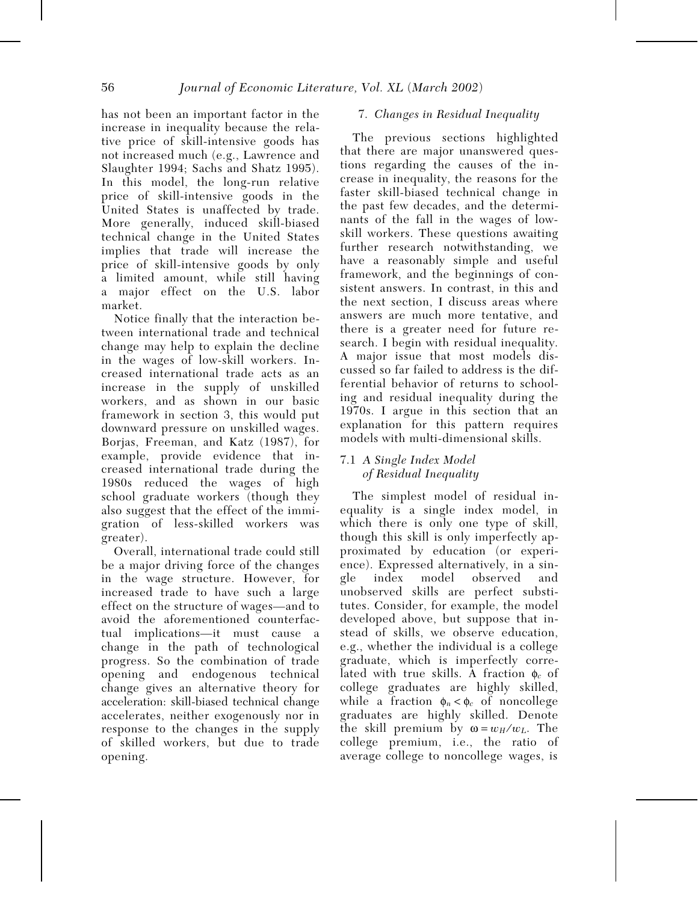has not been an important factor in the increase in inequality because the relative price of skill-intensive goods has not increased much (e.g., Lawrence and Slaughter 1994; Sachs and Shatz 1995). In this model, the long-run relative price of skill-intensive goods in the United States is unaffected by trade. More generally, induced skill-biased technical change in the United States implies that trade will increase the price of skill-intensive goods by only a limited amount, while still having a major effect on the U.S. labor market.

Notice finally that the interaction between international trade and technical change may help to explain the decline in the wages of low-skill workers. Increased international trade acts as an increase in the supply of unskilled workers, and as shown in our basic framework in section 3, this would put downward pressure on unskilled wages. Borjas, Freeman, and Katz (1987), for example, provide evidence that increased international trade during the 1980s reduced the wages of high school graduate workers (though they also suggest that the effect of the immigration of less-skilled workers was greater).

Overall, international trade could still be a major driving force of the changes in the wage structure. However, for increased trade to have such a large effect on the structure of wages—and to avoid the aforementioned counterfactual implications—it must cause a change in the path of technological progress. So the combination of trade opening and endogenous technical change gives an alternative theory for acceleration: skill-biased technical change accelerates, neither exogenously nor in response to the changes in the supply of skilled workers, but due to trade opening.

## 7. *Changes in Residual Inequality*

The previous sections highlighted that there are major unanswered questions regarding the causes of the increase in inequality, the reasons for the faster skill-biased technical change in the past few decades, and the determinants of the fall in the wages of low-skill workers. These questions awaiting further research notwithstanding, we have a reasonably simple and useful framework, and the beginnings of consistent answers. In contrast, in this and the next section, I discuss areas where answers are much more tentative, and there is a greater need for future research. I begin with residual inequality. A major issue that most models discussed so far failed to address is the differential behavior of returns to schooling and residual inequality during the 1970s. I argue in this section that an explanation for this pattern requires models with multi-dimensional skills.

### 7.1 *A Single Index Model of Residual Inequality*

The simplest model of residual inequality is a single index model, in which there is only one type of skill, though this skill is only imperfectly approximated by education (or experience). Expressed alternatively, in a single index model observed and unobserved skills are perfect substitutes. Consider, for example, the model developed above, but suppose that instead of skills, we observe education, e.g., whether the individual is a college graduate, which is imperfectly correlated with true skills. A fraction $\phi_c$ of college graduates are highly skilled, while a fraction $\phi_n < \phi_c$ of noncollege graduates are highly skilled. Denote the skill premium by $\omega = w_H/w_L$. The college premium, i.e., the ratio of average college to noncollege wages, is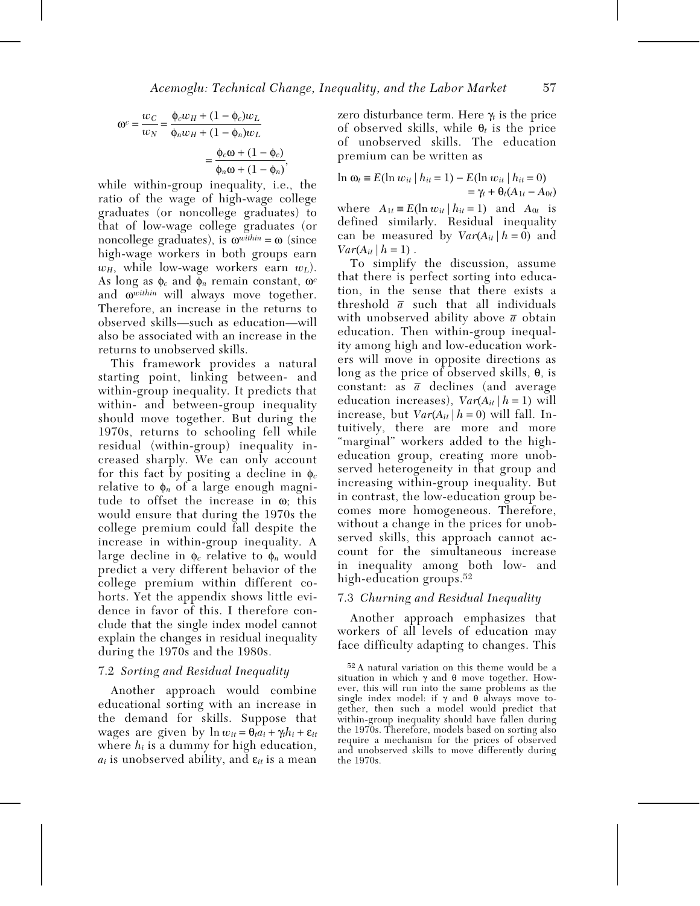$$\omega^c = \frac{w_C}{w_N} = \frac{\phi_c w_H + (1-\phi_c)w_L}{\phi_n w_H + (1-\phi_n)w_L} = \frac{\phi_c \omega + (1-\phi_c)}{\phi_n \omega + (1-\phi_n)},$$

while within-group inequality, i.e., the ratio of the wage of high-wage college graduates (or noncollege graduates) to that of low-wage college graduates (or noncollege graduates), is $\omega^{within} = \omega$ (since high-wage workers in both groups earn $w_H$, while low-wage workers earn $w_L$). As long as $\phi_c$ and $\phi_n$ remain constant, $\omega^c$ and $\omega^{within}$ will always move together. Therefore, an increase in the returns to observed skills—such as education—will also be associated with an increase in the returns to unobserved skills.

This framework provides a natural starting point, linking between- and within-group inequality. It predicts that within- and between-group inequality should move together. But during the 1970s, returns to schooling fell while residual (within-group) inequality increased sharply. We can only account for this fact by positing a decline in $\phi_c$ relative to $\phi_n$ of a large enough magnitude to offset the increase in $\omega$; this would ensure that during the 1970s the college premium could fall despite the increase in within-group inequality. A large decline in $\phi_c$ relative to $\phi_n$ would predict a very different behavior of the college premium within different cohorts. Yet the appendix shows little evidence in favor of this. I therefore conclude that the single index model cannot explain the changes in residual inequality during the 1970s and the 1980s.

### 7.2 *Sorting and Residual Inequality*

Another approach would combine educational sorting with an increase in the demand for skills. Suppose that wages are given by $\ln w_{it} = \theta_t a_i + \gamma_t h_i + \varepsilon_{it}$ where $h_i$ is a dummy for high education, $a_i$ is unobserved ability, and $\varepsilon_{it}$ is a mean zero disturbance term. Here $\gamma_t$ is the price of observed skills, while $\theta_t$ is the price of unobserved skills. The education premium can be written as

$$\ln \omega_t \equiv E(\ln w_{it} \mid h_{it} = 1) - E(\ln w_{it} \mid h_{it} = 0) = \gamma_t + \theta_t(A_{1t} - A_{0t})$$

where $A_{1t} \equiv E(\ln w_{it} \mid h_{it} = 1)$ and $A_{0t}$ is defined similarly. Residual inequality can be measured by $Var(A_{it} \mid h = 0)$ and $Var(A_{it} \mid h = 1)$.

To simplify the discussion, assume that there is perfect sorting into education, in the sense that there exists a threshold $\bar{a}$ such that all individuals with unobserved ability above $\bar{a}$ obtain education. Then within-group inequality among high and low-education workers will move in opposite directions as long as the price of observed skills, $\theta$, is constant: as $\bar{a}$ declines (and average education increases), $Var(A_{it} \mid h = 1)$ will increase, but $Var(A_{it} \mid h = 0)$ will fall. Intuitively, there are more and more "marginal" workers added to the high-education group, creating more unobserved heterogeneity in that group and increasing within-group inequality. But in contrast, the low-education group becomes more homogeneous. Therefore, without a change in the prices for unobserved skills, this approach cannot account for the simultaneous increase in inequality among both low- and high-education groups.[52]

### 7.3 *Churning and Residual Inequality*

Another approach emphasizes that workers of all levels of education may face difficulty adapting to changes. This

[52] A natural variation on this theme would be a situation in which $\gamma$ and $\theta$ move together. However, this will run into the same problems as the single index model: if $\gamma$ and $\theta$ always move together, then such a model would predict that within-group inequality should have fallen during the 1970s. Therefore, models based on sorting also require a mechanism for the prices of observed and unobserved skills to move differently during the 1970s.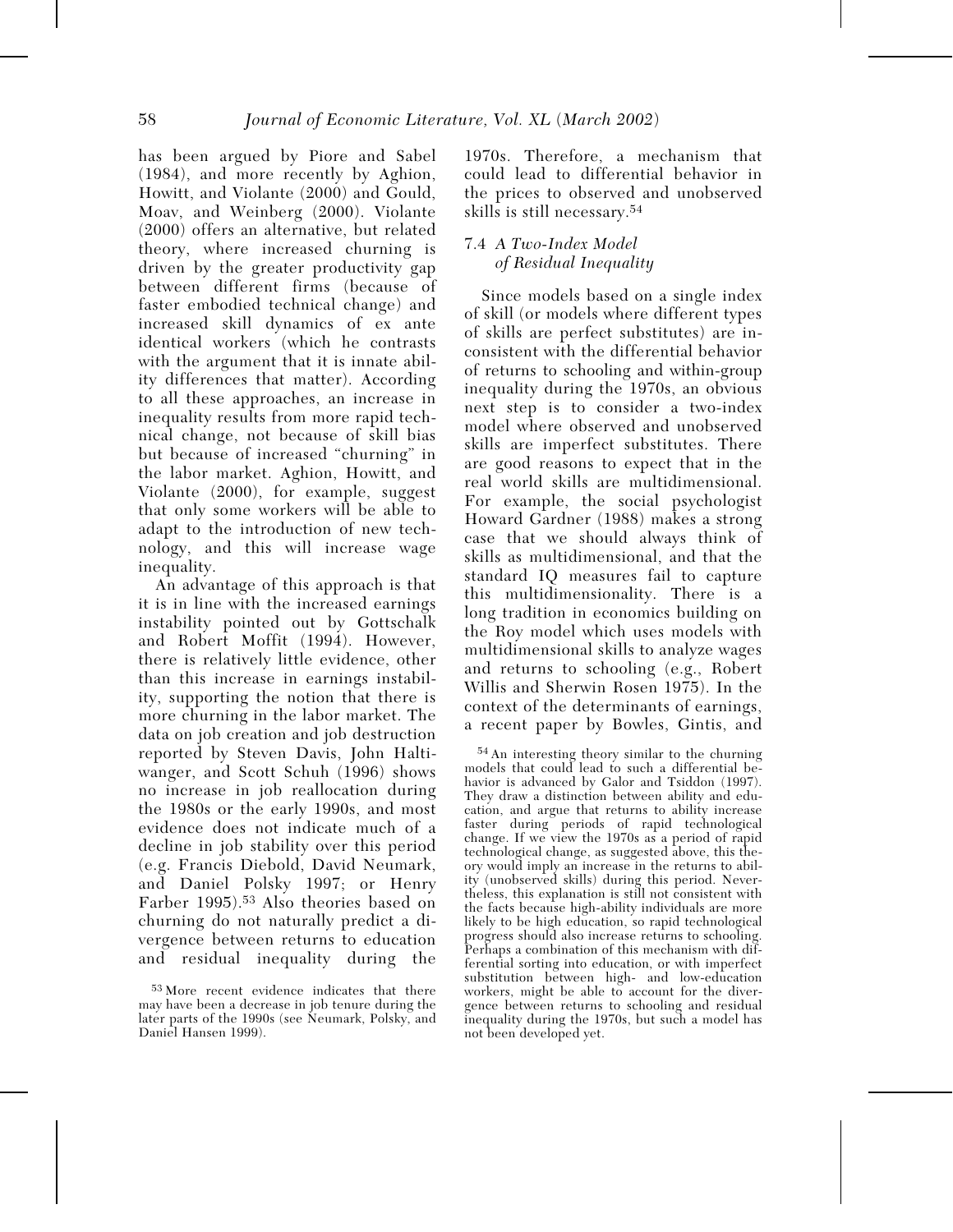has been argued by Piore and Sabel (1984), and more recently by Aghion, Howitt, and Violante (2000) and Gould, Moav, and Weinberg (2000). Violante (2000) offers an alternative, but related theory, where increased churning is driven by the greater productivity gap between different firms (because of faster embodied technical change) and increased skill dynamics of ex ante identical workers (which he contrasts with the argument that it is innate ability differences that matter). According to all these approaches, an increase in inequality results from more rapid technical change, not because of skill bias but because of increased "churning" in the labor market. Aghion, Howitt, and Violante (2000), for example, suggest that only some workers will be able to adapt to the introduction of new technology, and this will increase wage inequality.

An advantage of this approach is that it is in line with the increased earnings instability pointed out by Gottschalk and Robert Moffit (1994). However, there is relatively little evidence, other than this increase in earnings instability, supporting the notion that there is more churning in the labor market. The data on job creation and job destruction reported by Steven Davis, John Haltiwanger, and Scott Schuh (1996) shows no increase in job reallocation during the 1980s or the early 1990s, and most evidence does not indicate much of a decline in job stability over this period (e.g. Francis Diebold, David Neumark, and Daniel Polsky 1997; or Henry Farber 1995).[53] Also theories based on churning do not naturally predict a divergence between returns to education and residual inequality during the 1970s. Therefore, a mechanism that could lead to differential behavior in the prices to observed and unobserved skills is still necessary.[54]

### 7.4 *A Two-Index Model of Residual Inequality*

Since models based on a single index of skill (or models where different types of skills are perfect substitutes) are inconsistent with the differential behavior of returns to schooling and within-group inequality during the 1970s, an obvious next step is to consider a two-index model where observed and unobserved skills are imperfect substitutes. There are good reasons to expect that in the real world skills are multidimensional. For example, the social psychologist Howard Gardner (1988) makes a strong case that we should always think of skills as multidimensional, and that the standard IQ measures fail to capture this multidimensionality. There is a long tradition in economics building on the Roy model which uses models with multidimensional skills to analyze wages and returns to schooling (e.g., Robert Willis and Sherwin Rosen 1975). In the context of the determinants of earnings, a recent paper by Bowles, Gintis, and

---

[53] More recent evidence indicates that there may have been a decrease in job tenure during the later parts of the 1990s (see Neumark, Polsky, and Daniel Hansen 1999).

[54] An interesting theory similar to the churning models that could lead to such a differential behavior is advanced by Galor and Tsiddon (1997). They draw a distinction between ability and education, and argue that returns to ability increase faster during periods of rapid technological change. If we view the 1970s as a period of rapid technological change, as suggested above, this theory would imply an increase in the returns to ability (unobserved skills) during this period. Nevertheless, this explanation is still not consistent with the facts because high-ability individuals are more likely to be high education, so rapid technological progress should also increase returns to schooling. Perhaps a combination of this mechanism with differential sorting into education, or with imperfect substitution between high- and low-education workers, might be able to account for the divergence between returns to schooling and residual inequality during the 1970s, but such a model has not been developed yet.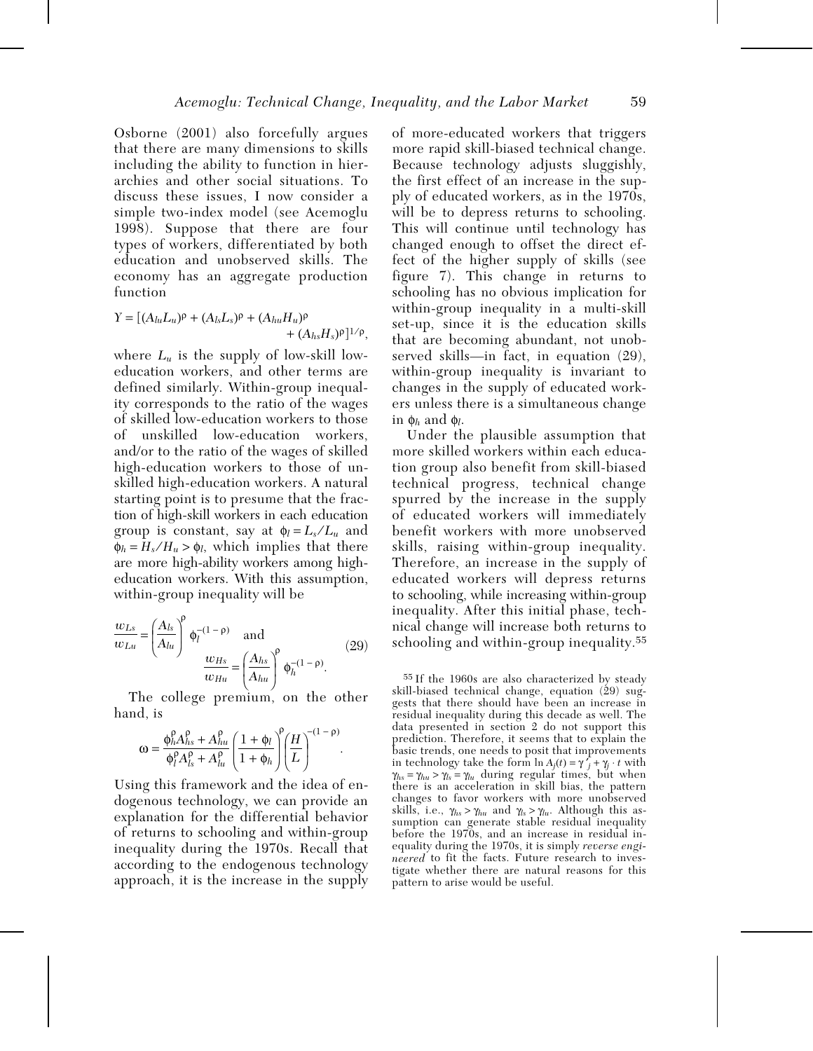Osborne (2001) also forcefully argues that there are many dimensions to skills including the ability to function in hierarchies and other social situations. To discuss these issues, I now consider a simple two-index model (see Acemoglu 1998). Suppose that there are four types of workers, differentiated by both education and unobserved skills. The economy has an aggregate production function

$$Y = [(A_{lu}L_u)^\rho + (A_{ls}L_s)^\rho + (A_{hu}H_u)^\rho + (A_{hs}H_s)^\rho]^{1/\rho},$$

where $L_u$ is the supply of low-skill low-education workers, and other terms are defined similarly. Within-group inequality corresponds to the ratio of the wages of skilled low-education workers to those of unskilled low-education workers, and/or to the ratio of the wages of skilled high-education workers to those of unskilled high-education workers. A natural starting point is to presume that the fraction of high-skill workers in each education group is constant, say at $\phi_l = L_s/L_u$ and $\phi_h = H_s/H_u > \phi_l$, which implies that there are more high-ability workers among high-education workers. With this assumption, within-group inequality will be

$$\frac{w_{Ls}}{w_{Lu}} = \left(\frac{A_{ls}}{A_{lu}}\right)^\rho \phi_l^{-(1-\rho)} \quad \text{and} \quad \frac{w_{Hs}}{w_{Hu}} = \left(\frac{A_{hs}}{A_{hu}}\right)^\rho \phi_h^{-(1-\rho)}. \tag{29}$$

The college premium, on the other hand, is

$$\omega = \frac{\phi_h^\rho A_{hs}^\rho + A_{hu}^\rho}{\phi_l^\rho A_{ls}^\rho + A_{lu}^\rho}\left(\frac{1+\phi_l}{1+\phi_h}\right)^\rho \left(\frac{H}{L}\right)^{-(1-\rho)}.$$

Using this framework and the idea of endogenous technology, we can provide an explanation for the differential behavior of returns to schooling and within-group inequality during the 1970s. Recall that according to the endogenous technology approach, it is the increase in the supply of more-educated workers that triggers more rapid skill-biased technical change. Because technology adjusts sluggishly, the first effect of an increase in the supply of educated workers, as in the 1970s, will be to depress returns to schooling. This will continue until technology has changed enough to offset the direct effect of the higher supply of skills (see figure 7). This change in returns to schooling has no obvious implication for within-group inequality in a multi-skill set-up, since it is the education skills that are becoming abundant, not unobserved skills—in fact, in equation (29), within-group inequality is invariant to changes in the supply of educated workers unless there is a simultaneous change in $\phi_h$ and $\phi_l$.

Under the plausible assumption that more skilled workers within each education group also benefit from skill-biased technical progress, technical change spurred by the increase in the supply of educated workers will immediately benefit workers with more unobserved skills, raising within-group inequality. Therefore, an increase in the supply of educated workers will depress returns to schooling, while increasing within-group inequality. After this initial phase, technical change will increase both returns to schooling and within-group inequality.[55]

[55] If the 1960s are also characterized by steady skill-biased technical change, equation (29) suggests that there should have been an increase in residual inequality during this decade as well. The data presented in section 2 do not support this prediction. Therefore, it seems that to explain the basic trends, one needs to posit that improvements in technology take the form $\ln A_j(t) = \gamma'_j + \gamma_j \cdot t$ with $\gamma_{hs} = \gamma_{hu} > \gamma_{ls} = \gamma_{lu}$ during regular times, but when there is an acceleration in skill bias, the pattern changes to favor workers with more unobserved skills, i.e., $\gamma_{hs} > \gamma_{hu}$ and $\gamma_{ls} > \gamma_{lu}$. Although this assumption can generate stable residual inequality before the 1970s, and an increase in residual inequality during the 1970s, it is simply *reverse engineered* to fit the facts. Future research to investigate whether there are natural reasons for this pattern to arise would be useful.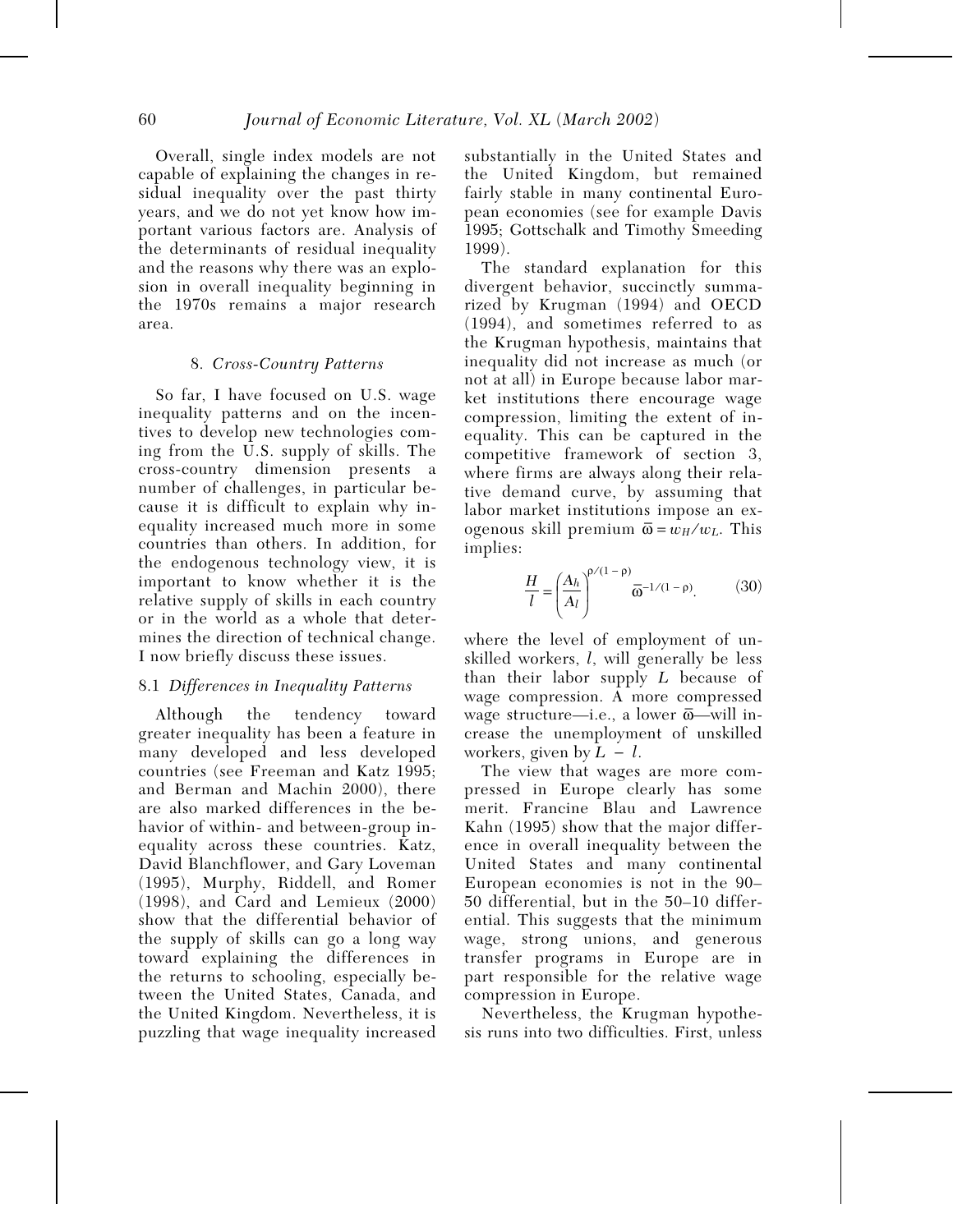Overall, single index models are not capable of explaining the changes in residual inequality over the past thirty years, and we do not yet know how important various factors are. Analysis of the determinants of residual inequality and the reasons why there was an explosion in overall inequality beginning in the 1970s remains a major research area.

## 8. *Cross-Country Patterns*

So far, I have focused on U.S. wage inequality patterns and on the incentives to develop new technologies coming from the U.S. supply of skills. The cross-country dimension presents a number of challenges, in particular because it is difficult to explain why inequality increased much more in some countries than others. In addition, for the endogenous technology view, it is important to know whether it is the relative supply of skills in each country or in the world as a whole that determines the direction of technical change. I now briefly discuss these issues.

### 8.1 *Differences in Inequality Patterns*

Although the tendency toward greater inequality has been a feature in many developed and less developed countries (see Freeman and Katz 1995; and Berman and Machin 2000), there are also marked differences in the behavior of within- and between-group inequality across these countries. Katz, David Blanchflower, and Gary Loveman (1995), Murphy, Riddell, and Romer (1998), and Card and Lemieux (2000) show that the differential behavior of the supply of skills can go a long way toward explaining the differences in the returns to schooling, especially between the United States, Canada, and the United Kingdom. Nevertheless, it is puzzling that wage inequality increased substantially in the United States and the United Kingdom, but remained fairly stable in many continental European economies (see for example Davis 1995; Gottschalk and Timothy Smeeding 1999).

The standard explanation for this divergent behavior, succinctly summarized by Krugman (1994) and OECD (1994), and sometimes referred to as the Krugman hypothesis, maintains that inequality did not increase as much (or not at all) in Europe because labor market institutions there encourage wage compression, limiting the extent of inequality. This can be captured in the competitive framework of section 3, where firms are always along their relative demand curve, by assuming that labor market institutions impose an exogenous skill premium $\bar{\omega} = w_H/w_L$. This implies:

$$\frac{H}{l} = \left(\frac{A_h}{A_l}\right)^{\rho/(1-\rho)} \bar{\omega}^{-1/(1-\rho)}. \qquad (30)$$

where the level of employment of unskilled workers, $l$, will generally be less than their labor supply $L$ because of wage compression. A more compressed wage structure—i.e., a lower $\bar{\omega}$—will increase the unemployment of unskilled workers, given by $L - l$.

The view that wages are more compressed in Europe clearly has some merit. Francine Blau and Lawrence Kahn (1995) show that the major difference in overall inequality between the United States and many continental European economies is not in the 90–50 differential, but in the 50–10 differential. This suggests that the minimum wage, strong unions, and generous transfer programs in Europe are in part responsible for the relative wage compression in Europe.

Nevertheless, the Krugman hypothesis runs into two difficulties. First, unless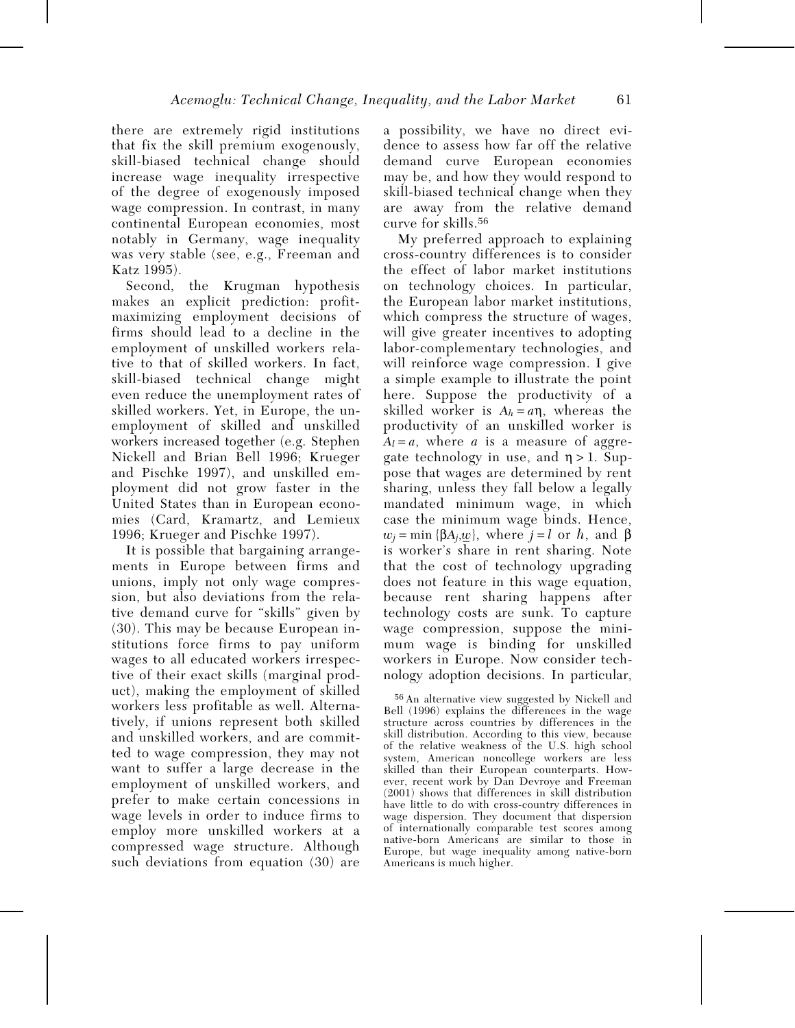there are extremely rigid institutions that fix the skill premium exogenously, skill-biased technical change should increase wage inequality irrespective of the degree of exogenously imposed wage compression. In contrast, in many continental European economies, most notably in Germany, wage inequality was very stable (see, e.g., Freeman and Katz 1995).

Second, the Krugman hypothesis makes an explicit prediction: profit-maximizing employment decisions of firms should lead to a decline in the employment of unskilled workers relative to that of skilled workers. In fact, skill-biased technical change might even reduce the unemployment rates of skilled workers. Yet, in Europe, the unemployment of skilled and unskilled workers increased together (e.g. Stephen Nickell and Brian Bell 1996; Krueger and Pischke 1997), and unskilled employment did not grow faster in the United States than in European economies (Card, Kramartz, and Lemieux 1996; Krueger and Pischke 1997).

It is possible that bargaining arrangements in Europe between firms and unions, imply not only wage compression, but also deviations from the relative demand curve for "skills" given by (30). This may be because European institutions force firms to pay uniform wages to all educated workers irrespective of their exact skills (marginal product), making the employment of skilled workers less profitable as well. Alternatively, if unions represent both skilled and unskilled workers, and are committed to wage compression, they may not want to suffer a large decrease in the employment of unskilled workers, and prefer to make certain concessions in wage levels in order to induce firms to employ more unskilled workers at a compressed wage structure. Although such deviations from equation (30) are a possibility, we have no direct evidence to assess how far off the relative demand curve European economies may be, and how they would respond to skill-biased technical change when they are away from the relative demand curve for skills.[56]

My preferred approach to explaining cross-country differences is to consider the effect of labor market institutions on technology choices. In particular, the European labor market institutions, which compress the structure of wages, will give greater incentives to adopting labor-complementary technologies, and will reinforce wage compression. I give a simple example to illustrate the point here. Suppose the productivity of a skilled worker is $A_h = a\eta$, whereas the productivity of an unskilled worker is $A_l = a$, where $a$ is a measure of aggregate technology in use, and $\eta > 1$. Suppose that wages are determined by rent sharing, unless they fall below a legally mandated minimum wage, in which case the minimum wage binds. Hence, $w_j = \min\{\beta A_j, \underline{w}\}$, where $j = l$ or $h$, and $\beta$ is worker's share in rent sharing. Note that the cost of technology upgrading does not feature in this wage equation, because rent sharing happens after technology costs are sunk. To capture wage compression, suppose the minimum wage is binding for unskilled workers in Europe. Now consider technology adoption decisions. In particular,

[56] An alternative view suggested by Nickell and Bell (1996) explains the differences in the wage structure across countries by differences in the skill distribution. According to this view, because of the relative weakness of the U.S. high school system, American noncollege workers are less skilled than their European counterparts. However, recent work by Dan Devroye and Freeman (2001) shows that differences in skill distribution have little to do with cross-country differences in wage dispersion. They document that dispersion of internationally comparable test scores among native-born Americans are similar to those in Europe, but wage inequality among native-born Americans is much higher.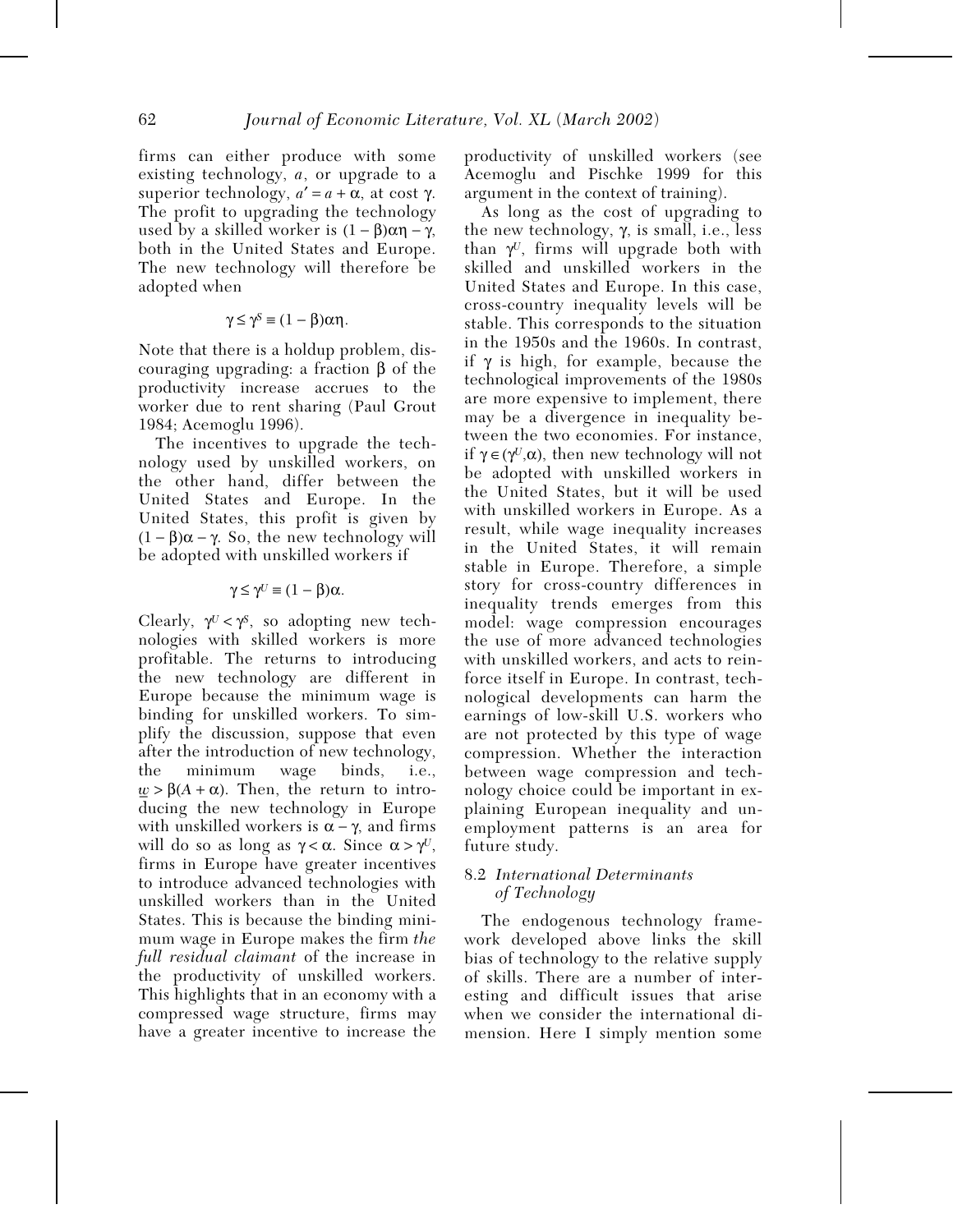firms can either produce with some existing technology, $a$, or upgrade to a superior technology, $a' = a + \alpha$, at cost $\gamma$. The profit to upgrading the technology used by a skilled worker is $(1 - \beta)\alpha\eta - \gamma$, both in the United States and Europe. The new technology will therefore be adopted when

$$\gamma \leq \gamma^S \equiv (1 - \beta)\alpha\eta.$$

Note that there is a holdup problem, discouraging upgrading: a fraction $\beta$ of the productivity increase accrues to the worker due to rent sharing (Paul Grout 1984; Acemoglu 1996).

The incentives to upgrade the technology used by unskilled workers, on the other hand, differ between the United States and Europe. In the United States, this profit is given by $(1 - \beta)\alpha - \gamma$. So, the new technology will be adopted with unskilled workers if

$$\gamma \leq \gamma^U \equiv (1 - \beta)\alpha.$$

Clearly, $\gamma^U < \gamma^S$, so adopting new technologies with skilled workers is more profitable. The returns to introducing the new technology are different in Europe because the minimum wage is binding for unskilled workers. To simplify the discussion, suppose that even after the introduction of new technology, the minimum wage binds, i.e., $\underline{w} > \beta(A + \alpha)$. Then, the return to introducing the new technology in Europe with unskilled workers is $\alpha - \gamma$, and firms will do so as long as $\gamma < \alpha$. Since $\alpha > \gamma^U$, firms in Europe have greater incentives to introduce advanced technologies with unskilled workers than in the United States. This is because the binding minimum wage in Europe makes the firm *the full residual claimant* of the increase in the productivity of unskilled workers. This highlights that in an economy with a compressed wage structure, firms may have a greater incentive to increase the productivity of unskilled workers (see Acemoglu and Pischke 1999 for this argument in the context of training).

As long as the cost of upgrading to the new technology, $\gamma$, is small, i.e., less than $\gamma^U$, firms will upgrade both with skilled and unskilled workers in the United States and Europe. In this case, cross-country inequality levels will be stable. This corresponds to the situation in the 1950s and the 1960s. In contrast, if $\gamma$ is high, for example, because the technological improvements of the 1980s are more expensive to implement, there may be a divergence in inequality between the two economies. For instance, if $\gamma \in (\gamma^U, \alpha)$, then new technology will not be adopted with unskilled workers in the United States, but it will be used with unskilled workers in Europe. As a result, while wage inequality increases in the United States, it will remain stable in Europe. Therefore, a simple story for cross-country differences in inequality trends emerges from this model: wage compression encourages the use of more advanced technologies with unskilled workers, and acts to reinforce itself in Europe. In contrast, technological developments can harm the earnings of low-skill U.S. workers who are not protected by this type of wage compression. Whether the interaction between wage compression and technology choice could be important in explaining European inequality and unemployment patterns is an area for future study.

### 8.2 *International Determinants of Technology*

The endogenous technology framework developed above links the skill bias of technology to the relative supply of skills. There are a number of interesting and difficult issues that arise when we consider the international dimension. Here I simply mention some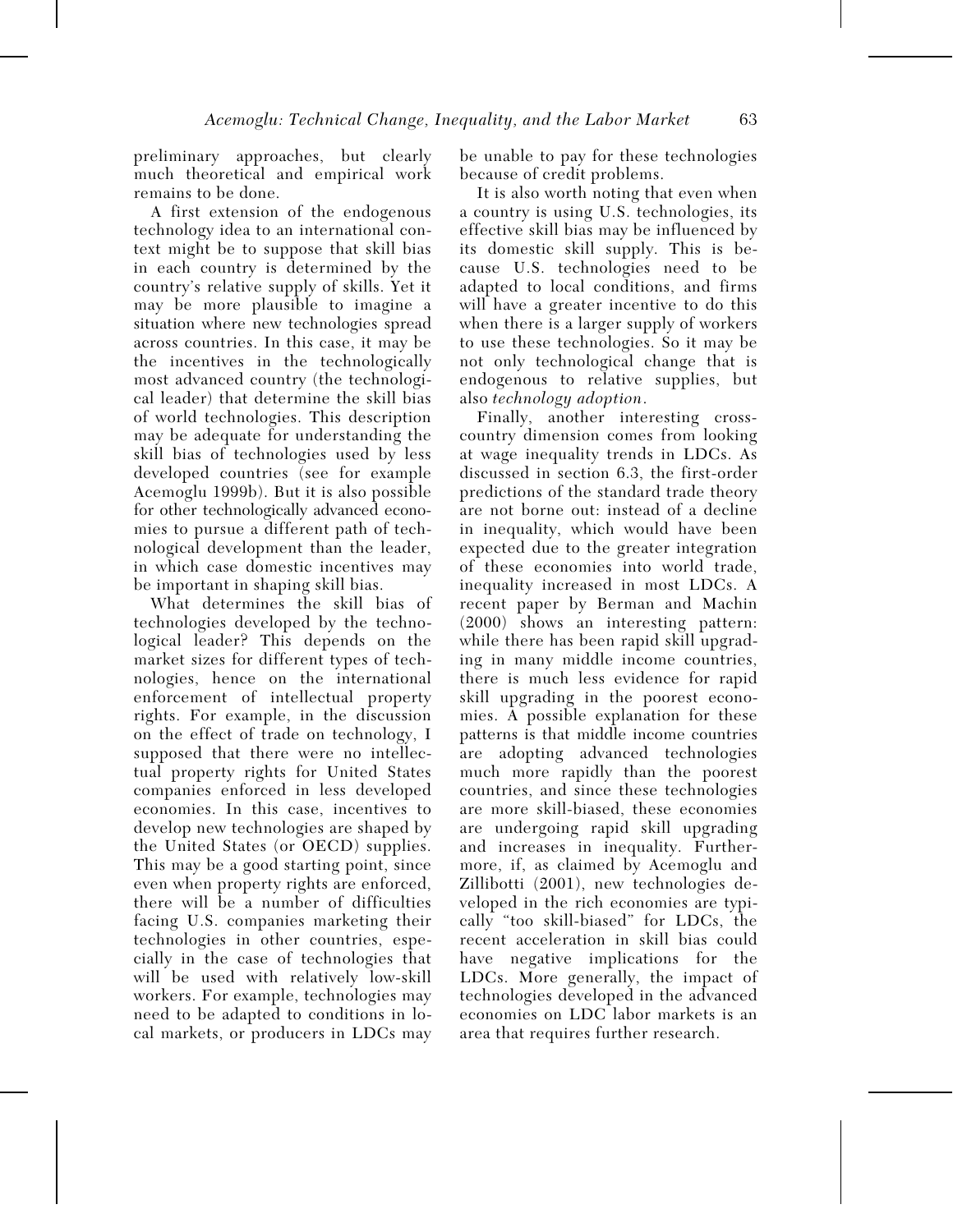preliminary approaches, but clearly much theoretical and empirical work remains to be done.

A first extension of the endogenous technology idea to an international context might be to suppose that skill bias in each country is determined by the country's relative supply of skills. Yet it may be more plausible to imagine a situation where new technologies spread across countries. In this case, it may be the incentives in the technologically most advanced country (the technological leader) that determine the skill bias of world technologies. This description may be adequate for understanding the skill bias of technologies used by less developed countries (see for example Acemoglu 1999b). But it is also possible for other technologically advanced economies to pursue a different path of technological development than the leader, in which case domestic incentives may be important in shaping skill bias.

What determines the skill bias of technologies developed by the technological leader? This depends on the market sizes for different types of technologies, hence on the international enforcement of intellectual property rights. For example, in the discussion on the effect of trade on technology, I supposed that there were no intellectual property rights for United States companies enforced in less developed economies. In this case, incentives to develop new technologies are shaped by the United States (or OECD) supplies. This may be a good starting point, since even when property rights are enforced, there will be a number of difficulties facing U.S. companies marketing their technologies in other countries, especially in the case of technologies that will be used with relatively low-skill workers. For example, technologies may need to be adapted to conditions in local markets, or producers in LDCs may be unable to pay for these technologies because of credit problems.

It is also worth noting that even when a country is using U.S. technologies, its effective skill bias may be influenced by its domestic skill supply. This is because U.S. technologies need to be adapted to local conditions, and firms will have a greater incentive to do this when there is a larger supply of workers to use these technologies. So it may be not only technological change that is endogenous to relative supplies, but also *technology adoption*.

Finally, another interesting cross-country dimension comes from looking at wage inequality trends in LDCs. As discussed in section 6.3, the first-order predictions of the standard trade theory are not borne out: instead of a decline in inequality, which would have been expected due to the greater integration of these economies into world trade, inequality increased in most LDCs. A recent paper by Berman and Machin (2000) shows an interesting pattern: while there has been rapid skill upgrading in many middle income countries, there is much less evidence for rapid skill upgrading in the poorest economies. A possible explanation for these patterns is that middle income countries are adopting advanced technologies much more rapidly than the poorest countries, and since these technologies are more skill-biased, these economies are undergoing rapid skill upgrading and increases in inequality. Furthermore, if, as claimed by Acemoglu and Zilibotti (2001), new technologies developed in the rich economies are typically "too skill-biased" for LDCs, the recent acceleration in skill bias could have negative implications for the LDCs. More generally, the impact of technologies developed in the advanced economies on LDC labor markets is an area that requires further research.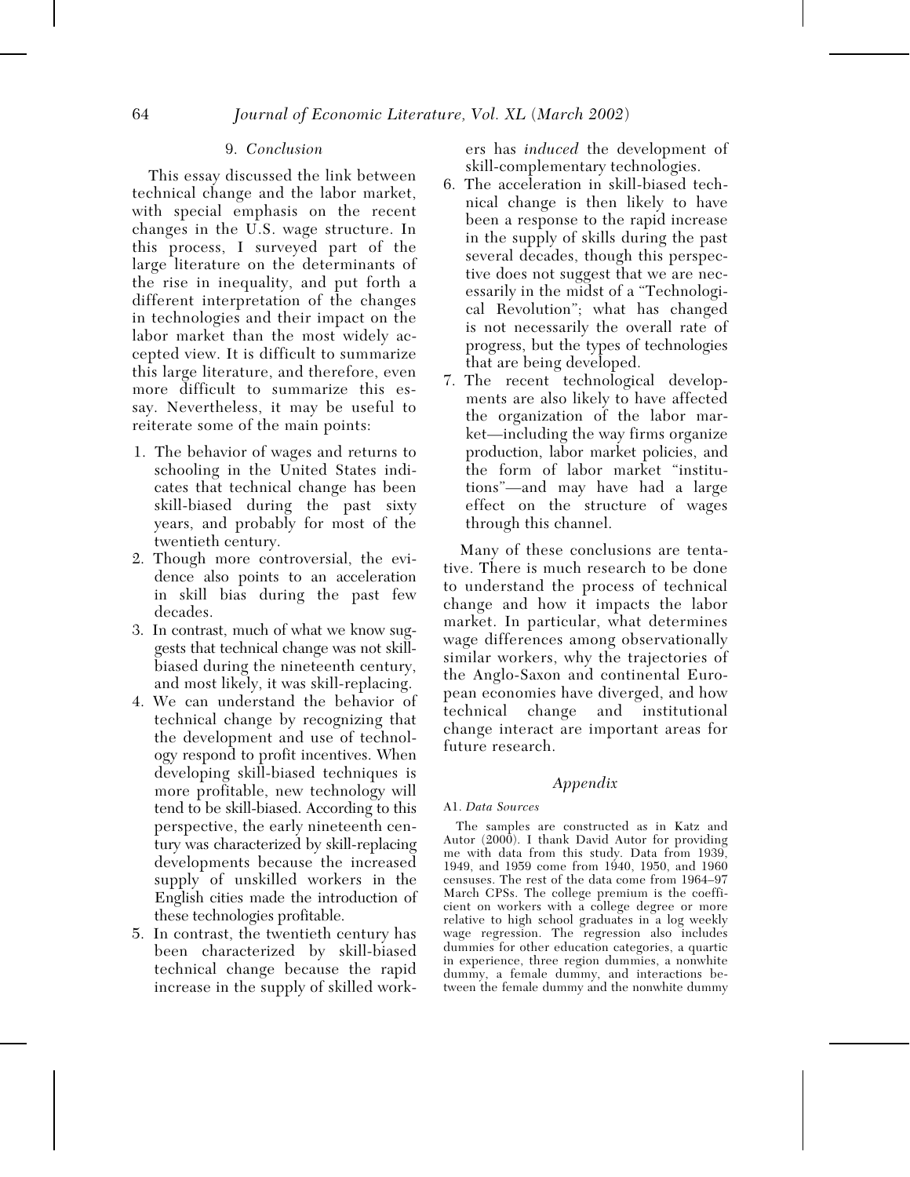## 9. *Conclusion*

This essay discussed the link between technical change and the labor market, with special emphasis on the recent changes in the U.S. wage structure. In this process, I surveyed part of the large literature on the determinants of the rise in inequality, and put forth a different interpretation of the changes in technologies and their impact on the labor market than the most widely accepted view. It is difficult to summarize this large literature, and therefore, even more difficult to summarize this essay. Nevertheless, it may be useful to reiterate some of the main points:

1. The behavior of wages and returns to schooling in the United States indicates that technical change has been skill-biased during the past sixty years, and probably for most of the twentieth century.
2. Though more controversial, the evidence also points to an acceleration in skill bias during the past few decades.
3. In contrast, much of what we know suggests that technical change was not skill-biased during the nineteenth century, and most likely, it was skill-replacing.
4. We can understand the behavior of technical change by recognizing that the development and use of technology respond to profit incentives. When developing skill-biased techniques is more profitable, new technology will tend to be skill-biased. According to this perspective, the early nineteenth century was characterized by skill-replacing developments because the increased supply of unskilled workers in the English cities made the introduction of these technologies profitable.
5. In contrast, the twentieth century has been characterized by skill-biased technical change because the rapid increase in the supply of skilled workers has *induced* the development of skill-complementary technologies.
6. The acceleration in skill-biased technical change is then likely to have been a response to the rapid increase in the supply of skills during the past several decades, though this perspective does not suggest that we are necessarily in the midst of a "Technological Revolution"; what has changed is not necessarily the overall rate of progress, but the types of technologies that are being developed.
7. The recent technological developments are also likely to have affected the organization of the labor market—including the way firms organize production, labor market policies, and the form of labor market "institutions"—and may have had a large effect on the structure of wages through this channel.

Many of these conclusions are tentative. There is much research to be done to understand the process of technical change and how it impacts the labor market. In particular, what determines wage differences among observationally similar workers, why the trajectories of the Anglo-Saxon and continental European economies have diverged, and how technical change and institutional change interact are important areas for future research.

## *Appendix*

### A1. *Data Sources*

The samples are constructed as in Katz and Autor (2000). I thank David Autor for providing me with data from this study. Data from 1939, 1949, and 1959 come from 1940, 1950, and 1960 censuses. The rest of the data come from 1964–97 March CPSs. The college premium is the coefficient on workers with a college degree or more relative to high school graduates in a log weekly wage regression. The regression also includes dummies for other education categories, a quartic in experience, three region dummies, a nonwhite dummy, a female dummy, and interactions between the female dummy and the nonwhite dummy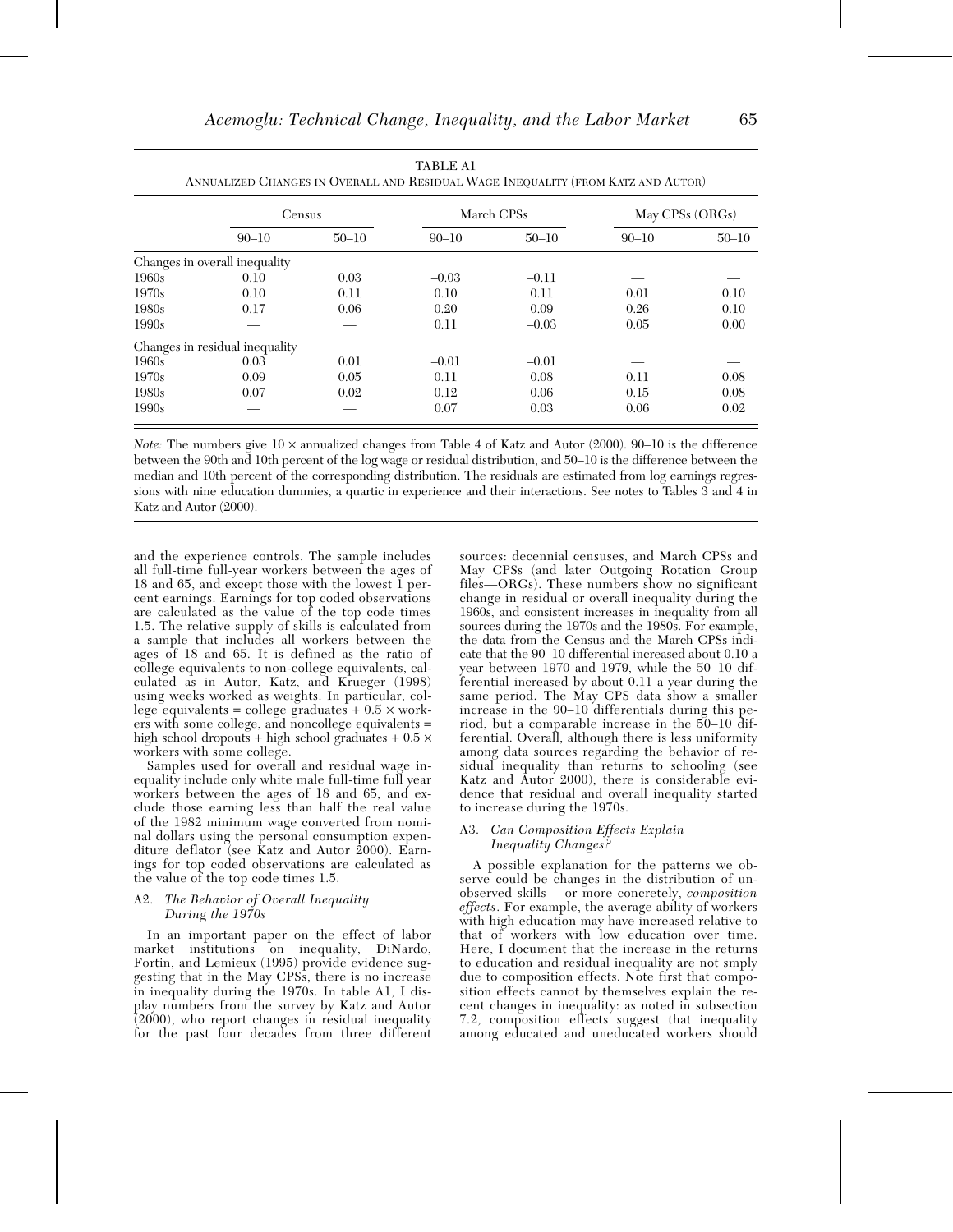TABLE A1
ANNUALIZED CHANGES IN OVERALL AND RESIDUAL WAGE INEQUALITY (FROM KATZ AND AUTOR)

| | Census | | March CPSs | | May CPSs (ORGs) | |
|---|---|---|---|---|---|---|
| | 90–10 | 50–10 | 90–10 | 50–10 | 90–10 | 50–10 |
| Changes in overall inequality | | | | | | |
| 1960s | 0.10 | 0.03 | –0.03 | –0.11 | — | — |
| 1970s | 0.10 | 0.11 | 0.10 | 0.11 | 0.01 | 0.10 |
| 1980s | 0.17 | 0.06 | 0.20 | 0.09 | 0.26 | 0.10 |
| 1990s | — | — | 0.11 | –0.03 | 0.05 | 0.00 |
| Changes in residual inequality | | | | | | |
| 1960s | 0.03 | 0.01 | –0.01 | –0.01 | — | — |
| 1970s | 0.09 | 0.05 | 0.11 | 0.08 | 0.11 | 0.08 |
| 1980s | 0.07 | 0.02 | 0.12 | 0.06 | 0.15 | 0.08 |
| 1990s | — | — | 0.07 | 0.03 | 0.06 | 0.02 |

*Note:* The numbers give 10 × annualized changes from Table 4 of Katz and Autor (2000). 90–10 is the difference between the 90th and 10th percent of the log wage or residual distribution, and 50–10 is the difference between the median and 10th percent of the corresponding distribution. The residuals are estimated from log earnings regressions with nine education dummies, a quartic in experience and their interactions. See notes to Tables 3 and 4 in Katz and Autor (2000).

and the experience controls. The sample includes all full-time full-year workers between the ages of 18 and 65, and except those with the lowest 1 percent earnings. Earnings for top coded observations are calculated as the value of the top code times 1.5. The relative supply of skills is calculated from a sample that includes all workers between the ages of 18 and 65. It is defined as the ratio of college equivalents to non-college equivalents, calculated as in Autor, Katz, and Krueger (1998) using weeks worked as weights. In particular, college equivalents = college graduates + 0.5 × workers with some college, and noncollege equivalents = high school dropouts + high school graduates + 0.5 × workers with some college.

Samples used for overall and residual wage inequality include only white male full-time full year workers between the ages of 18 and 65, and exclude those earning less than half the real value of the 1982 minimum wage converted from nominal dollars using the personal consumption expenditure deflator (see Katz and Autor 2000). Earnings for top coded observations are calculated as the value of the top code times 1.5.

### A2. *The Behavior of Overall Inequality During the 1970s*

In an important paper on the effect of labor market institutions on inequality, DiNardo, Fortin, and Lemieux (1995) provide evidence suggesting that in the May CPSs, there is no increase in inequality during the 1970s. In table A1, I display numbers from the survey by Katz and Autor (2000), who report changes in residual inequality for the past four decades from three different sources: decennial censuses, and March CPSs and May CPSs (and later Outgoing Rotation Group files—ORGs). These numbers show no significant change in residual or overall inequality during the 1960s, and consistent increases in inequality from all sources during the 1970s and the 1980s. For example, the data from the Census and the March CPSs indicate that the 90–10 differential increased about 0.10 a year between 1970 and 1979, while the 50–10 differential increased by about 0.11 a year during the same period. The May CPS data show a smaller increase in the 90–10 differentials during this period, but a comparable increase in the 50–10 differential. Overall, although there is less uniformity among data sources regarding the behavior of residual inequality than returns to schooling (see Katz and Autor 2000), there is considerable evidence that residual and overall inequality started to increase during the 1970s.

### A3. *Can Composition Effects Explain Inequality Changes?*

A possible explanation for the patterns we observe could be changes in the distribution of unobserved skills— or more concretely, *composition effects*. For example, the average ability of workers with high education may have increased relative to that of workers with low education over time. Here, I document that the increase in the returns to education and residual inequality are not smply due to composition effects. Note first that composition effects cannot by themselves explain the recent changes in inequality: as noted in subsection 7.2, composition effects suggest that inequality among educated and uneducated workers should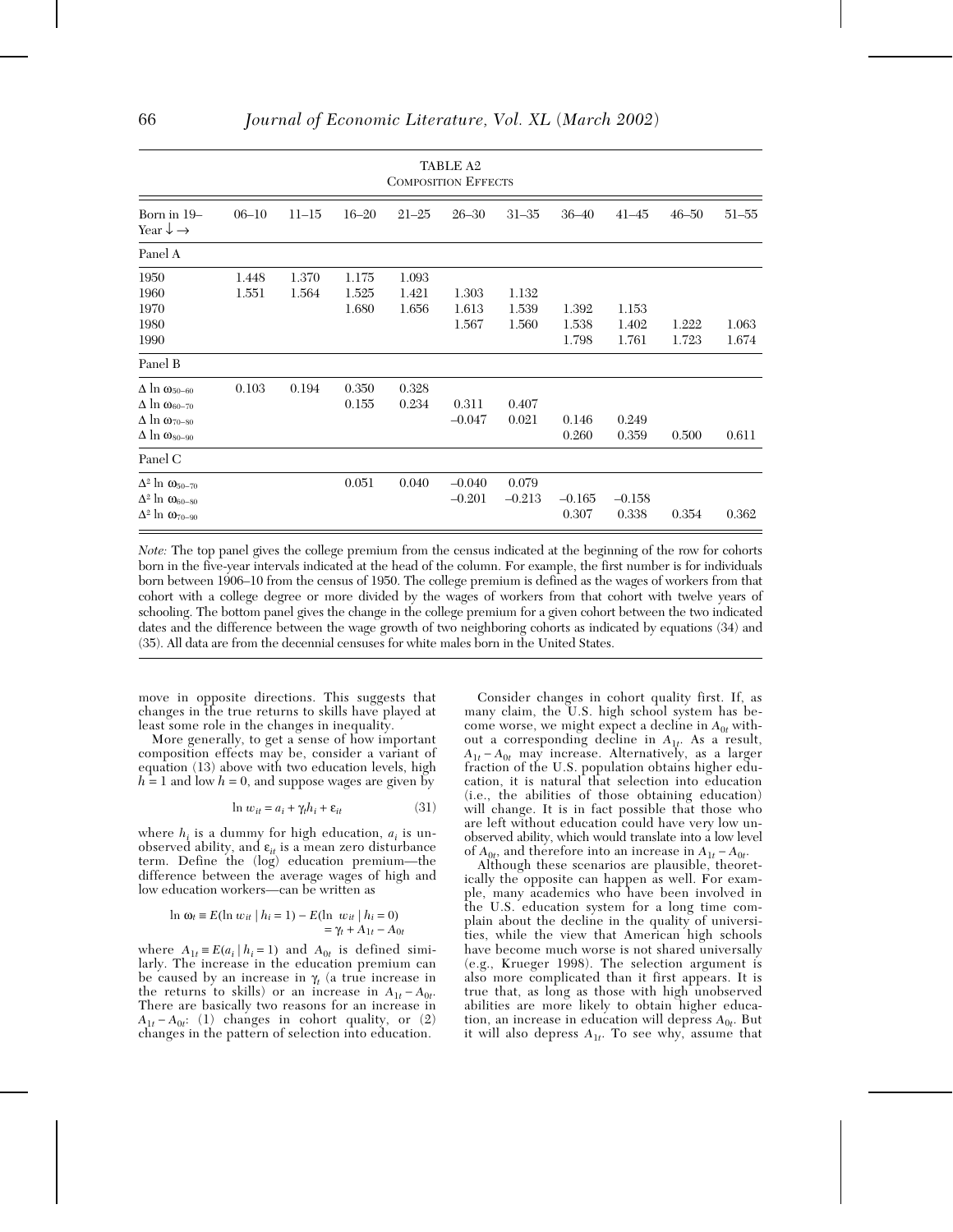TABLE A2
COMPOSITION EFFECTS

| Born in 19– Year ↓ → | 06–10 | 11–15 | 16–20 | 21–25 | 26–30 | 31–35 | 36–40 | 41–45 | 46–50 | 51–55 |
|---|---|---|---|---|---|---|---|---|---|---|
| Panel A | | | | | | | | | | |
| 1950 | 1.448 | 1.370 | 1.175 | 1.093 | | | | | | |
| 1960 | 1.551 | 1.564 | 1.525 | 1.421 | 1.303 | 1.132 | | | | |
| 1970 | | | 1.680 | 1.656 | 1.613 | 1.539 | 1.392 | 1.153 | | |
| 1980 | | | | | 1.567 | 1.560 | 1.538 | 1.402 | 1.222 | 1.063 |
| 1990 | | | | | | | 1.798 | 1.761 | 1.723 | 1.674 |
| Panel B | | | | | | | | | | |
| $\Delta \ln \omega_{50-60}$ | 0.103 | 0.194 | 0.350 | 0.328 | | | | | | |
| $\Delta \ln \omega_{60-70}$ | | | 0.155 | 0.234 | 0.311 | 0.407 | | | | |
| $\Delta \ln \omega_{70-80}$ | | | | | –0.047 | 0.021 | 0.146 | 0.249 | | |
| $\Delta \ln \omega_{80-90}$ | | | | | | | 0.260 | 0.359 | 0.500 | 0.611 |
| Panel C | | | | | | | | | | |
| $\Delta^2 \ln \omega_{50-70}$ | | | 0.051 | 0.040 | –0.040 | 0.079 | | | | |
| $\Delta^2 \ln \omega_{60-80}$ | | | | | –0.201 | –0.213 | –0.165 | –0.158 | | |
| $\Delta^2 \ln \omega_{70-90}$ | | | | | | | 0.307 | 0.338 | 0.354 | 0.362 |

*Note:* The top panel gives the college premium from the census indicated at the beginning of the row for cohorts born in the five-year intervals indicated at the head of the column. For example, the first number is for individuals born between 1906–10 from the census of 1950. The college premium is defined as the wages of workers from that cohort with a college degree or more divided by the wages of workers from that cohort with twelve years of schooling. The bottom panel gives the change in the college premium for a given cohort between the two indicated dates and the difference between the wage growth of two neighboring cohorts as indicated by equations (34) and (35). All data are from the decennial censuses for white males born in the United States.

move in opposite directions. This suggests that changes in the true returns to skills have played at least some role in the changes in inequality.

More generally, to get a sense of how important composition effects may be, consider a variant of equation (13) above with two education levels, high $h = 1$ and low $h = 0$, and suppose wages are given by

$$\ln w_{it} = a_i + \gamma_t h_i + \varepsilon_{it} \qquad (31)$$

where $h_i$ is a dummy for high education, $a_i$ is unobserved ability, and $\varepsilon_{it}$ is a mean zero disturbance term. Define the (log) education premium—the difference between the average wages of high and low education workers—can be written as

$$\ln \omega_t \equiv E(\ln w_{it} \mid h_i = 1) - E(\ln w_{it} \mid h_i = 0) = \gamma_t + A_{1t} - A_{0t}$$

where $A_{1t} \equiv E(a_i \mid h_i = 1)$ and $A_{0t}$ is defined similarly. The increase in the education premium can be caused by an increase in $\gamma_t$ (a true increase in the returns to skills) or an increase in $A_{1t} - A_{0t}$. There are basically two reasons for an increase in $A_{1t} - A_{0t}$: (1) changes in cohort quality, or (2) changes in the pattern of selection into education.

Consider changes in cohort quality first. If, as many claim, the U.S. high school system has become worse, we might expect a decline in $A_{0t}$ without a corresponding decline in $A_{1t}$. As a result, $A_{1t} - A_{0t}$ may increase. Alternatively, as a larger fraction of the U.S. population obtains higher education, it is natural that selection into education (i.e., the abilities of those obtaining education) will change. It is in fact possible that those who are left without education could have very low unobserved ability, which would translate into a low level of $A_{0t}$, and therefore into an increase in $A_{1t} - A_{0t}$.

Although these scenarios are plausible, theoretically the opposite can happen as well. For example, many academics who have been involved in the U.S. education system for a long time complain about the decline in the quality of universities, while the view that American high schools have become much worse is not shared universally (e.g., Krueger 1998). The selection argument is also more complicated than it first appears. It is true that, as long as those with high unobserved abilities are more likely to obtain higher education, an increase in education will depress $A_{0t}$. But it will also depress $A_{1t}$. To see why, assume that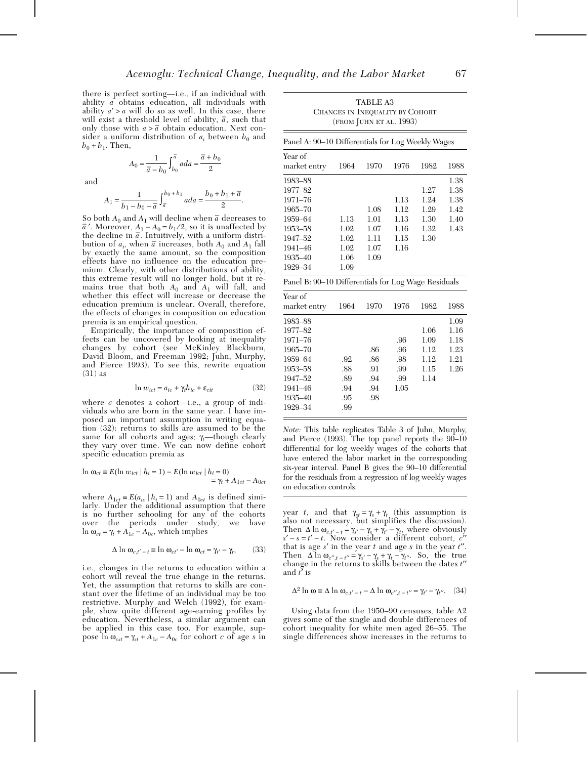there is perfect sorting—i.e., if an individual with ability $a$ obtains education, all individuals with ability $a' > a$ will do so as well. In this case, there will exist a threshold level of ability, $\bar{a}$, such that only those with $a > \bar{a}$ obtain education. Next consider a uniform distribution of $a_i$ between $b_0$ and $b_0 + b_1$. Then,

$$A_0 = \frac{1}{\bar{a} - b_0}\int_{b_0}^{\bar{a}} a da = \frac{\bar{a} + b_0}{2}$$

and

$$A_1 = \frac{1}{b_1 - b_0 - \bar{a}}\int_{\bar{a}}^{b_0 + b_1} a da = \frac{b_0 + b_1 + \bar{a}}{2}.$$

So both $A_0$ and $A_1$ will decline when $\bar{a}$ decreases to $\bar{a}'$. Moreover, $A_1 - A_0 = b_1/2$, so it is unaffected by the decline in $\bar{a}$. Intuitively, with a uniform distribution of $a_i$, when $\bar{a}$ increases, both $A_0$ and $A_1$ fall by exactly the same amount, so the composition effects have no influence on the education premium. Clearly, with other distributions of ability, this extreme result will no longer hold, but it remains true that both $A_0$ and $A_1$ will fall, and whether this effect will increase or decrease the education premium is unclear. Overall, therefore, the effects of changes in composition on education premia is an empirical question.

Empirically, the importance of composition effects can be uncovered by looking at inequality changes by cohort (see McKinley Blackburn, David Bloom, and Freeman 1992; Juhn, Murphy, and Pierce 1993). To see this, rewrite equation (31) as

$$\ln w_{ict} = a_{ic} + \gamma_t h_{ic} + \varepsilon_{cit} \tag{32}$$

where $c$ denotes a cohort—i.e., a group of individuals who are born in the same year. I have imposed an important assumption in writing equation (32): returns to skills are assumed to be the same for all cohorts and ages; $\gamma_t$—though clearly they vary over time. We can now define cohort specific education premia as

$$\ln \omega_{ct} \equiv E(\ln w_{ict} \mid h_i = 1) - E(\ln w_{ict} \mid h_i = 0) = \gamma_t + A_{1ct} - A_{0ct}$$

where $A_{1ct} \equiv E(a_{ic} \mid h_i = 1)$ and $A_{0ct}$ is defined similarly. Under the additional assumption that there is no further schooling for any of the cohorts over the periods under study, we have $\ln \omega_{ct} = \gamma_t + A_{1c} - A_{0c}$, which implies

$$\Delta \ln \omega_{c,t'-t} \equiv \ln \omega_{ct'} - \ln \omega_{ct} = \gamma_{t'} - \gamma_t, \tag{33}$$

i.e., changes in the returns to education within a cohort will reveal the true change in the returns. Yet, the assumption that returns to skills are constant over the lifetime of an individual may be too restrictive. Murphy and Welch (1992), for example, show quite different age-earning profiles by education. Nevertheless, a similar argument can be applied in this case too. For example, suppose $\ln \omega_{cst} = \gamma_{st} + A_{1c} - A_{0c}$ for cohort $c$ of age $s$ in year $t$, and that $\gamma_{st} = \gamma_s + \gamma_t$ (this assumption is also not necessary, but simplifies the discussion). Then $\Delta \ln \omega_{c,t'-t} = \gamma_{s'} - \gamma_s + \gamma_{t'} - \gamma_t$, where obviously $s' - s = t' - t$. Now consider a different cohort, $c''$ that is age $s'$ in the year $t$ and age $s$ in the year $t''$. Then $\Delta \ln \omega_{c'',t-t''} = \gamma_{s'} - \gamma_s + \gamma_t - \gamma_{t''}$. So, the true change in the returns to skills between the dates $t''$ and $t'$ is

$$\Delta^2 \ln \omega \equiv \Delta \ln \omega_{c,t'-t} - \Delta \ln \omega_{c'',t-t''} = \gamma_{t'} - \gamma_{t''}. \tag{34}$$

Using data from the 1950–90 censuses, table A2 gives some of the single and double differences of cohort inequality for white men aged 26–55. The single differences show increases in the returns to

TABLE A3
CHANGES IN INEQUALITY BY COHORT
(FROM JUHN ET AL. 1993)

Panel A: 90–10 Differentials for Log Weekly Wages

| Year of market entry | 1964 | 1970 | 1976 | 1982 | 1988 |
|---|---|---|---|---|---|
| 1983–88 | | | | | 1.38 |
| 1977–82 | | | | 1.27 | 1.38 |
| 1971–76 | | | 1.13 | 1.24 | 1.38 |
| 1965–70 | | 1.08 | 1.12 | 1.29 | 1.42 |
| 1959–64 | 1.13 | 1.01 | 1.13 | 1.30 | 1.40 |
| 1953–58 | 1.02 | 1.07 | 1.16 | 1.32 | 1.43 |
| 1947–52 | 1.02 | 1.11 | 1.15 | 1.30 | |
| 1941–46 | 1.02 | 1.07 | 1.16 | | |
| 1935–40 | 1.06 | 1.09 | | | |
| 1929–34 | 1.09 | | | | |

Panel B: 90–10 Differentials for Log Wage Residuals

| Year of market entry | 1964 | 1970 | 1976 | 1982 | 1988 |
|---|---|---|---|---|---|
| 1983–88 | | | | | 1.09 |
| 1977–82 | | | | 1.06 | 1.16 |
| 1971–76 | | | .96 | 1.09 | 1.18 |
| 1965–70 | | .86 | .96 | 1.12 | 1.23 |
| 1959–64 | .92 | .86 | .98 | 1.12 | 1.21 |
| 1953–58 | .88 | .91 | .99 | 1.15 | 1.26 |
| 1947–52 | .89 | .94 | .99 | 1.14 | |
| 1941–46 | .94 | .94 | 1.05 | | |
| 1935–40 | .95 | .98 | | | |
| 1929–34 | .99 | | | | |

*Note:* This table replicates Table 3 of Juhn, Murphy, and Pierce (1993). The top panel reports the 90–10 differential for log weekly wages of the cohorts that have entered the labor market in the corresponding six-year interval. Panel B gives the 90–10 differential for the residuals from a regression of log weekly wages on education controls.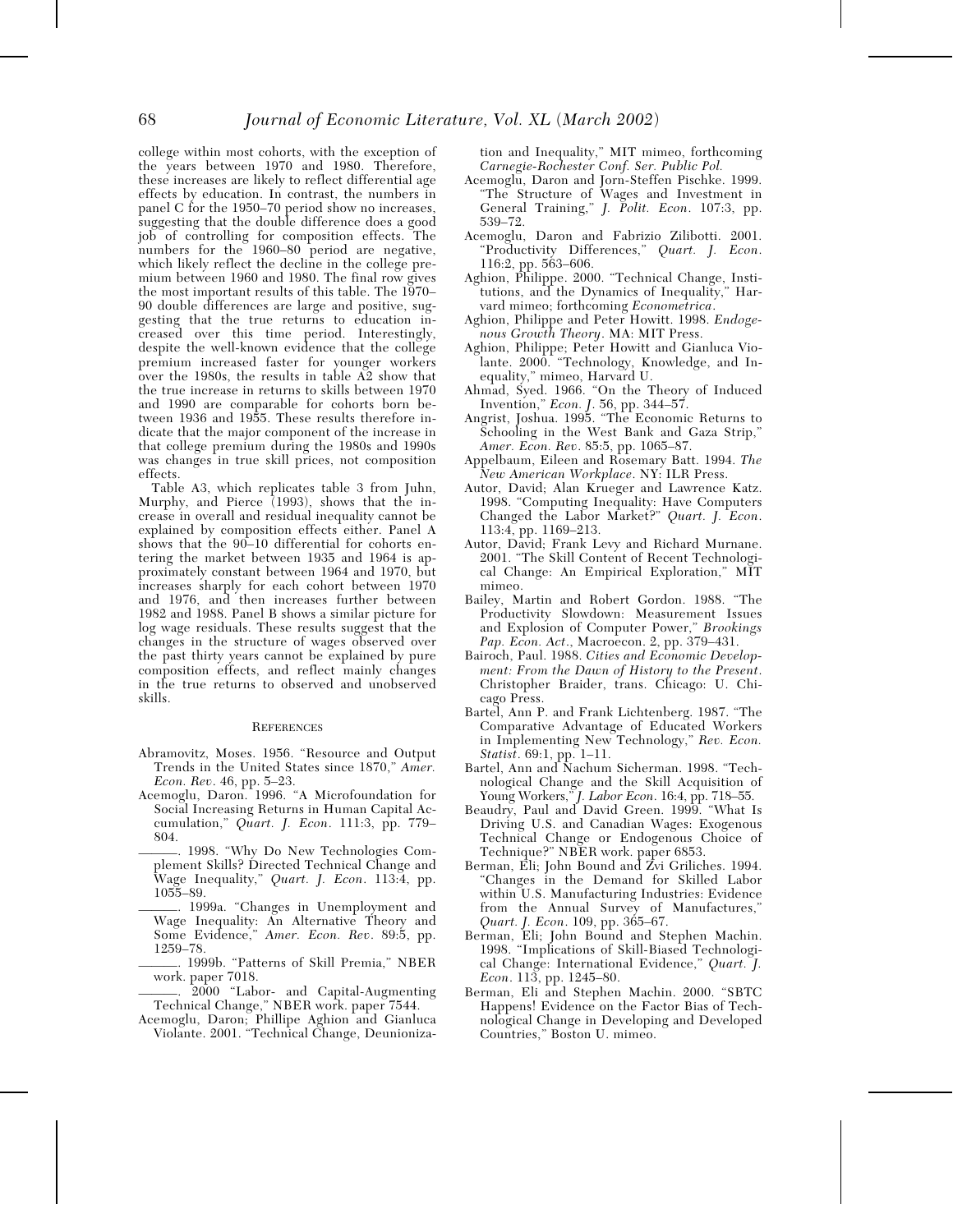college within most cohorts, with the exception of the years between 1970 and 1980. Therefore, these increases are likely to reflect differential age effects by education. In contrast, the numbers in panel C for the 1950–70 period show no increases, suggesting that the double difference does a good job of controlling for composition effects. The numbers for the 1960–80 period are negative, which likely reflect the decline in the college premium between 1960 and 1980. The final row gives the most important results of this table. The 1970–90 double differences are large and positive, suggesting that the true returns to education increased over this time period. Interestingly, despite the well-known evidence that the college premium increased faster for younger workers over the 1980s, the results in table A2 show that the true increase in returns to skills between 1970 and 1990 are comparable for cohorts born between 1936 and 1955. These results therefore indicate that the major component of the increase in that college premium during the 1980s and 1990s was changes in true skill prices, not composition effects.

Table A3, which replicates table 3 from Juhn, Murphy, and Pierce (1993), shows that the increase in overall and residual inequality cannot be explained by composition effects either. Panel A shows that the 90–10 differential for cohorts entering the market between 1935 and 1964 is approximately constant between 1964 and 1970, but increases sharply for each cohort between 1970 and 1976, and then increases further between 1982 and 1988. Panel B shows a similar picture for log wage residuals. These results suggest that the changes in the structure of wages observed over the past thirty years cannot be explained by pure composition effects, and reflect mainly changes in the true returns to observed and unobserved skills.

## References

Abramovitz, Moses. 1956. "Resource and Output Trends in the United States since 1870," *Amer. Econ. Rev*. 46, pp. 5–23.

Acemoglu, Daron. 1996. "A Microfoundation for Social Increasing Returns in Human Capital Accumulation," *Quart. J. Econ*. 111:3, pp. 779–804.

———. 1998. "Why Do New Technologies Complement Skills? Directed Technical Change and Wage Inequality," *Quart. J. Econ*. 113:4, pp. 1055–89.

———. 1999a. "Changes in Unemployment and Wage Inequality: An Alternative Theory and Some Evidence," *Amer. Econ. Rev*. 89:5, pp. 1259–78.

———. 1999b. "Patterns of Skill Premia," NBER work. paper 7018.

———. 2000 "Labor- and Capital-Augmenting Technical Change," NBER work. paper 7544.

Acemoglu, Daron; Phillipe Aghion and Gianluca Violante. 2001. "Technical Change, Deunionization and Inequality," MIT mimeo, forthcoming *Carnegie-Rochester Conf. Ser. Public Pol.*

Acemoglu, Daron and Jorn-Steffen Pischke. 1999. "The Structure of Wages and Investment in General Training," *J. Polit. Econ*. 107:3, pp. 539–72.

Acemoglu, Daron and Fabrizio Zilibotti. 2001. "Productivity Differences," *Quart. J. Econ*. 116:2, pp. 563–606.

Aghion, Philippe. 2000. "Technical Change, Institutions, and the Dynamics of Inequality," Harvard mimeo; forthcoming *Econometrica*.

Aghion, Philippe and Peter Howitt. 1998. *Endogenous Growth Theory*. MA: MIT Press.

Aghion, Philippe; Peter Howitt and Gianluca Violante. 2000. "Technology, Knowledge, and Inequality," mimeo, Harvard U.

Ahmad, Syed. 1966. "On the Theory of Induced Invention," *Econ. J*. 56, pp. 344–57.

Angrist, Joshua. 1995. "The Economic Returns to Schooling in the West Bank and Gaza Strip," *Amer. Econ. Rev*. 85:5, pp. 1065–87.

Appelbaum, Eileen and Rosemary Batt. 1994. *The New American Workplace*. NY: ILR Press.

Autor, David; Alan Krueger and Lawrence Katz. 1998. "Computing Inequality: Have Computers Changed the Labor Market?" *Quart. J. Econ*. 113:4, pp. 1169–213.

Autor, David; Frank Levy and Richard Murnane. 2001. "The Skill Content of Recent Technological Change: An Empirical Exploration," MIT mimeo.

Bailey, Martin and Robert Gordon. 1988. "The Productivity Slowdown: Measurement Issues and Explosion of Computer Power," *Brookings Pap. Econ. Act*., Macroecon. 2, pp. 379–431.

Bairoch, Paul. 1988. *Cities and Economic Development: From the Dawn of History to the Present*. Christopher Braider, trans. Chicago: U. Chicago Press.

Bartel, Ann P. and Frank Lichtenberg. 1987. "The Comparative Advantage of Educated Workers in Implementing New Technology," *Rev. Econ. Statist*. 69:1, pp. 1–11.

Bartel, Ann and Nachum Sicherman. 1998. "Technological Change and the Skill Acquisition of Young Workers," *J. Labor Econ*. 16:4, pp. 718–55.

Beaudry, Paul and David Green. 1999. "What Is Driving U.S. and Canadian Wages: Exogenous Technical Change or Endogenous Choice of Technique?" NBER work. paper 6853.

Berman, Eli; John Bound and Zvi Griliches. 1994. "Changes in the Demand for Skilled Labor within U.S. Manufacturing Industries: Evidence from the Annual Survey of Manufactures," *Quart. J. Econ*. 109, pp. 365–67.

Berman, Eli; John Bound and Stephen Machin. 1998. "Implications of Skill-Biased Technological Change: International Evidence," *Quart. J. Econ*. 113, pp. 1245–80.

Berman, Eli and Stephen Machin. 2000. "SBTC Happens! Evidence on the Factor Bias of Technological Change in Developing and Developed Countries," Boston U. mimeo.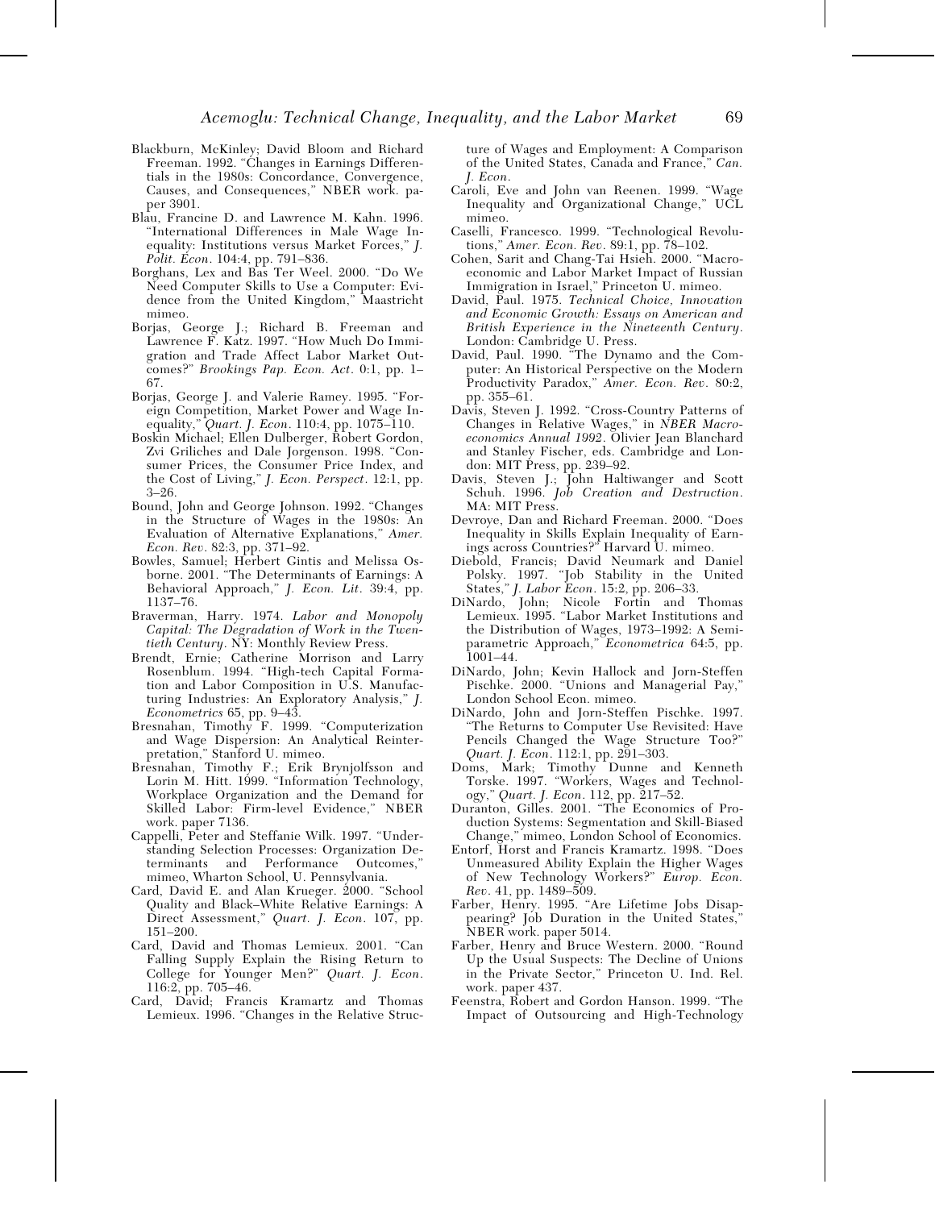Blackburn, McKinley; David Bloom and Richard Freeman. 1992. "Changes in Earnings Differentials in the 1980s: Concordance, Convergence, Causes, and Consequences," NBER work. paper 3901.

Blau, Francine D. and Lawrence M. Kahn. 1996. "International Differences in Male Wage Inequality: Institutions versus Market Forces," *J. Polit. Econ*. 104:4, pp. 791–836.

Borghans, Lex and Bas Ter Weel. 2000. "Do We Need Computer Skills to Use a Computer: Evidence from the United Kingdom," Maastricht mimeo.

Borjas, George J.; Richard B. Freeman and Lawrence F. Katz. 1997. "How Much Do Immigration and Trade Affect Labor Market Outcomes?" *Brookings Pap. Econ. Act*. 0:1, pp. 1–67.

Borjas, George J. and Valerie Ramey. 1995. "Foreign Competition, Market Power and Wage Inequality," *Quart. J. Econ*. 110:4, pp. 1075–110.

Boskin Michael; Ellen Dulberger, Robert Gordon, Zvi Griliches and Dale Jorgenson. 1998. "Consumer Prices, the Consumer Price Index, and the Cost of Living," *J. Econ. Perspect*. 12:1, pp. 3–26.

Bound, John and George Johnson. 1992. "Changes in the Structure of Wages in the 1980s: An Evaluation of Alternative Explanations," *Amer. Econ. Rev*. 82:3, pp. 371–92.

Bowles, Samuel; Herbert Gintis and Melissa Osborne. 2001. "The Determinants of Earnings: A Behavioral Approach," *J. Econ. Lit*. 39:4, pp. 1137–76.

Braverman, Harry. 1974. *Labor and Monopoly Capital: The Degradation of Work in the Twentieth Century*. NY: Monthly Review Press.

Brendt, Ernie; Catherine Morrison and Larry Rosenblum. 1994. "High-tech Capital Formation and Labor Composition in U.S. Manufacturing Industries: An Exploratory Analysis," *J. Econometrics* 65, pp. 9–43.

Bresnahan, Timothy F. 1999. "Computerization and Wage Dispersion: An Analytical Reinterpretation," Stanford U. mimeo.

Bresnahan, Timothy F.; Erik Brynjolfsson and Lorin M. Hitt. 1999. "Information Technology, Workplace Organization and the Demand for Skilled Labor: Firm-level Evidence," NBER work. paper 7136.

Cappelli, Peter and Steffanie Wilk. 1997. "Understanding Selection Processes: Organization Determinants and Performance Outcomes," mimeo, Wharton School, U. Pennsylvania.

Card, David E. and Alan Krueger. 2000. "School Quality and Black–White Relative Earnings: A Direct Assessment," *Quart. J. Econ*. 107, pp. 151–200.

Card, David and Thomas Lemieux. 2001. "Can Falling Supply Explain the Rising Return to College for Younger Men?" *Quart. J. Econ*. 116:2, pp. 705–46.

Card, David; Francis Kramartz and Thomas Lemieux. 1996. "Changes in the Relative Structure of Wages and Employment: A Comparison of the United States, Canada and France," *Can. J. Econ*.

Caroli, Eve and John van Reenen. 1999. "Wage Inequality and Organizational Change," UCL mimeo.

Caselli, Francesco. 1999. "Technological Revolutions," *Amer. Econ. Rev*. 89:1, pp. 78–102.

Cohen, Sarit and Chang-Tai Hsieh. 2000. "Macroeconomic and Labor Market Impact of Russian Immigration in Israel," Princeton U. mimeo.

David, Paul. 1975. *Technical Choice, Innovation and Economic Growth: Essays on American and British Experience in the Nineteenth Century*. London: Cambridge U. Press.

David, Paul. 1990. "The Dynamo and the Computer: An Historical Perspective on the Modern Productivity Paradox," *Amer. Econ. Rev*. 80:2, pp. 355–61.

Davis, Steven J. 1992. "Cross-Country Patterns of Changes in Relative Wages," in *NBER Macroeconomics Annual 1992*. Olivier Jean Blanchard and Stanley Fischer, eds. Cambridge and London: MIT Press, pp. 239–92.

Davis, Steven J.; John Haltiwanger and Scott Schuh. 1996. *Job Creation and Destruction*. MA: MIT Press.

Devroye, Dan and Richard Freeman. 2000. "Does Inequality in Skills Explain Inequality of Earnings across Countries?" Harvard U. mimeo.

Diebold, Francis; David Neumark and Daniel Polsky. 1997. "Job Stability in the United States," *J. Labor Econ*. 15:2, pp. 206–33.

DiNardo, John; Nicole Fortin and Thomas Lemieux. 1995. "Labor Market Institutions and the Distribution of Wages, 1973–1992: A Semiparametric Approach," *Econometrica* 64:5, pp. 1001–44.

DiNardo, John; Kevin Hallock and Jorn-Steffen Pischke. 2000. "Unions and Managerial Pay," London School Econ. mimeo.

DiNardo, John and Jorn-Steffen Pischke. 1997. "The Returns to Computer Use Revisited: Have Pencils Changed the Wage Structure Too?" *Quart. J. Econ*. 112:1, pp. 291–303.

Doms, Mark; Timothy Dunne and Kenneth Torske. 1997. "Workers, Wages and Technology," *Quart. J. Econ*. 112, pp. 217–52.

Duranton, Gilles. 2001. "The Economics of Production Systems: Segmentation and Skill-Biased Change," mimeo, London School of Economics.

Entorf, Horst and Francis Kramartz. 1998. "Does Unmeasured Ability Explain the Higher Wages of New Technology Workers?" *Europ. Econ. Rev*. 41, pp. 1489–509.

Farber, Henry. 1995. "Are Lifetime Jobs Disappearing? Job Duration in the United States," NBER work. paper 5014.

Farber, Henry and Bruce Western. 2000. "Round Up the Usual Suspects: The Decline of Unions in the Private Sector," Princeton U. Ind. Rel. work. paper 437.

Feenstra, Robert and Gordon Hanson. 1999. "The Impact of Outsourcing and High-Technology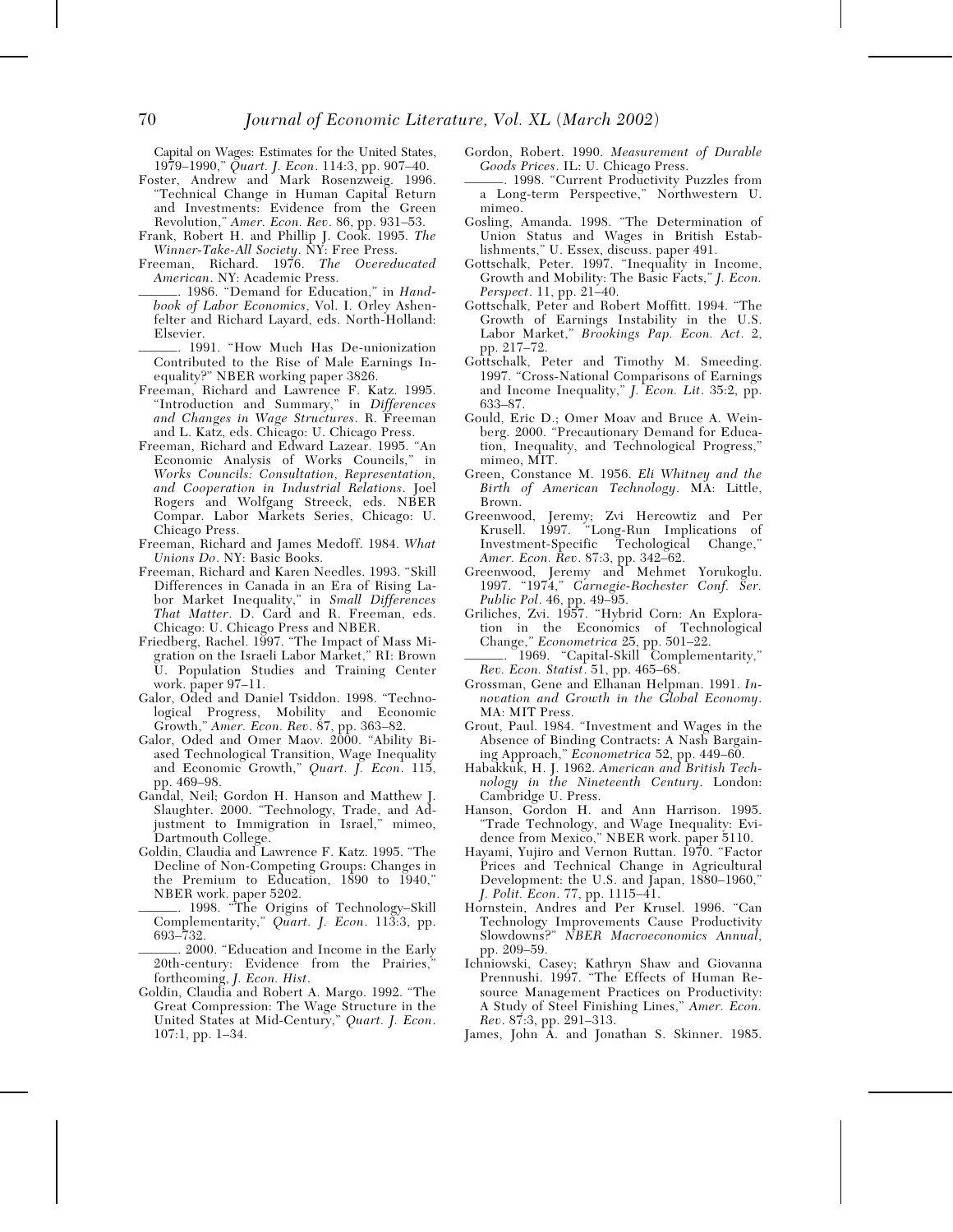Capital on Wages: Estimates for the United States, 1979–1990," *Quart. J. Econ*. 114:3, pp. 907–40.

Foster, Andrew and Mark Rosenzweig. 1996. "Technical Change in Human Capital Return and Investments: Evidence from the Green Revolution," *Amer. Econ. Rev*. 86, pp. 931–53.

Frank, Robert H. and Phillip J. Cook. 1995. *The Winner-Take-All Society*. NY: Free Press.

Freeman, Richard. 1976. *The Overeducated American*. NY: Academic Press.

———. 1986. "Demand for Education," in *Handbook of Labor Economics*, Vol. I. Orley Ashenfelter and Richard Layard, eds. North-Holland: Elsevier.

———. 1991. "How Much Has De-unionization Contributed to the Rise of Male Earnings Inequality?" NBER working paper 3826.

Freeman, Richard and Lawrence F. Katz. 1995. "Introduction and Summary," in *Differences and Changes in Wage Structures*. R. Freeman and L. Katz, eds. Chicago: U. Chicago Press.

Freeman, Richard and Edward Lazear. 1995. "An Economic Analysis of Works Councils," in *Works Councils: Consultation, Representation, and Cooperation in Industrial Relations*. Joel Rogers and Wolfgang Streeck, eds. NBER Compar. Labor Markets Series, Chicago: U. Chicago Press.

Freeman, Richard and James Medoff. 1984. *What Unions Do*. NY: Basic Books.

Freeman, Richard and Karen Needles. 1993. "Skill Differences in Canada in an Era of Rising Labor Market Inequality," in *Small Differences That Matter*. D. Card and R. Freeman, eds. Chicago: U. Chicago Press and NBER.

Friedberg, Rachel. 1997. "The Impact of Mass Migration on the Israeli Labor Market," RI: Brown U. Population Studies and Training Center work. paper 97–11.

Galor, Oded and Daniel Tsiddon. 1998. "Technological Progress, Mobility and Economic Growth," *Amer. Econ. Rev*. 87, pp. 363–82.

Galor, Oded and Omer Maov. 2000. "Ability Biased Technological Transition, Wage Inequality and Economic Growth," *Quart. J. Econ*. 115, pp. 469–98.

Gandal, Neil; Gordon H. Hanson and Matthew J. Slaughter. 2000. "Technology, Trade, and Adjustment to Immigration in Israel," mimeo, Dartmouth College.

Goldin, Claudia and Lawrence F. Katz. 1995. "The Decline of Non-Competing Groups: Changes in the Premium to Education, 1890 to 1940," NBER work. paper 5202.

———. 1998. "The Origins of Technology–Skill Complementarity," *Quart. J. Econ*. 113:3, pp. 693–732.

———. 2000. "Education and Income in the Early 20th-century: Evidence from the Prairies," forthcoming, *J. Econ. Hist*.

Goldin, Claudia and Robert A. Margo. 1992. "The Great Compression: The Wage Structure in the United States at Mid-Century," *Quart. J. Econ*. 107:1, pp. 1–34.

Gordon, Robert. 1990. *Measurement of Durable Goods Prices*. IL: U. Chicago Press.

———. 1998. "Current Productivity Puzzles from a Long-term Perspective," Northwestern U. mimeo.

Gosling, Amanda. 1998. "The Determination of Union Status and Wages in British Establishments," U. Essex, discuss. paper 491.

Gottschalk, Peter. 1997. "Inequality in Income, Growth and Mobility: The Basic Facts," *J. Econ. Perspect*. 11, pp. 21–40.

Gottschalk, Peter and Robert Moffitt. 1994. "The Growth of Earnings Instability in the U.S. Labor Market," *Brookings Pap. Econ. Act*. 2, pp. 217–72.

Gottschalk, Peter and Timothy M. Smeeding. 1997. "Cross-National Comparisons of Earnings and Income Inequality," *J. Econ. Lit*. 35:2, pp. 633–87.

Gould, Eric D.; Omer Moav and Bruce A. Weinberg. 2000. "Precautionary Demand for Education, Inequality, and Technological Progress," mimeo, MIT.

Green, Constance M. 1956. *Eli Whitney and the Birth of American Technology*. MA: Little, Brown.

Greenwood, Jeremy; Zvi Hercowtiz and Per Krusell. 1997. "Long-Run Implications of Investment-Specific Techological Change," *Amer. Econ. Rev*. 87:3, pp. 342–62.

Greenwood, Jeremy and Mehmet Yorukoglu. 1997. "1974," *Carnegie-Rochester Conf. Ser. Public Pol*. 46, pp. 49–95.

Griliches, Zvi. 1957. "Hybrid Corn: An Exploration in the Economics of Technological Change," *Econometrica* 25, pp. 501–22.

———. 1969. "Capital-Skill Complementarity," *Rev. Econ. Statist*. 51, pp. 465–68.

Grossman, Gene and Elhanan Helpman. 1991. *Innovation and Growth in the Global Economy*. MA: MIT Press.

Grout, Paul. 1984. "Investment and Wages in the Absence of Binding Contracts: A Nash Bargaining Approach," *Econometrica* 52, pp. 449–60.

Habakkuk, H. J. 1962. *American and British Technology in the Nineteenth Century*. London: Cambridge U. Press.

Hanson, Gordon H. and Ann Harrison. 1995. "Trade Technology, and Wage Inequality: Evidence from Mexico," NBER work. paper 5110.

Hayami, Yujiro and Vernon Ruttan. 1970. "Factor Prices and Technical Change in Agricultural Development: the U.S. and Japan, 1880–1960," *J. Polit. Econ*. 77, pp. 1115–41.

Hornstein, Andres and Per Krusel. 1996. "Can Technology Improvements Cause Productivity Slowdowns?" *NBER Macroeconomics Annual*, pp. 209–59.

Ichniowski, Casey; Kathryn Shaw and Giovanna Prennushi. 1997. "The Effects of Human Resource Management Practices on Productivity: A Study of Steel Finishing Lines," *Amer. Econ. Rev*. 87:3, pp. 291–313.

James, John A. and Jonathan S. Skinner. 1985.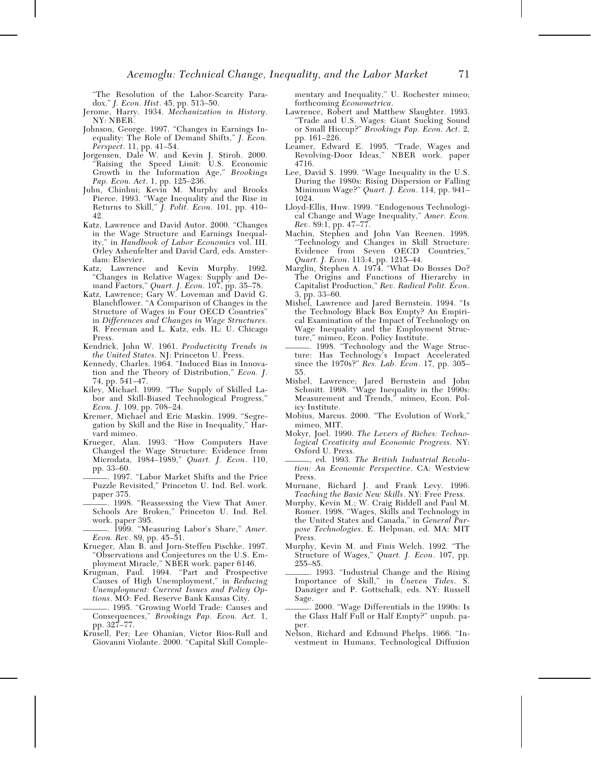"The Resolution of the Labor-Scarcity Paradox," *J. Econ. Hist.* 45, pp. 513–50.

Jerome, Harry. 1934. *Mechanization in History*. NY: NBER.

Johnson, George. 1997. "Changes in Earnings Inequality: The Role of Demand Shifts," *J. Econ. Perspect.* 11, pp. 41–54.

Jorgensen, Dale W. and Kevin J. Stiroh. 2000. "Raising the Speed Limit: U.S. Economic Growth in the Information Age," *Brookings Pap. Econ. Act.* 1, pp. 125–236.

Juhn, Chinhui; Kevin M. Murphy and Brooks Pierce. 1993. "Wage Inequality and the Rise in Returns to Skill," *J. Polit. Econ.* 101, pp. 410–42.

Katz, Lawrence and David Autor. 2000. "Changes in the Wage Structure and Earnings Inequality," in *Handbook of Labor Economics* vol. III. Orley Ashenfelter and David Card, eds. Amsterdam: Elsevier.

Katz, Lawrence and Kevin Murphy. 1992. "Changes in Relative Wages: Supply and Demand Factors," *Quart. J. Econ.* 107, pp. 35–78.

Katz, Lawrence; Gary W. Loveman and David G. Blanchflower. "A Comparison of Changes in the Structure of Wages in Four OECD Countries" in *Differences and Changes in Wage Structures*. R. Freeman and L. Katz, eds. IL: U. Chicago Press.

Kendrick, John W. 1961. *Productivity Trends in the United States*. NJ: Princeton U. Press.

Kennedy, Charles. 1964. "Induced Bias in Innovation and the Theory of Distribution," *Econ. J.* 74, pp. 541–47.

Kiley, Michael. 1999. "The Supply of Skilled Labor and Skill-Biased Technological Progress," *Econ. J.* 109, pp. 708–24.

Kremer, Michael and Eric Maskin. 1999. "Segregation by Skill and the Rise in Inequality," Harvard mimeo.

Krueger, Alan. 1993. "How Computers Have Changed the Wage Structure: Evidence from Microdata, 1984–1989," *Quart. J. Econ.* 110, pp. 33–60.

———. 1997. "Labor Market Shifts and the Price Puzzle Revisited," Princeton U. Ind. Rel. work. paper 375.

———. 1998. "Reassessing the View That Amer. Schools Are Broken," Princeton U. Ind. Rel. work. paper 395.

———. 1999. "Measuring Labor's Share," *Amer. Econ. Rev.* 89, pp. 45–51.

Krueger, Alan B. and Jorn-Steffen Pischke. 1997. "Observations and Conjectures on the U.S. Employment Miracle," NBER work. paper 6146.

Krugman, Paul. 1994. "Part and Prospective Causes of High Unemployment," in *Reducing Unemployment: Current Issues and Policy Options*. MO: Fed. Reserve Bank Kansas City.

———. 1995. "Growing World Trade: Causes and Consequences," *Brookings Pap. Econ. Act.* 1, pp. 327–77.

Krusell, Per; Lee Ohanian, Victor Rios-Rull and Giovanni Violante. 2000. "Capital Skill Complementary and Inequality," U. Rochester mimeo; forthcoming *Econometrica*.

Lawrence, Robert and Matthew Slaughter. 1993. "Trade and U.S. Wages: Giant Sucking Sound or Small Hiccup?" *Brookings Pap. Econ. Act.* 2, pp. 161–226.

Leamer, Edward E. 1995. "Trade, Wages and Revolving-Door Ideas," NBER work. paper 4716.

Lee, David S. 1999. "Wage Inequality in the U.S. During the 1980s: Rising Dispersion or Falling Minimum Wage?" *Quart. J. Econ.* 114, pp. 941–1024.

Lloyd-Ellis, Huw. 1999. "Endogenous Technological Change and Wage Inequality," *Amer. Econ. Rev.* 89:1, pp. 47–77.

Machin, Stephen and John Van Reenen. 1998. "Technology and Changes in Skill Structure: Evidence from Seven OECD Countries," *Quart. J. Econ.* 113:4, pp. 1215–44.

Marglin, Stephen A. 1974. "What Do Bosses Do? The Origins and Functions of Hierarchy in Capitalist Production," *Rev. Radical Polit. Econ.* 3, pp. 33–60.

Mishel, Lawrence and Jared Bernstein. 1994. "Is the Technology Black Box Empty? An Empirical Examination of the Impact of Technology on Wage Inequality and the Employment Structure," mimeo, Econ. Policy Institute.

———. 1998. "Technology and the Wage Structure: Has Technology's Impact Accelerated since the 1970s?" *Res. Lab. Econ.* 17, pp. 305–55.

Mishel, Lawrence; Jared Bernstein and John Schmitt. 1998. "Wage Inequality in the 1990s: Measurement and Trends," mimeo, Econ. Policy Institute.

Mobius, Marcus. 2000. "The Evolution of Work," mimeo, MIT.

Mokyr, Joel. 1990. *The Levers of Riches: Technological Creativity and Economic Progress.* NY: Oxford U. Press.

———, ed. 1993. *The British Industrial Revolution: An Economic Perspective*. CA: Westview Press.

Murnane, Richard J. and Frank Levy. 1996. *Teaching the Basic New Skills*. NY: Free Press.

Murphy, Kevin M.; W. Craig Riddell and Paul M. Romer. 1998. "Wages, Skills and Technology in the United States and Canada," in *General Purpose Technologies*. E. Helpman, ed. MA: MIT Press.

Murphy, Kevin M. and Finis Welch. 1992. "The Structure of Wages," *Quart. J. Econ.* 107, pp. 255–85.

———. 1993. "Industrial Change and the Rising Importance of Skill," in *Uneven Tides*. S. Danziger and P. Gottschalk, eds. NY: Russell Sage.

———. 2000. "Wage Differentials in the 1990s: Is the Glass Half Full or Half Empty?" unpub. paper.

Nelson, Richard and Edmund Phelps. 1966. "Investment in Humans, Technological Diffusion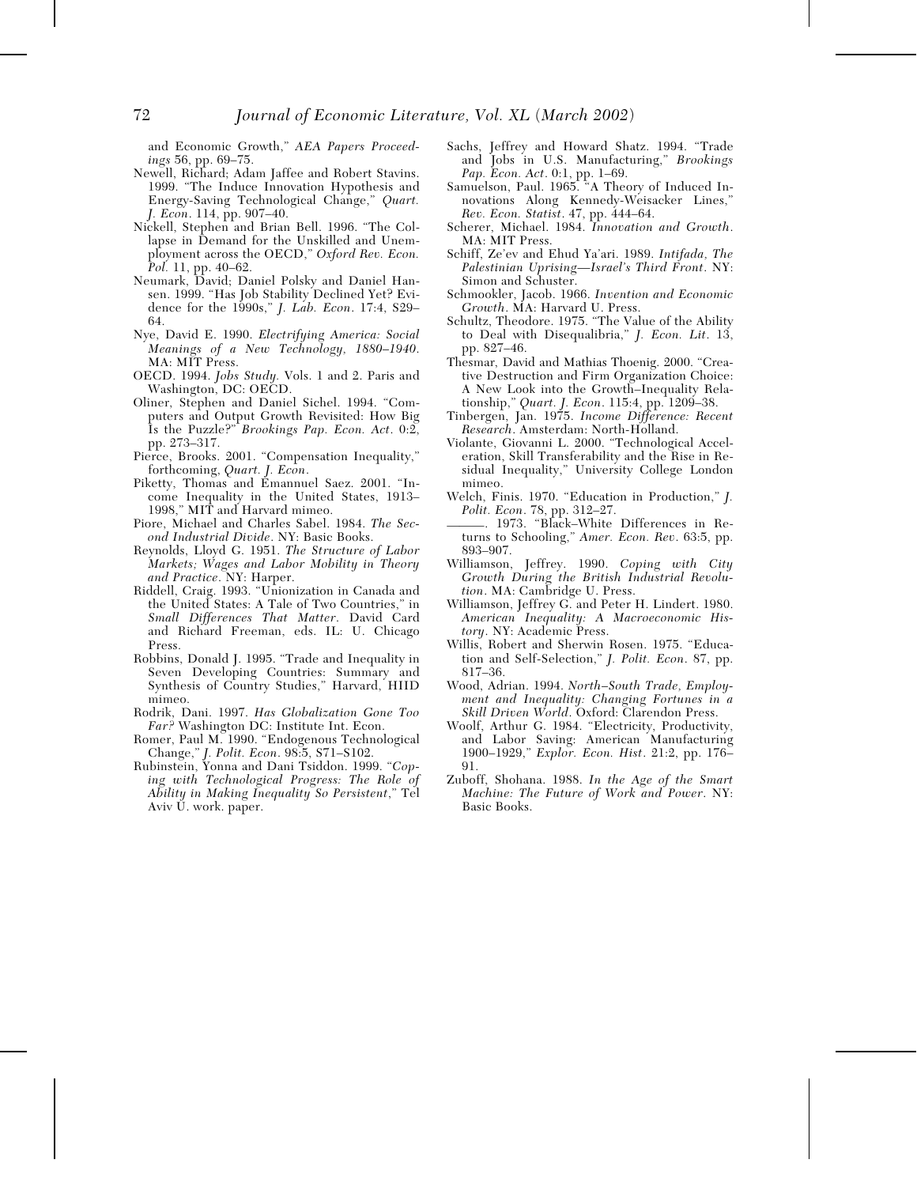and Economic Growth," *AEA Papers Proceedings* 56, pp. 69–75.

Newell, Richard; Adam Jaffee and Robert Stavins. 1999. "The Induce Innovation Hypothesis and Energy-Saving Technological Change," *Quart. J. Econ*. 114, pp. 907–40.

Nickell, Stephen and Brian Bell. 1996. "The Collapse in Demand for the Unskilled and Unemployment across the OECD," *Oxford Rev. Econ. Pol.* 11, pp. 40–62.

Neumark, David; Daniel Polsky and Daniel Hansen. 1999. "Has Job Stability Declined Yet? Evidence for the 1990s," *J. Lab. Econ*. 17:4, S29–64.

Nye, David E. 1990. *Electrifying America: Social Meanings of a New Technology, 1880–1940*. MA: MIT Press.

OECD. 1994. *Jobs Study.* Vols. 1 and 2. Paris and Washington, DC: OECD.

Oliner, Stephen and Daniel Sichel. 1994. "Computers and Output Growth Revisited: How Big Is the Puzzle?" *Brookings Pap. Econ. Act*. 0:2, pp. 273–317.

Pierce, Brooks. 2001. "Compensation Inequality," forthcoming, *Quart. J. Econ*.

Piketty, Thomas and Emannuel Saez. 2001. "Income Inequality in the United States, 1913–1998," MIT and Harvard mimeo.

Piore, Michael and Charles Sabel. 1984. *The Second Industrial Divide*. NY: Basic Books.

Reynolds, Lloyd G. 1951. *The Structure of Labor Markets; Wages and Labor Mobility in Theory and Practice*. NY: Harper.

Riddell, Craig. 1993. "Unionization in Canada and the United States: A Tale of Two Countries," in *Small Differences That Matter*. David Card and Richard Freeman, eds. IL: U. Chicago Press.

Robbins, Donald J. 1995. "Trade and Inequality in Seven Developing Countries: Summary and Synthesis of Country Studies," Harvard, HIID mimeo.

Rodrik, Dani. 1997. *Has Globalization Gone Too Far?* Washington DC: Institute Int. Econ.

Romer, Paul M. 1990. "Endogenous Technological Change," *J. Polit. Econ*. 98:5, S71–S102.

Rubinstein, Yonna and Dani Tsiddon. 1999. "*Coping with Technological Progress: The Role of Ability in Making Inequality So Persistent*," Tel Aviv U. work. paper.

Sachs, Jeffrey and Howard Shatz. 1994. "Trade and Jobs in U.S. Manufacturing," *Brookings Pap. Econ. Act*. 0:1, pp. 1–69.

Samuelson, Paul. 1965. "A Theory of Induced Innovations Along Kennedy-Weisacker Lines," *Rev. Econ. Statist*. 47, pp. 444–64.

Scherer, Michael. 1984. *Innovation and Growth*. MA: MIT Press.

Schiff, Ze'ev and Ehud Ya'ari. 1989. *Intifada, The Palestinian Uprising—Israel's Third Front*. NY: Simon and Schuster.

Schmookler, Jacob. 1966. *Invention and Economic Growth*. MA: Harvard U. Press.

Schultz, Theodore. 1975. "The Value of the Ability to Deal with Disequalibria," *J. Econ. Lit*. 13, pp. 827–46.

Thesmar, David and Mathias Thoenig. 2000. "Creative Destruction and Firm Organization Choice: A New Look into the Growth–Inequality Relationship," *Quart. J. Econ*. 115:4, pp. 1209–38.

Tinbergen, Jan. 1975. *Income Difference: Recent Research*. Amsterdam: North-Holland.

Violante, Giovanni L. 2000. "Technological Acceleration, Skill Transferability and the Rise in Residual Inequality," University College London mimeo.

Welch, Finis. 1970. "Education in Production," *J. Polit. Econ*. 78, pp. 312–27.

———. 1973. "Black–White Differences in Returns to Schooling," *Amer. Econ. Rev*. 63:5, pp. 893–907.

Williamson, Jeffrey. 1990. *Coping with City Growth During the British Industrial Revolution*. MA: Cambridge U. Press.

Williamson, Jeffrey G. and Peter H. Lindert. 1980. *American Inequality: A Macroeconomic History*. NY: Academic Press.

Willis, Robert and Sherwin Rosen. 1975. "Education and Self-Selection," *J. Polit. Econ*. 87, pp. 817–36.

Wood, Adrian. 1994. *North–South Trade, Employment and Inequality: Changing Fortunes in a Skill Driven World*. Oxford: Clarendon Press.

Woolf, Arthur G. 1984. "Electricity, Productivity, and Labor Saving: American Manufacturing 1900–1929," *Explor. Econ. Hist*. 21:2, pp. 176–91.

Zuboff, Shohana. 1988. *In the Age of the Smart Machine: The Future of Work and Power*. NY: Basic Books.